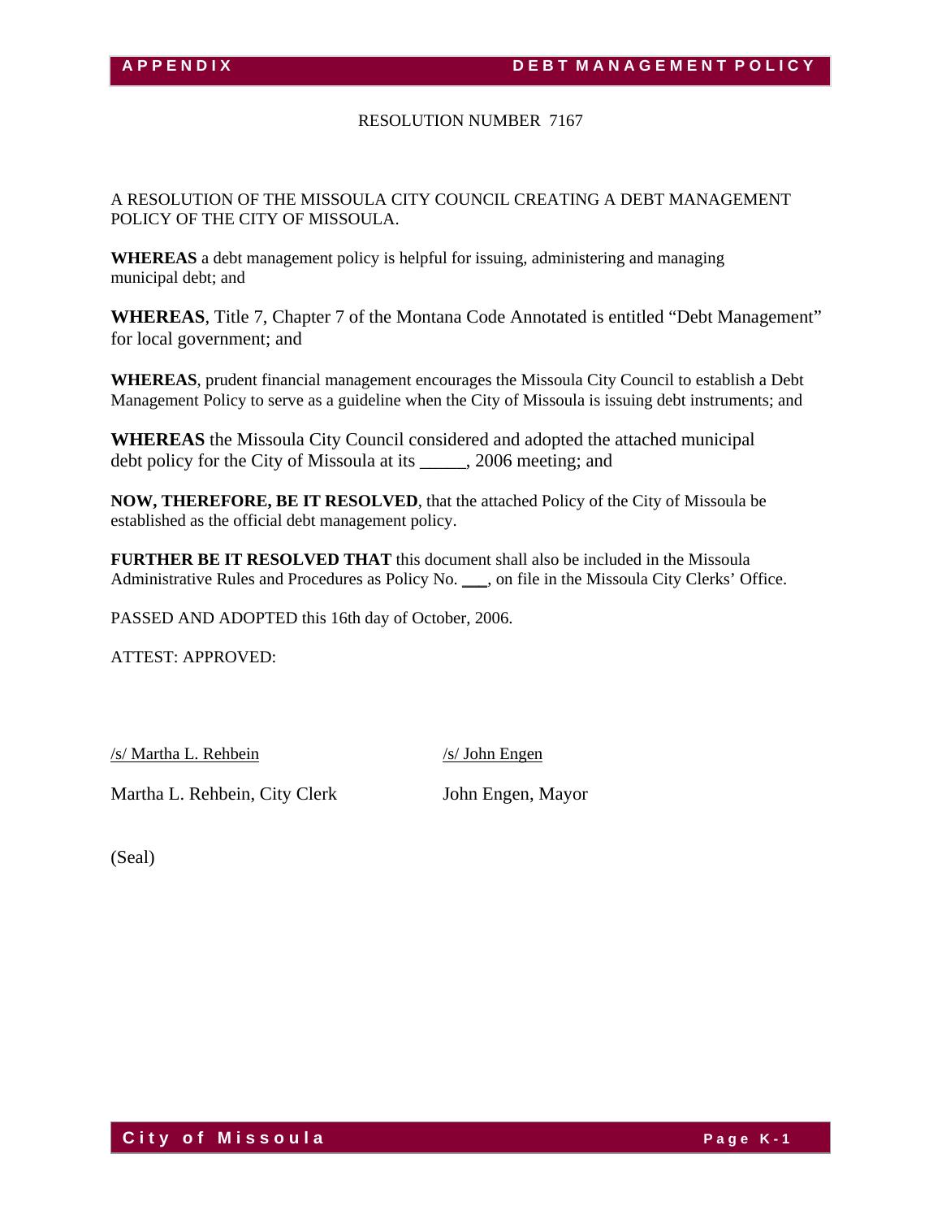RESOLUTION NUMBER 7167

A RESOLUTION OF THE MISSOULA CITY COUNCIL CREATING A DEBT MANAGEMENT POLICY OF THE CITY OF MISSOULA.

**WHEREAS** a debt management policy is helpful for issuing, administering and managing municipal debt; and

**WHEREAS**, Title 7, Chapter 7 of the Montana Code Annotated is entitled "Debt Management" for local government; and

**WHEREAS**, prudent financial management encourages the Missoula City Council to establish a Debt Management Policy to serve as a guideline when the City of Missoula is issuing debt instruments; and

**WHEREAS** the Missoula City Council considered and adopted the attached municipal debt policy for the City of Missoula at its _____, 2006 meeting; and

**NOW, THEREFORE, BE IT RESOLVED**, that the attached Policy of the City of Missoula be established as the official debt management policy.

**FURTHER BE IT RESOLVED THAT** this document shall also be included in the Missoula Administrative Rules and Procedures as Policy No. ___, on file in the Missoula City Clerks' Office.

PASSED AND ADOPTED this 16th day of October, 2006.

ATTEST: APPROVED:

/s/ Martha L. Rehbein

Martha L. Rehbein, City Clerk

/s/ John Engen

John Engen, Mayor

(Seal)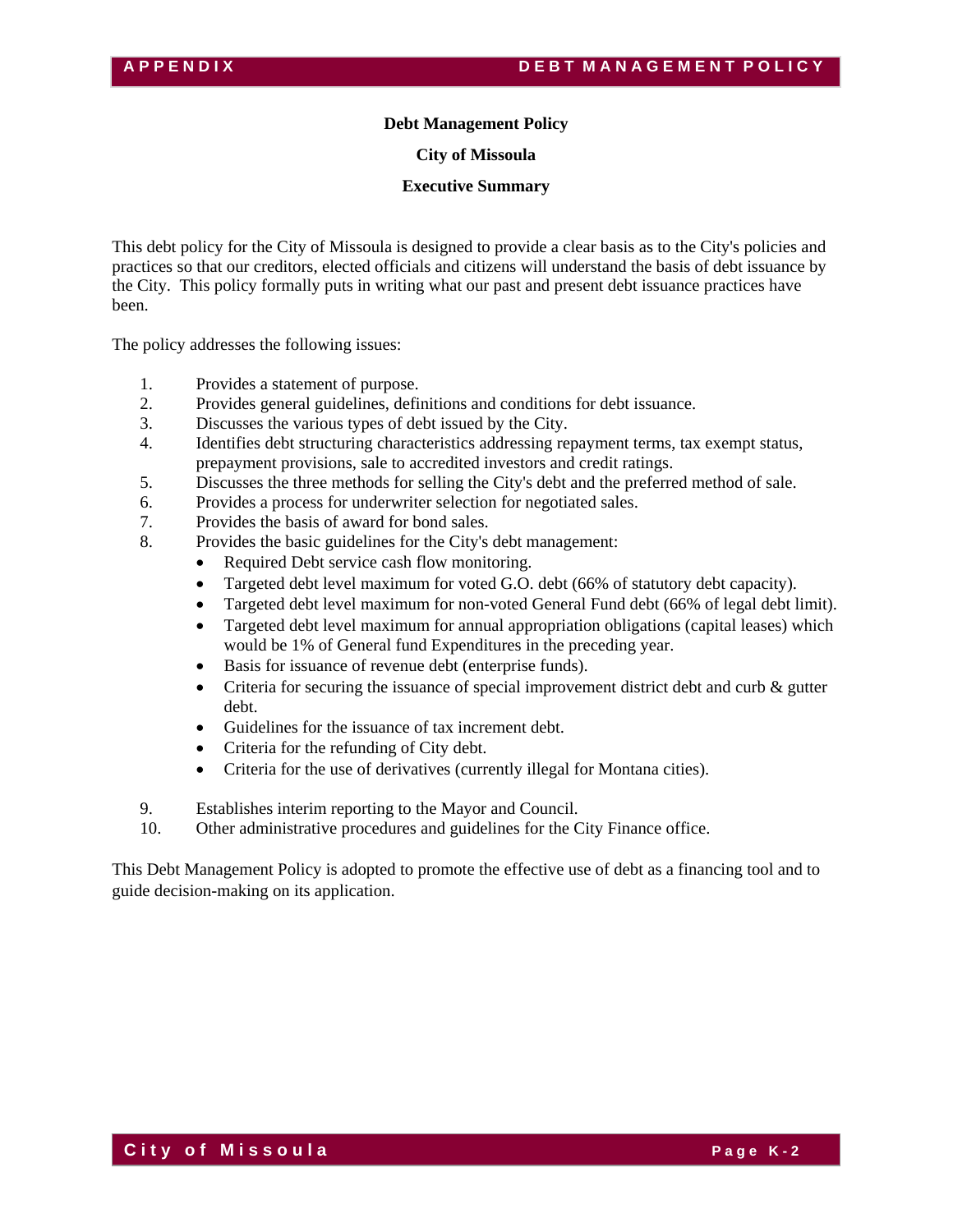# Debt Management Policy

## City of Missoula

### Executive Summary

This debt policy for the City of Missoula is designed to provide a clear basis as to the City's policies and practices so that our creditors, elected officials and citizens will understand the basis of debt issuance by the City. This policy formally puts in writing what our past and present debt issuance practices have been.

The policy addresses the following issues:

1. Provides a statement of purpose.
2. Provides general guidelines, definitions and conditions for debt issuance.
3. Discusses the various types of debt issued by the City.
4. Identifies debt structuring characteristics addressing repayment terms, tax exempt status, prepayment provisions, sale to accredited investors and credit ratings.
5. Discusses the three methods for selling the City's debt and the preferred method of sale.
6. Provides a process for underwriter selection for negotiated sales.
7. Provides the basis of award for bond sales.
8. Provides the basic guidelines for the City's debt management:
   - Required Debt service cash flow monitoring.
   - Targeted debt level maximum for voted G.O. debt (66% of statutory debt capacity).
   - Targeted debt level maximum for non-voted General Fund debt (66% of legal debt limit).
   - Targeted debt level maximum for annual appropriation obligations (capital leases) which would be 1% of General fund Expenditures in the preceding year.
   - Basis for issuance of revenue debt (enterprise funds).
   - Criteria for securing the issuance of special improvement district debt and curb & gutter debt.
   - Guidelines for the issuance of tax increment debt.
   - Criteria for the refunding of City debt.
   - Criteria for the use of derivatives (currently illegal for Montana cities).
9. Establishes interim reporting to the Mayor and Council.
10. Other administrative procedures and guidelines for the City Finance office.

This Debt Management Policy is adopted to promote the effective use of debt as a financing tool and to guide decision-making on its application.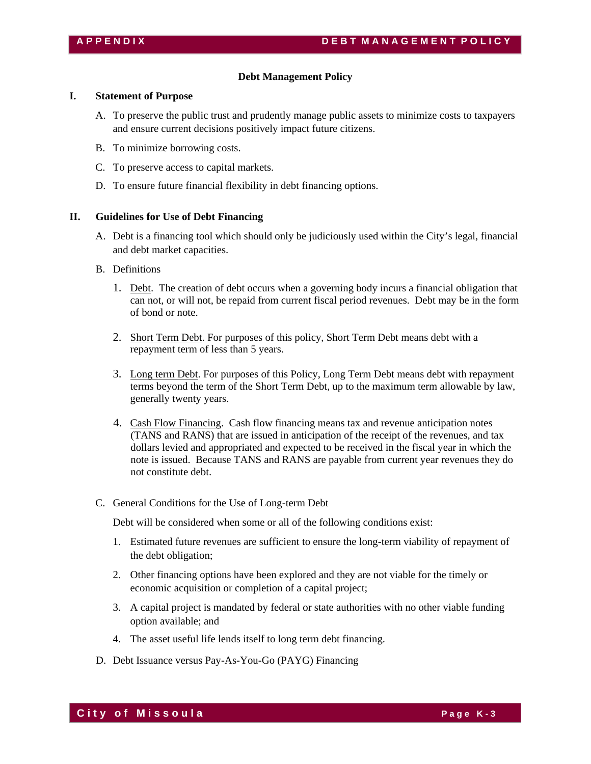## Debt Management Policy

### I. Statement of Purpose

A. To preserve the public trust and prudently manage public assets to minimize costs to taxpayers and ensure current decisions positively impact future citizens.

B. To minimize borrowing costs.

C. To preserve access to capital markets.

D. To ensure future financial flexibility in debt financing options.

### II. Guidelines for Use of Debt Financing

A. Debt is a financing tool which should only be judiciously used within the City's legal, financial and debt market capacities.

B. Definitions

1. Debt. The creation of debt occurs when a governing body incurs a financial obligation that can not, or will not, be repaid from current fiscal period revenues. Debt may be in the form of bond or note.

2. Short Term Debt. For purposes of this policy, Short Term Debt means debt with a repayment term of less than 5 years.

3. Long term Debt. For purposes of this Policy, Long Term Debt means debt with repayment terms beyond the term of the Short Term Debt, up to the maximum term allowable by law, generally twenty years.

4. Cash Flow Financing. Cash flow financing means tax and revenue anticipation notes (TANS and RANS) that are issued in anticipation of the receipt of the revenues, and tax dollars levied and appropriated and expected to be received in the fiscal year in which the note is issued. Because TANS and RANS are payable from current year revenues they do not constitute debt.

C. General Conditions for the Use of Long-term Debt

Debt will be considered when some or all of the following conditions exist:

1. Estimated future revenues are sufficient to ensure the long-term viability of repayment of the debt obligation;

2. Other financing options have been explored and they are not viable for the timely or economic acquisition or completion of a capital project;

3. A capital project is mandated by federal or state authorities with no other viable funding option available; and

4. The asset useful life lends itself to long term debt financing.

D. Debt Issuance versus Pay-As-You-Go (PAYG) Financing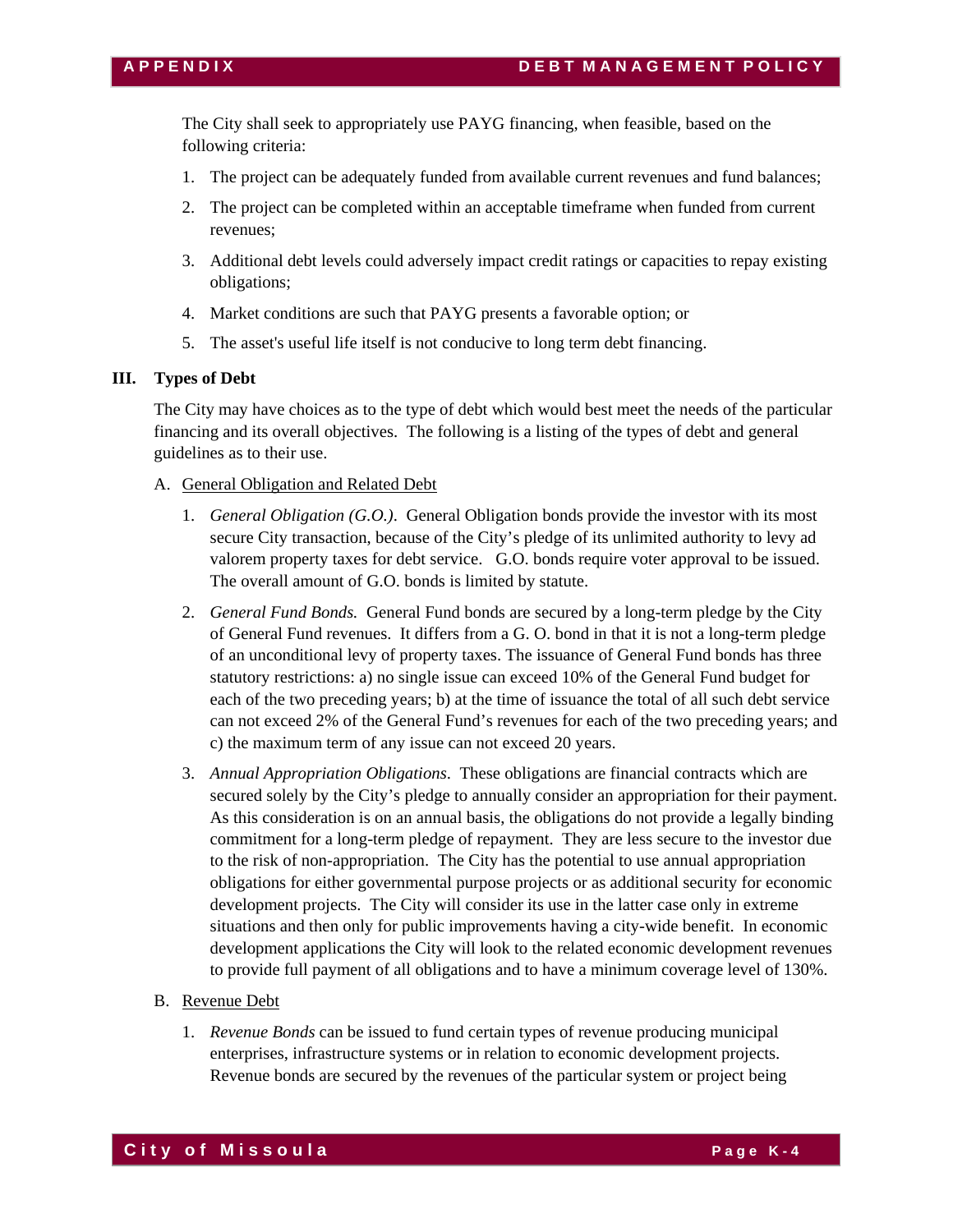The City shall seek to appropriately use PAYG financing, when feasible, based on the following criteria:

1. The project can be adequately funded from available current revenues and fund balances;
2. The project can be completed within an acceptable timeframe when funded from current revenues;
3. Additional debt levels could adversely impact credit ratings or capacities to repay existing obligations;
4. Market conditions are such that PAYG presents a favorable option; or
5. The asset's useful life itself is not conducive to long term debt financing.

## III. Types of Debt

The City may have choices as to the type of debt which would best meet the needs of the particular financing and its overall objectives. The following is a listing of the types of debt and general guidelines as to their use.

A. General Obligation and Related Debt

1. *General Obligation (G.O.)*. General Obligation bonds provide the investor with its most secure City transaction, because of the City's pledge of its unlimited authority to levy ad valorem property taxes for debt service. G.O. bonds require voter approval to be issued. The overall amount of G.O. bonds is limited by statute.
2. *General Fund Bonds.* General Fund bonds are secured by a long-term pledge by the City of General Fund revenues. It differs from a G. O. bond in that it is not a long-term pledge of an unconditional levy of property taxes. The issuance of General Fund bonds has three statutory restrictions: a) no single issue can exceed 10% of the General Fund budget for each of the two preceding years; b) at the time of issuance the total of all such debt service can not exceed 2% of the General Fund's revenues for each of the two preceding years; and c) the maximum term of any issue can not exceed 20 years.
3. *Annual Appropriation Obligations*. These obligations are financial contracts which are secured solely by the City's pledge to annually consider an appropriation for their payment. As this consideration is on an annual basis, the obligations do not provide a legally binding commitment for a long-term pledge of repayment. They are less secure to the investor due to the risk of non-appropriation. The City has the potential to use annual appropriation obligations for either governmental purpose projects or as additional security for economic development projects. The City will consider its use in the latter case only in extreme situations and then only for public improvements having a city-wide benefit. In economic development applications the City will look to the related economic development revenues to provide full payment of all obligations and to have a minimum coverage level of 130%.

B. Revenue Debt

1. *Revenue Bonds* can be issued to fund certain types of revenue producing municipal enterprises, infrastructure systems or in relation to economic development projects. Revenue bonds are secured by the revenues of the particular system or project being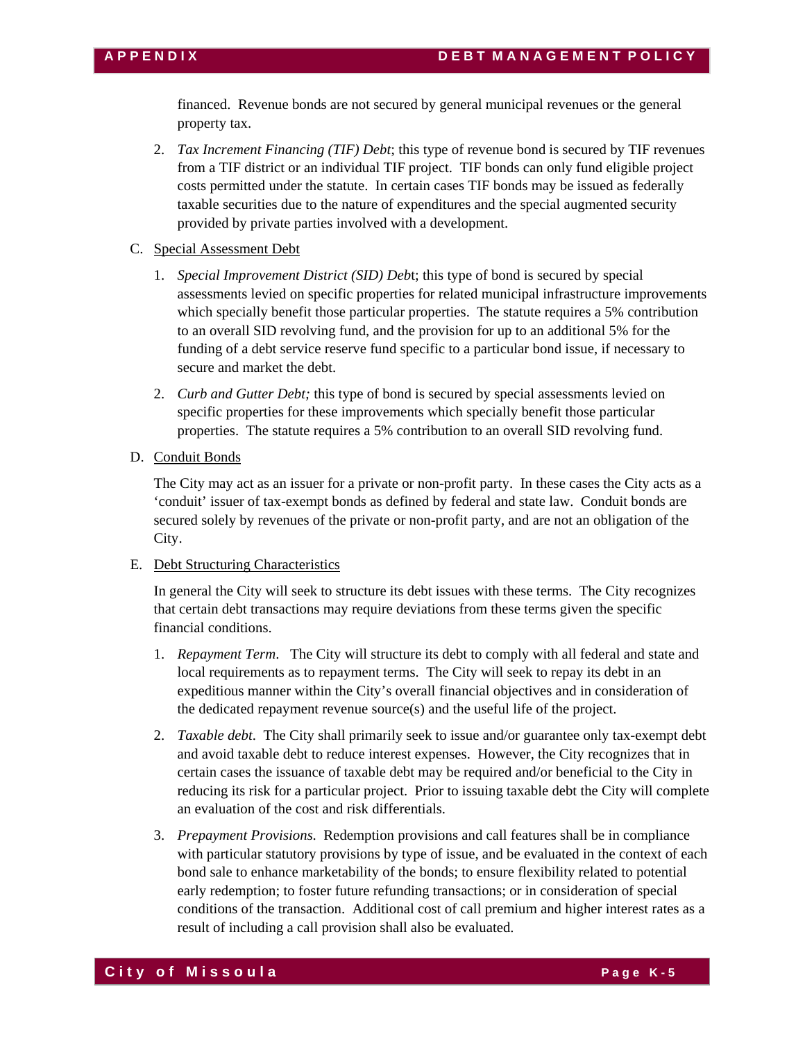financed. Revenue bonds are not secured by general municipal revenues or the general property tax.

2. *Tax Increment Financing (TIF) Debt*; this type of revenue bond is secured by TIF revenues from a TIF district or an individual TIF project. TIF bonds can only fund eligible project costs permitted under the statute. In certain cases TIF bonds may be issued as federally taxable securities due to the nature of expenditures and the special augmented security provided by private parties involved with a development.

C. Special Assessment Debt

1. *Special Improvement District (SID) Debt*; this type of bond is secured by special assessments levied on specific properties for related municipal infrastructure improvements which specially benefit those particular properties. The statute requires a 5% contribution to an overall SID revolving fund, and the provision for up to an additional 5% for the funding of a debt service reserve fund specific to a particular bond issue, if necessary to secure and market the debt.

2. *Curb and Gutter Debt;* this type of bond is secured by special assessments levied on specific properties for these improvements which specially benefit those particular properties. The statute requires a 5% contribution to an overall SID revolving fund.

D. Conduit Bonds

The City may act as an issuer for a private or non-profit party. In these cases the City acts as a 'conduit' issuer of tax-exempt bonds as defined by federal and state law. Conduit bonds are secured solely by revenues of the private or non-profit party, and are not an obligation of the City.

E. Debt Structuring Characteristics

In general the City will seek to structure its debt issues with these terms. The City recognizes that certain debt transactions may require deviations from these terms given the specific financial conditions.

1. *Repayment Term*. The City will structure its debt to comply with all federal and state and local requirements as to repayment terms. The City will seek to repay its debt in an expeditious manner within the City's overall financial objectives and in consideration of the dedicated repayment revenue source(s) and the useful life of the project.

2. *Taxable debt*. The City shall primarily seek to issue and/or guarantee only tax-exempt debt and avoid taxable debt to reduce interest expenses. However, the City recognizes that in certain cases the issuance of taxable debt may be required and/or beneficial to the City in reducing its risk for a particular project. Prior to issuing taxable debt the City will complete an evaluation of the cost and risk differentials.

3. *Prepayment Provisions.* Redemption provisions and call features shall be in compliance with particular statutory provisions by type of issue, and be evaluated in the context of each bond sale to enhance marketability of the bonds; to ensure flexibility related to potential early redemption; to foster future refunding transactions; or in consideration of special conditions of the transaction. Additional cost of call premium and higher interest rates as a result of including a call provision shall also be evaluated.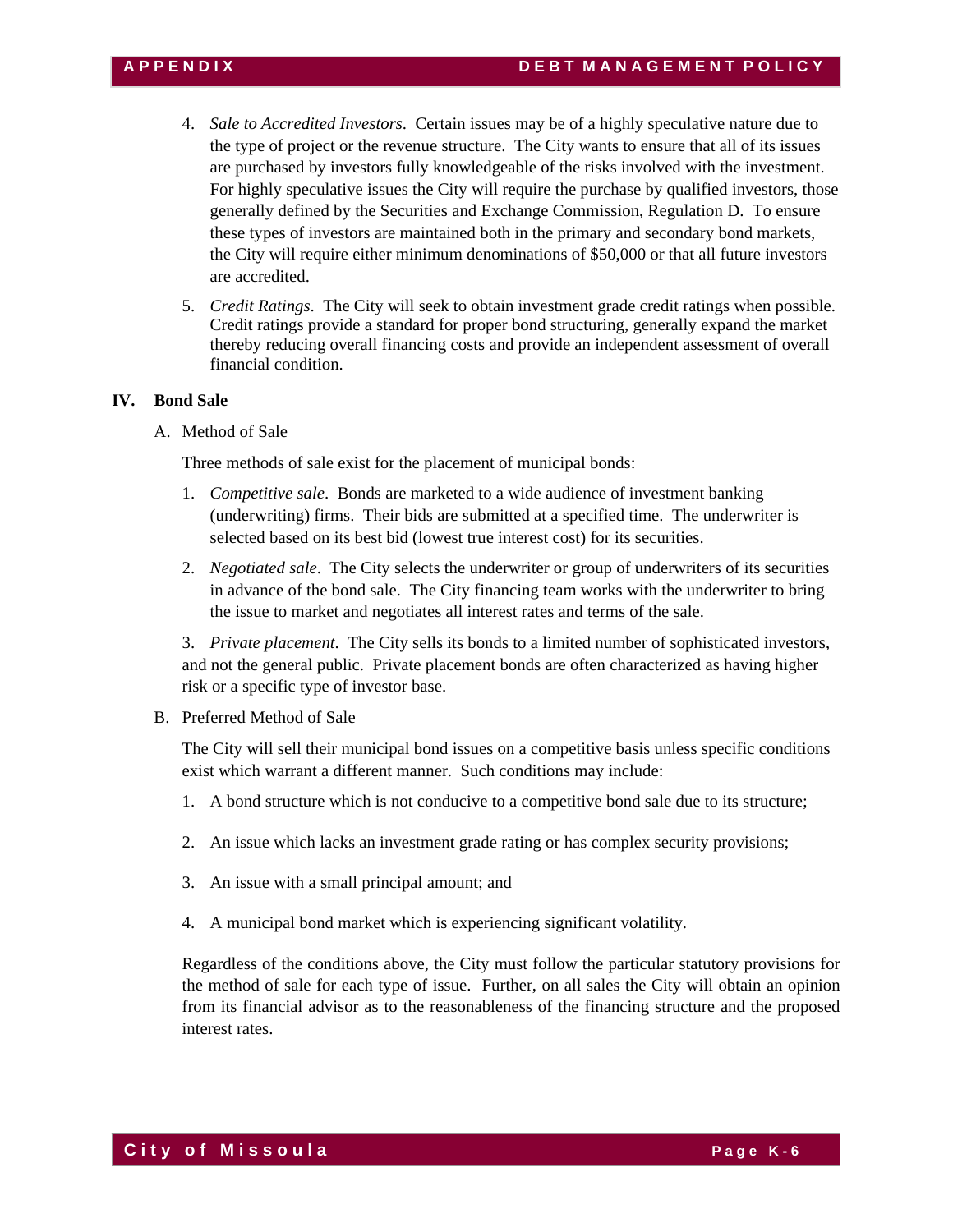4. *Sale to Accredited Investors*. Certain issues may be of a highly speculative nature due to the type of project or the revenue structure. The City wants to ensure that all of its issues are purchased by investors fully knowledgeable of the risks involved with the investment. For highly speculative issues the City will require the purchase by qualified investors, those generally defined by the Securities and Exchange Commission, Regulation D. To ensure these types of investors are maintained both in the primary and secondary bond markets, the City will require either minimum denominations of $50,000 or that all future investors are accredited.

5. *Credit Ratings*. The City will seek to obtain investment grade credit ratings when possible. Credit ratings provide a standard for proper bond structuring, generally expand the market thereby reducing overall financing costs and provide an independent assessment of overall financial condition.

## IV. Bond Sale

A. Method of Sale

Three methods of sale exist for the placement of municipal bonds:

1. *Competitive sale*. Bonds are marketed to a wide audience of investment banking (underwriting) firms. Their bids are submitted at a specified time. The underwriter is selected based on its best bid (lowest true interest cost) for its securities.

2. *Negotiated sale*. The City selects the underwriter or group of underwriters of its securities in advance of the bond sale. The City financing team works with the underwriter to bring the issue to market and negotiates all interest rates and terms of the sale.

3. *Private placement*. The City sells its bonds to a limited number of sophisticated investors, and not the general public. Private placement bonds are often characterized as having higher risk or a specific type of investor base.

B. Preferred Method of Sale

The City will sell their municipal bond issues on a competitive basis unless specific conditions exist which warrant a different manner. Such conditions may include:

1. A bond structure which is not conducive to a competitive bond sale due to its structure;

2. An issue which lacks an investment grade rating or has complex security provisions;

3. An issue with a small principal amount; and

4. A municipal bond market which is experiencing significant volatility.

Regardless of the conditions above, the City must follow the particular statutory provisions for the method of sale for each type of issue. Further, on all sales the City will obtain an opinion from its financial advisor as to the reasonableness of the financing structure and the proposed interest rates.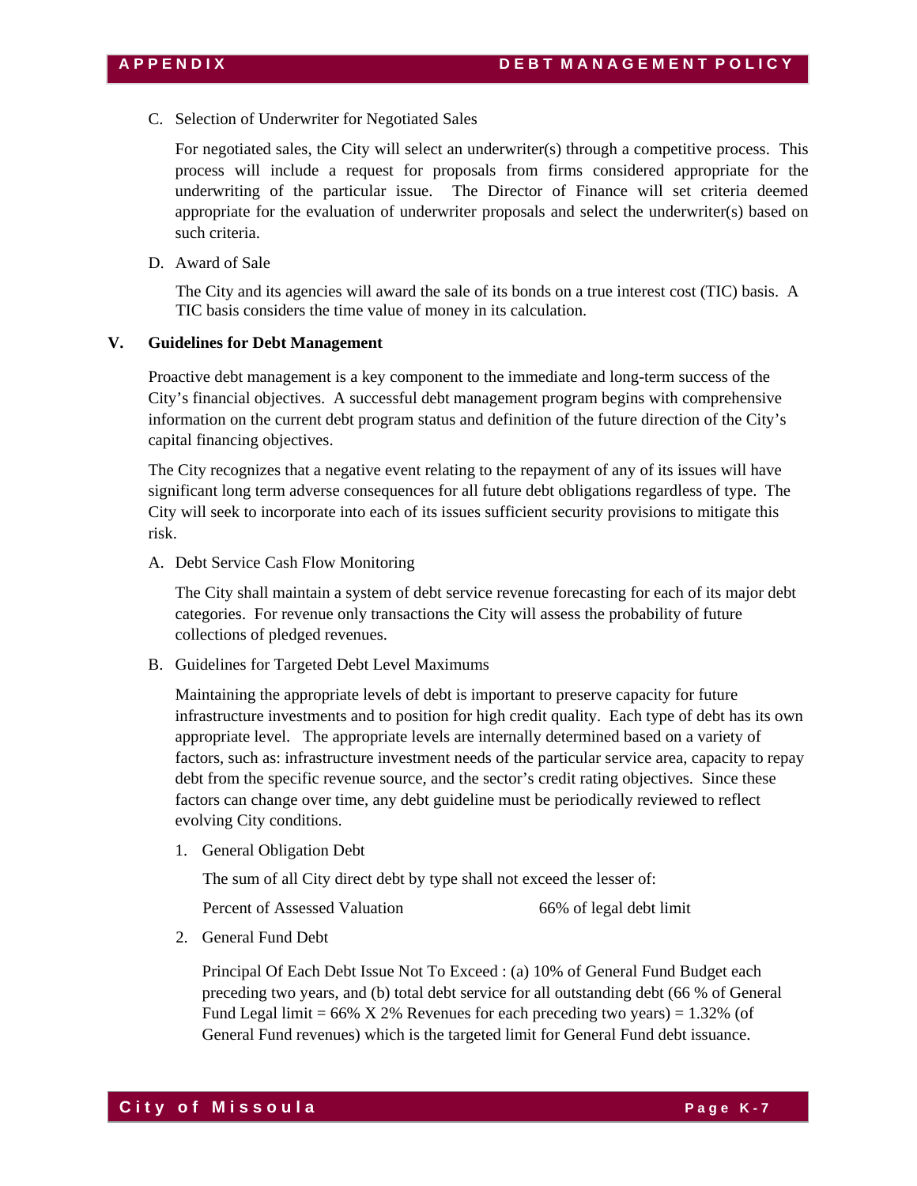C. Selection of Underwriter for Negotiated Sales

For negotiated sales, the City will select an underwriter(s) through a competitive process. This process will include a request for proposals from firms considered appropriate for the underwriting of the particular issue. The Director of Finance will set criteria deemed appropriate for the evaluation of underwriter proposals and select the underwriter(s) based on such criteria.

D. Award of Sale

The City and its agencies will award the sale of its bonds on a true interest cost (TIC) basis. A TIC basis considers the time value of money in its calculation.

## V. Guidelines for Debt Management

Proactive debt management is a key component to the immediate and long-term success of the City's financial objectives. A successful debt management program begins with comprehensive information on the current debt program status and definition of the future direction of the City's capital financing objectives.

The City recognizes that a negative event relating to the repayment of any of its issues will have significant long term adverse consequences for all future debt obligations regardless of type. The City will seek to incorporate into each of its issues sufficient security provisions to mitigate this risk.

A. Debt Service Cash Flow Monitoring

The City shall maintain a system of debt service revenue forecasting for each of its major debt categories. For revenue only transactions the City will assess the probability of future collections of pledged revenues.

B. Guidelines for Targeted Debt Level Maximums

Maintaining the appropriate levels of debt is important to preserve capacity for future infrastructure investments and to position for high credit quality. Each type of debt has its own appropriate level. The appropriate levels are internally determined based on a variety of factors, such as: infrastructure investment needs of the particular service area, capacity to repay debt from the specific revenue source, and the sector's credit rating objectives. Since these factors can change over time, any debt guideline must be periodically reviewed to reflect evolving City conditions.

1. General Obligation Debt

   The sum of all City direct debt by type shall not exceed the lesser of:

   Percent of Assessed Valuation 66% of legal debt limit

2. General Fund Debt

   Principal Of Each Debt Issue Not To Exceed : (a) 10% of General Fund Budget each preceding two years, and (b) total debt service for all outstanding debt (66 % of General Fund Legal limit = 66% X 2% Revenues for each preceding two years) = 1.32% (of General Fund revenues) which is the targeted limit for General Fund debt issuance.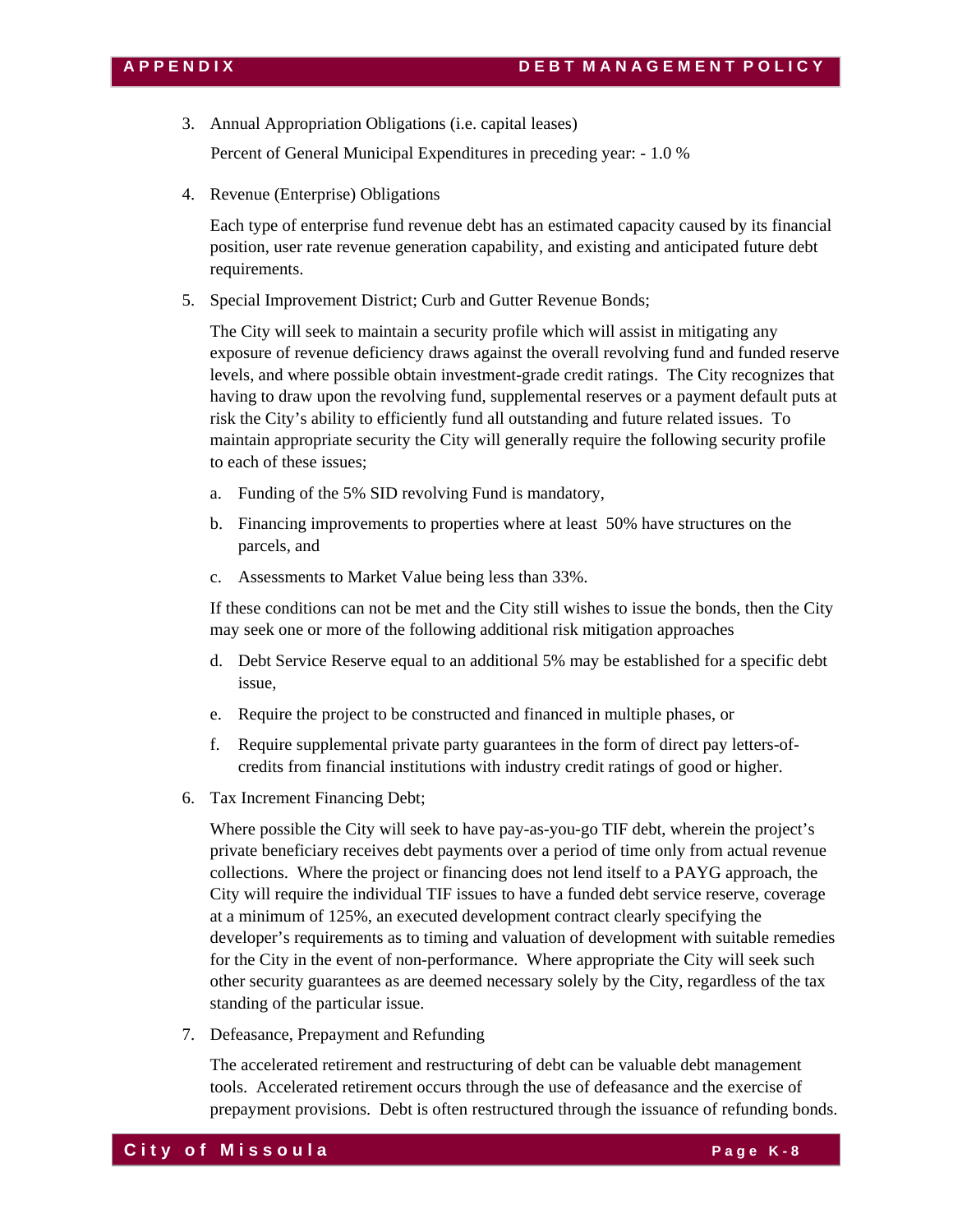3. Annual Appropriation Obligations (i.e. capital leases)

   Percent of General Municipal Expenditures in preceding year: - 1.0 %

4. Revenue (Enterprise) Obligations

   Each type of enterprise fund revenue debt has an estimated capacity caused by its financial position, user rate revenue generation capability, and existing and anticipated future debt requirements.

5. Special Improvement District; Curb and Gutter Revenue Bonds;

   The City will seek to maintain a security profile which will assist in mitigating any exposure of revenue deficiency draws against the overall revolving fund and funded reserve levels, and where possible obtain investment-grade credit ratings. The City recognizes that having to draw upon the revolving fund, supplemental reserves or a payment default puts at risk the City's ability to efficiently fund all outstanding and future related issues. To maintain appropriate security the City will generally require the following security profile to each of these issues;

   a. Funding of the 5% SID revolving Fund is mandatory,

   b. Financing improvements to properties where at least 50% have structures on the parcels, and

   c. Assessments to Market Value being less than 33%.

   If these conditions can not be met and the City still wishes to issue the bonds, then the City may seek one or more of the following additional risk mitigation approaches

   d. Debt Service Reserve equal to an additional 5% may be established for a specific debt issue,

   e. Require the project to be constructed and financed in multiple phases, or

   f. Require supplemental private party guarantees in the form of direct pay letters-of-credits from financial institutions with industry credit ratings of good or higher.

6. Tax Increment Financing Debt;

   Where possible the City will seek to have pay-as-you-go TIF debt, wherein the project's private beneficiary receives debt payments over a period of time only from actual revenue collections. Where the project or financing does not lend itself to a PAYG approach, the City will require the individual TIF issues to have a funded debt service reserve, coverage at a minimum of 125%, an executed development contract clearly specifying the developer's requirements as to timing and valuation of development with suitable remedies for the City in the event of non-performance. Where appropriate the City will seek such other security guarantees as are deemed necessary solely by the City, regardless of the tax standing of the particular issue.

7. Defeasance, Prepayment and Refunding

   The accelerated retirement and restructuring of debt can be valuable debt management tools. Accelerated retirement occurs through the use of defeasance and the exercise of prepayment provisions. Debt is often restructured through the issuance of refunding bonds.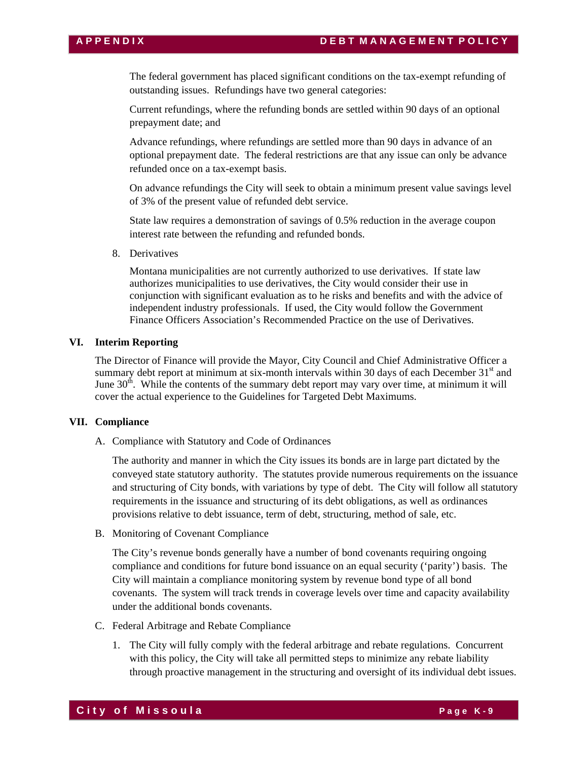The federal government has placed significant conditions on the tax-exempt refunding of outstanding issues. Refundings have two general categories:

Current refundings, where the refunding bonds are settled within 90 days of an optional prepayment date; and

Advance refundings, where refundings are settled more than 90 days in advance of an optional prepayment date. The federal restrictions are that any issue can only be advance refunded once on a tax-exempt basis.

On advance refundings the City will seek to obtain a minimum present value savings level of 3% of the present value of refunded debt service.

State law requires a demonstration of savings of 0.5% reduction in the average coupon interest rate between the refunding and refunded bonds.

8. Derivatives

   Montana municipalities are not currently authorized to use derivatives. If state law authorizes municipalities to use derivatives, the City would consider their use in conjunction with significant evaluation as to he risks and benefits and with the advice of independent industry professionals. If used, the City would follow the Government Finance Officers Association's Recommended Practice on the use of Derivatives.

## VI. Interim Reporting

The Director of Finance will provide the Mayor, City Council and Chief Administrative Officer a summary debt report at minimum at six-month intervals within 30 days of each December 31st and June 30th. While the contents of the summary debt report may vary over time, at minimum it will cover the actual experience to the Guidelines for Targeted Debt Maximums.

## VII. Compliance

A. Compliance with Statutory and Code of Ordinances

   The authority and manner in which the City issues its bonds are in large part dictated by the conveyed state statutory authority. The statutes provide numerous requirements on the issuance and structuring of City bonds, with variations by type of debt. The City will follow all statutory requirements in the issuance and structuring of its debt obligations, as well as ordinances provisions relative to debt issuance, term of debt, structuring, method of sale, etc.

B. Monitoring of Covenant Compliance

   The City's revenue bonds generally have a number of bond covenants requiring ongoing compliance and conditions for future bond issuance on an equal security ('parity') basis. The City will maintain a compliance monitoring system by revenue bond type of all bond covenants. The system will track trends in coverage levels over time and capacity availability under the additional bonds covenants.

C. Federal Arbitrage and Rebate Compliance

   1. The City will fully comply with the federal arbitrage and rebate regulations. Concurrent with this policy, the City will take all permitted steps to minimize any rebate liability through proactive management in the structuring and oversight of its individual debt issues.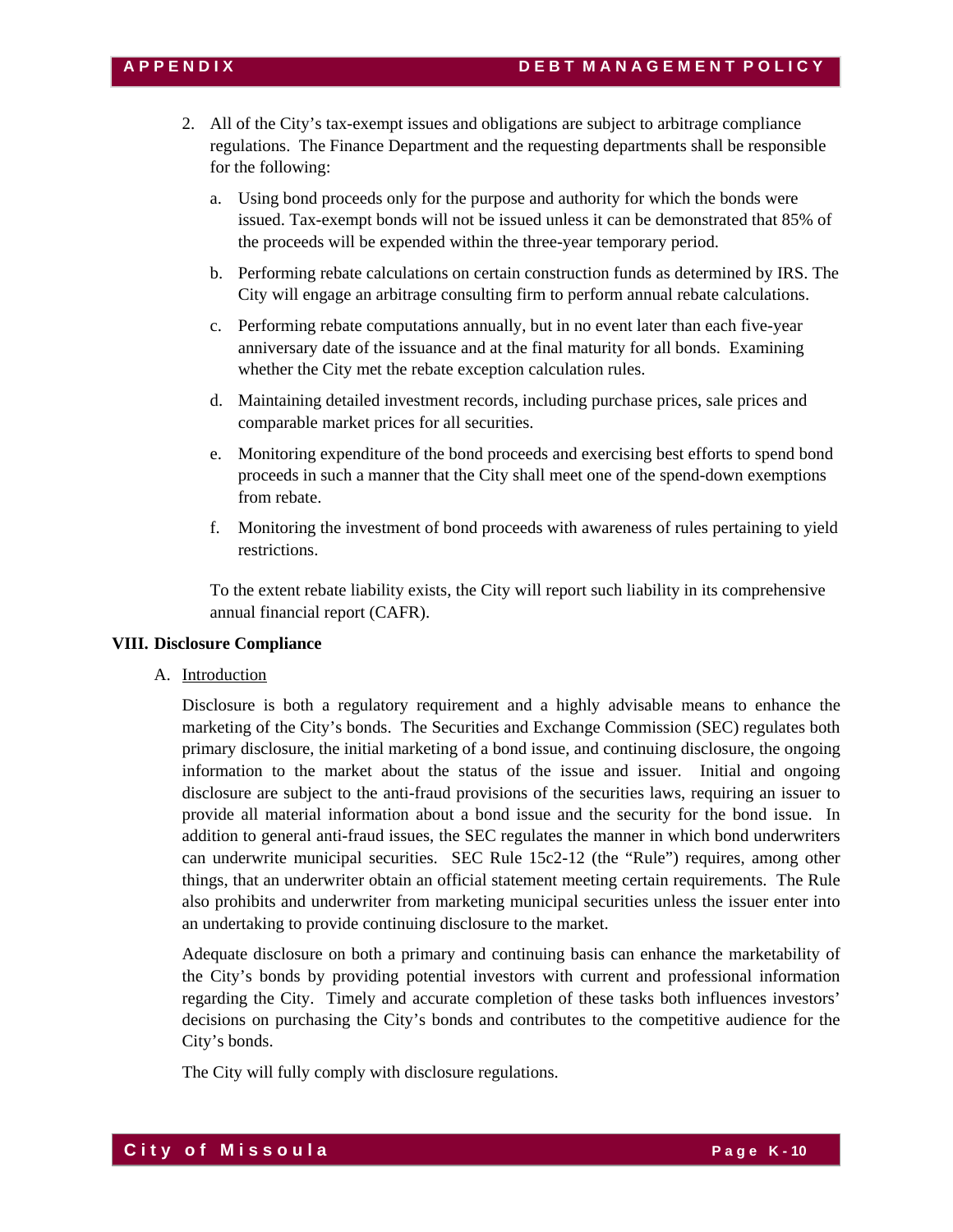2. All of the City's tax-exempt issues and obligations are subject to arbitrage compliance regulations. The Finance Department and the requesting departments shall be responsible for the following:

   a. Using bond proceeds only for the purpose and authority for which the bonds were issued. Tax-exempt bonds will not be issued unless it can be demonstrated that 85% of the proceeds will be expended within the three-year temporary period.

   b. Performing rebate calculations on certain construction funds as determined by IRS. The City will engage an arbitrage consulting firm to perform annual rebate calculations.

   c. Performing rebate computations annually, but in no event later than each five-year anniversary date of the issuance and at the final maturity for all bonds. Examining whether the City met the rebate exception calculation rules.

   d. Maintaining detailed investment records, including purchase prices, sale prices and comparable market prices for all securities.

   e. Monitoring expenditure of the bond proceeds and exercising best efforts to spend bond proceeds in such a manner that the City shall meet one of the spend-down exemptions from rebate.

   f. Monitoring the investment of bond proceeds with awareness of rules pertaining to yield restrictions.

   To the extent rebate liability exists, the City will report such liability in its comprehensive annual financial report (CAFR).

**VIII. Disclosure Compliance**

A. Introduction

Disclosure is both a regulatory requirement and a highly advisable means to enhance the marketing of the City's bonds. The Securities and Exchange Commission (SEC) regulates both primary disclosure, the initial marketing of a bond issue, and continuing disclosure, the ongoing information to the market about the status of the issue and issuer. Initial and ongoing disclosure are subject to the anti-fraud provisions of the securities laws, requiring an issuer to provide all material information about a bond issue and the security for the bond issue. In addition to general anti-fraud issues, the SEC regulates the manner in which bond underwriters can underwrite municipal securities. SEC Rule 15c2-12 (the "Rule") requires, among other things, that an underwriter obtain an official statement meeting certain requirements. The Rule also prohibits and underwriter from marketing municipal securities unless the issuer enter into an undertaking to provide continuing disclosure to the market.

Adequate disclosure on both a primary and continuing basis can enhance the marketability of the City's bonds by providing potential investors with current and professional information regarding the City. Timely and accurate completion of these tasks both influences investors' decisions on purchasing the City's bonds and contributes to the competitive audience for the City's bonds.

The City will fully comply with disclosure regulations.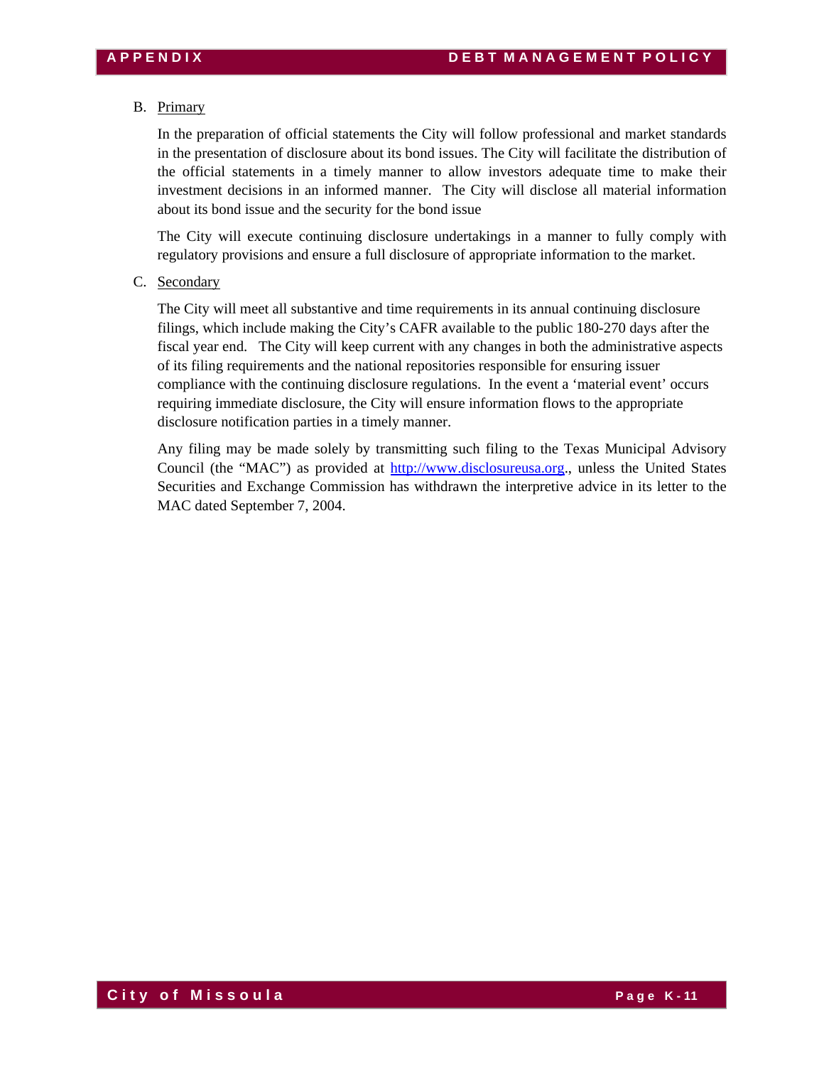B. Primary

In the preparation of official statements the City will follow professional and market standards in the presentation of disclosure about its bond issues. The City will facilitate the distribution of the official statements in a timely manner to allow investors adequate time to make their investment decisions in an informed manner. The City will disclose all material information about its bond issue and the security for the bond issue

The City will execute continuing disclosure undertakings in a manner to fully comply with regulatory provisions and ensure a full disclosure of appropriate information to the market.

C. Secondary

The City will meet all substantive and time requirements in its annual continuing disclosure filings, which include making the City's CAFR available to the public 180-270 days after the fiscal year end. The City will keep current with any changes in both the administrative aspects of its filing requirements and the national repositories responsible for ensuring issuer compliance with the continuing disclosure regulations. In the event a 'material event' occurs requiring immediate disclosure, the City will ensure information flows to the appropriate disclosure notification parties in a timely manner.

Any filing may be made solely by transmitting such filing to the Texas Municipal Advisory Council (the "MAC") as provided at [http://www.disclosureusa.org](http://www.disclosureusa.org)., unless the United States Securities and Exchange Commission has withdrawn the interpretive advice in its letter to the MAC dated September 7, 2004.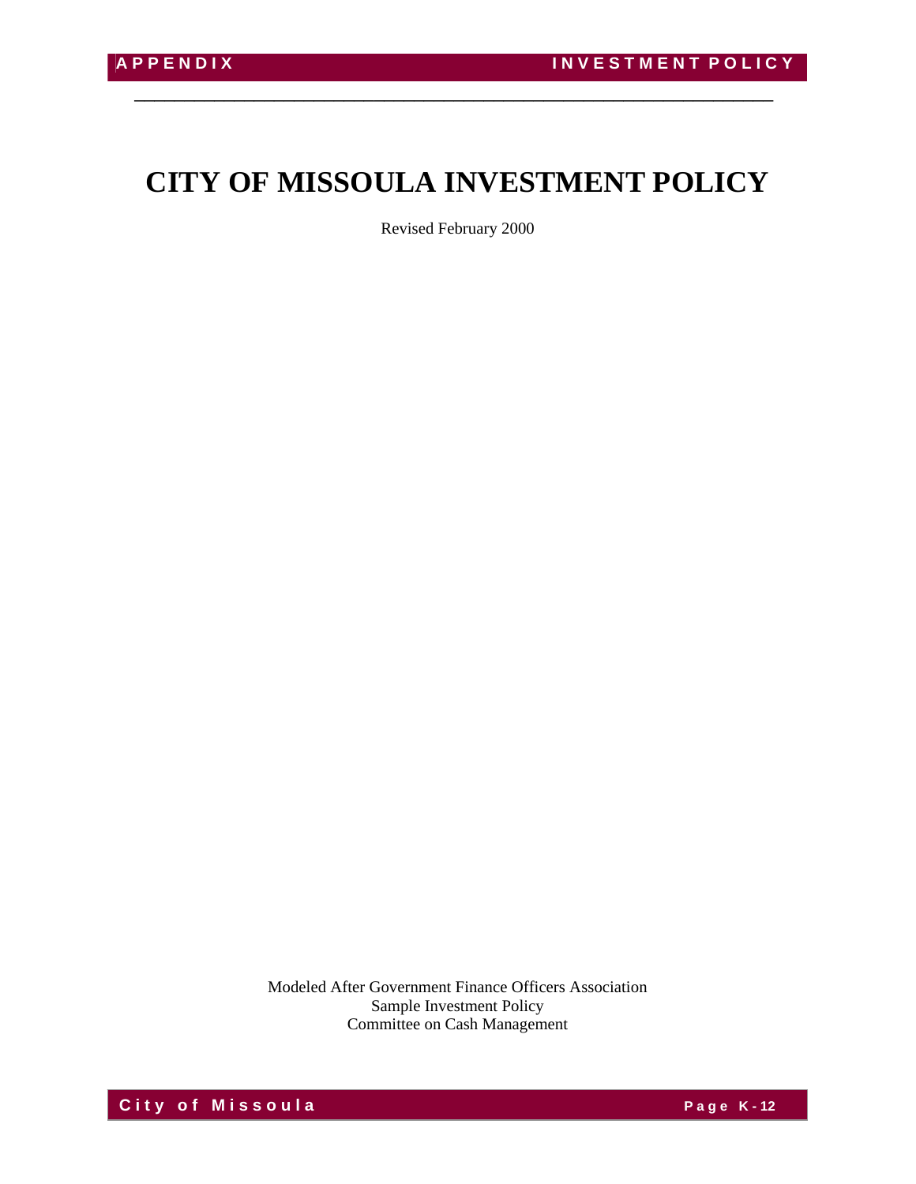# CITY OF MISSOULA INVESTMENT POLICY

Revised February 2000

Modeled After Government Finance Officers Association
Sample Investment Policy
Committee on Cash Management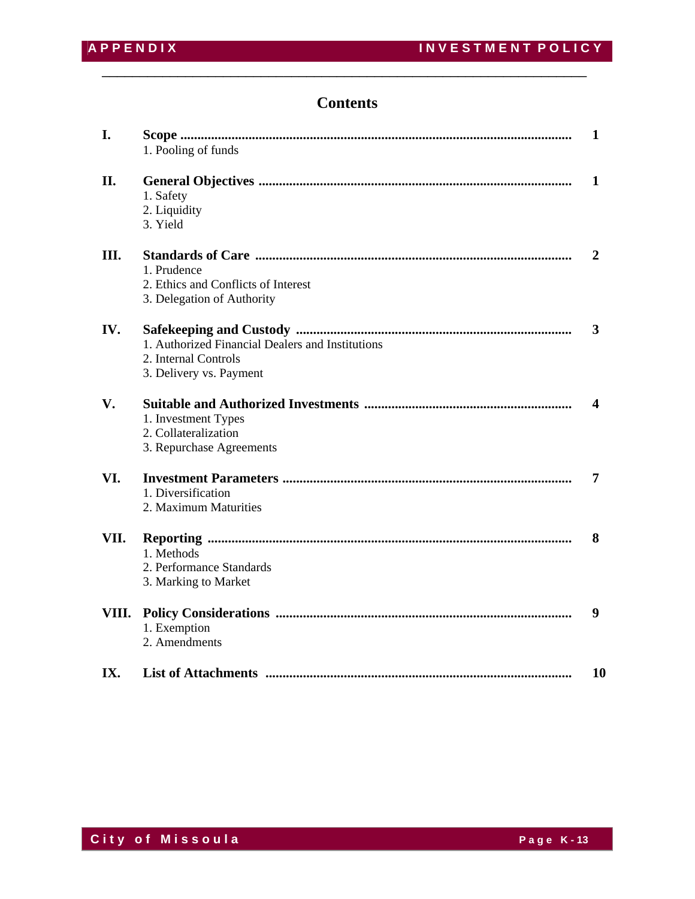## Contents

**I. Scope** .................................................................................................... **1**
1. Pooling of funds

**II. General Objectives** .................................................................................... **1**
1. Safety
2. Liquidity
3. Yield

**III. Standards of Care** .................................................................................... **2**
1. Prudence
2. Ethics and Conflicts of Interest
3. Delegation of Authority

**IV. Safekeeping and Custody** ......................................................................... **3**
1. Authorized Financial Dealers and Institutions
2. Internal Controls
3. Delivery vs. Payment

**V. Suitable and Authorized Investments** ........................................................ **4**
1. Investment Types
2. Collateralization
3. Repurchase Agreements

**VI. Investment Parameters** ............................................................................ **7**
1. Diversification
2. Maximum Maturities

**VII. Reporting** .................................................................................................. **8**
1. Methods
2. Performance Standards
3. Marking to Market

**VIII. Policy Considerations** ............................................................................. **9**
1. Exemption
2. Amendments

**IX. List of Attachments** .................................................................................. **10**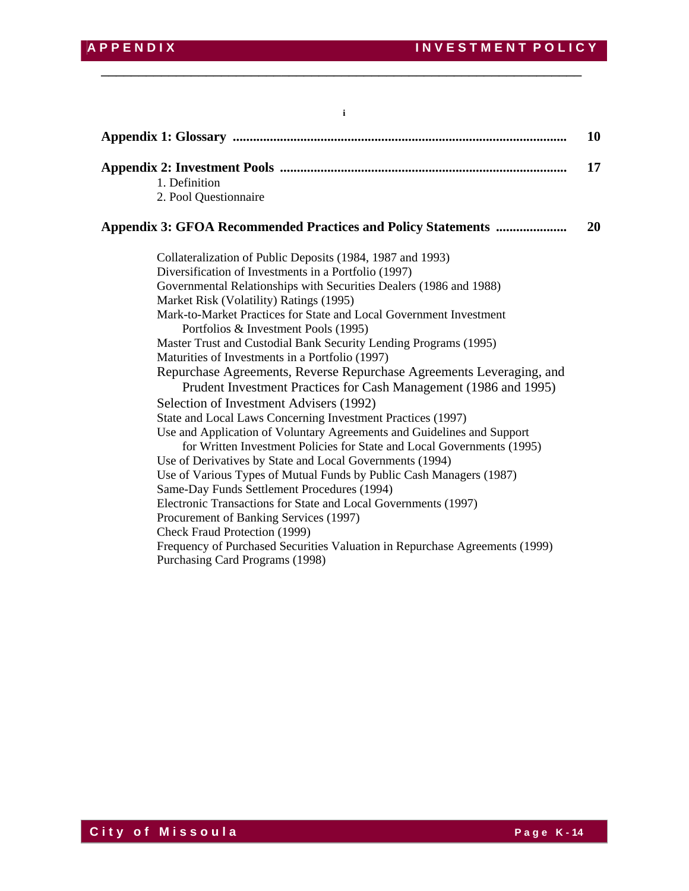i

| | |
|---|---|
| **Appendix 1: Glossary** | **10** |
| **Appendix 2: Investment Pools** | **17** |
| **Appendix 3: GFOA Recommended Practices and Policy Statements** | **20** |

**Appendix 2: Investment Pools**

1. Definition
2. Pool Questionnaire

**Appendix 3: GFOA Recommended Practices and Policy Statements**

- Collateralization of Public Deposits (1984, 1987 and 1993)
- Diversification of Investments in a Portfolio (1997)
- Governmental Relationships with Securities Dealers (1986 and 1988)
- Market Risk (Volatility) Ratings (1995)
- Mark-to-Market Practices for State and Local Government Investment Portfolios & Investment Pools (1995)
- Master Trust and Custodial Bank Security Lending Programs (1995)
- Maturities of Investments in a Portfolio (1997)
- Repurchase Agreements, Reverse Repurchase Agreements Leveraging, and Prudent Investment Practices for Cash Management (1986 and 1995)
- Selection of Investment Advisers (1992)
- State and Local Laws Concerning Investment Practices (1997)
- Use and Application of Voluntary Agreements and Guidelines and Support for Written Investment Policies for State and Local Governments (1995)
- Use of Derivatives by State and Local Governments (1994)
- Use of Various Types of Mutual Funds by Public Cash Managers (1987)
- Same-Day Funds Settlement Procedures (1994)
- Electronic Transactions for State and Local Governments (1997)
- Procurement of Banking Services (1997)
- Check Fraud Protection (1999)
- Frequency of Purchased Securities Valuation in Repurchase Agreements (1999)
- Purchasing Card Programs (1998)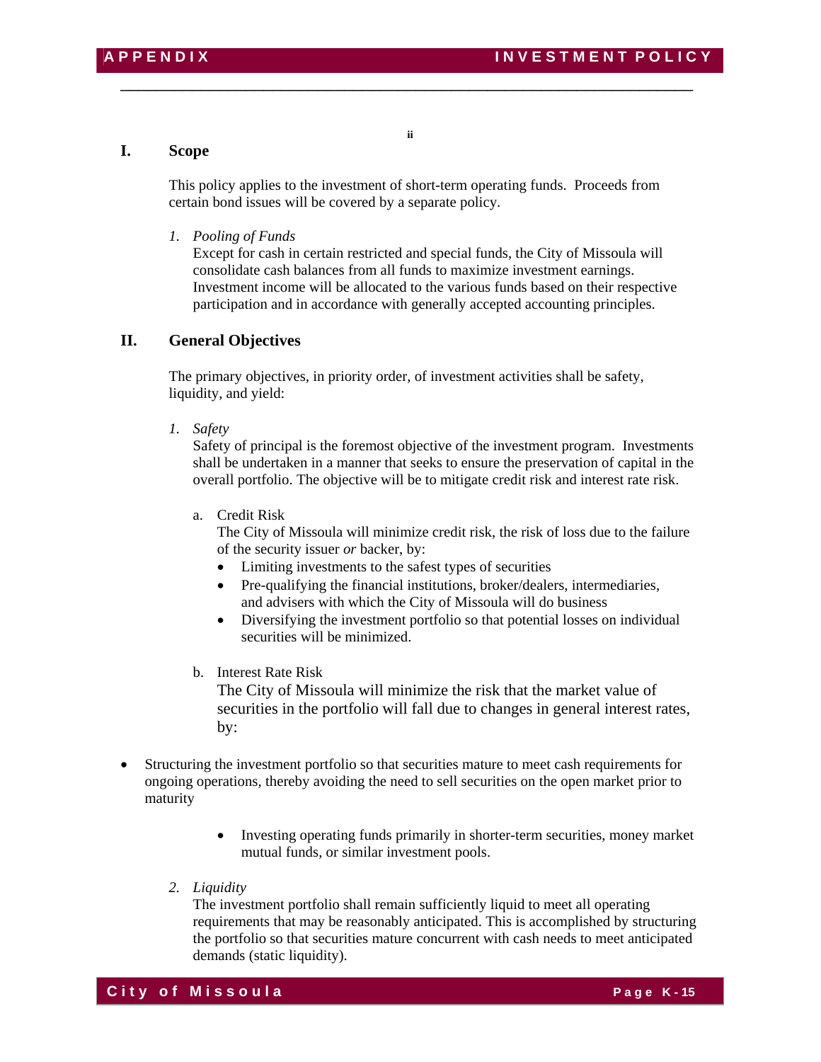ii

## I. Scope

This policy applies to the investment of short-term operating funds. Proceeds from certain bond issues will be covered by a separate policy.

1. *Pooling of Funds*
   Except for cash in certain restricted and special funds, the City of Missoula will consolidate cash balances from all funds to maximize investment earnings. Investment income will be allocated to the various funds based on their respective participation and in accordance with generally accepted accounting principles.

## II. General Objectives

The primary objectives, in priority order, of investment activities shall be safety, liquidity, and yield:

1. *Safety*
   Safety of principal is the foremost objective of the investment program. Investments shall be undertaken in a manner that seeks to ensure the preservation of capital in the overall portfolio. The objective will be to mitigate credit risk and interest rate risk.

   a. Credit Risk
      The City of Missoula will minimize credit risk, the risk of loss due to the failure of the security issuer *or* backer, by:
      - Limiting investments to the safest types of securities
      - Pre-qualifying the financial institutions, broker/dealers, intermediaries, and advisers with which the City of Missoula will do business
      - Diversifying the investment portfolio so that potential losses on individual securities will be minimized.

   b. Interest Rate Risk
      The City of Missoula will minimize the risk that the market value of securities in the portfolio will fall due to changes in general interest rates, by:

- Structuring the investment portfolio so that securities mature to meet cash requirements for ongoing operations, thereby avoiding the need to sell securities on the open market prior to maturity

  - Investing operating funds primarily in shorter-term securities, money market mutual funds, or similar investment pools.

2. *Liquidity*
   The investment portfolio shall remain sufficiently liquid to meet all operating requirements that may be reasonably anticipated. This is accomplished by structuring the portfolio so that securities mature concurrent with cash needs to meet anticipated demands (static liquidity).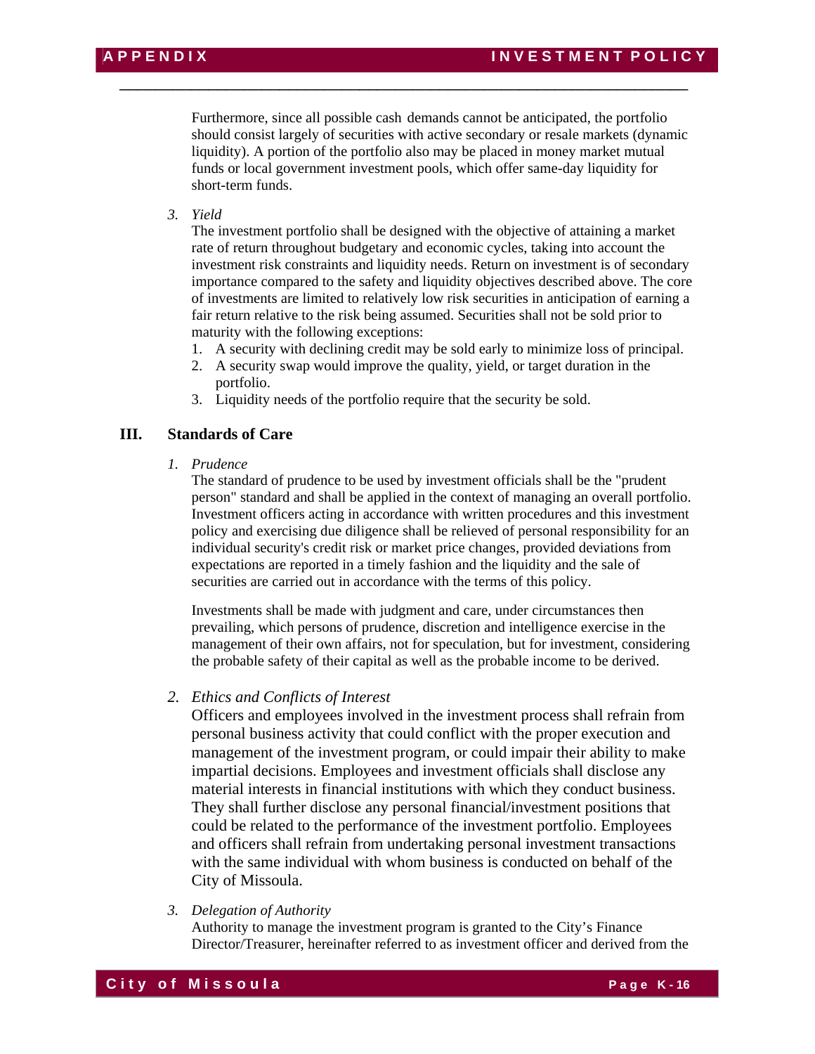Furthermore, since all possible cash demands cannot be anticipated, the portfolio should consist largely of securities with active secondary or resale markets (dynamic liquidity). A portion of the portfolio also may be placed in money market mutual funds or local government investment pools, which offer same-day liquidity for short-term funds.

3. *Yield*

   The investment portfolio shall be designed with the objective of attaining a market rate of return throughout budgetary and economic cycles, taking into account the investment risk constraints and liquidity needs. Return on investment is of secondary importance compared to the safety and liquidity objectives described above. The core of investments are limited to relatively low risk securities in anticipation of earning a fair return relative to the risk being assumed. Securities shall not be sold prior to maturity with the following exceptions:

   1. A security with declining credit may be sold early to minimize loss of principal.
   2. A security swap would improve the quality, yield, or target duration in the portfolio.
   3. Liquidity needs of the portfolio require that the security be sold.

## III. Standards of Care

1. *Prudence*

   The standard of prudence to be used by investment officials shall be the "prudent person" standard and shall be applied in the context of managing an overall portfolio. Investment officers acting in accordance with written procedures and this investment policy and exercising due diligence shall be relieved of personal responsibility for an individual security's credit risk or market price changes, provided deviations from expectations are reported in a timely fashion and the liquidity and the sale of securities are carried out in accordance with the terms of this policy.

   Investments shall be made with judgment and care, under circumstances then prevailing, which persons of prudence, discretion and intelligence exercise in the management of their own affairs, not for speculation, but for investment, considering the probable safety of their capital as well as the probable income to be derived.

2. *Ethics and Conflicts of Interest*

   Officers and employees involved in the investment process shall refrain from personal business activity that could conflict with the proper execution and management of the investment program, or could impair their ability to make impartial decisions. Employees and investment officials shall disclose any material interests in financial institutions with which they conduct business. They shall further disclose any personal financial/investment positions that could be related to the performance of the investment portfolio. Employees and officers shall refrain from undertaking personal investment transactions with the same individual with whom business is conducted on behalf of the City of Missoula.

3. *Delegation of Authority*

   Authority to manage the investment program is granted to the City's Finance Director/Treasurer, hereinafter referred to as investment officer and derived from the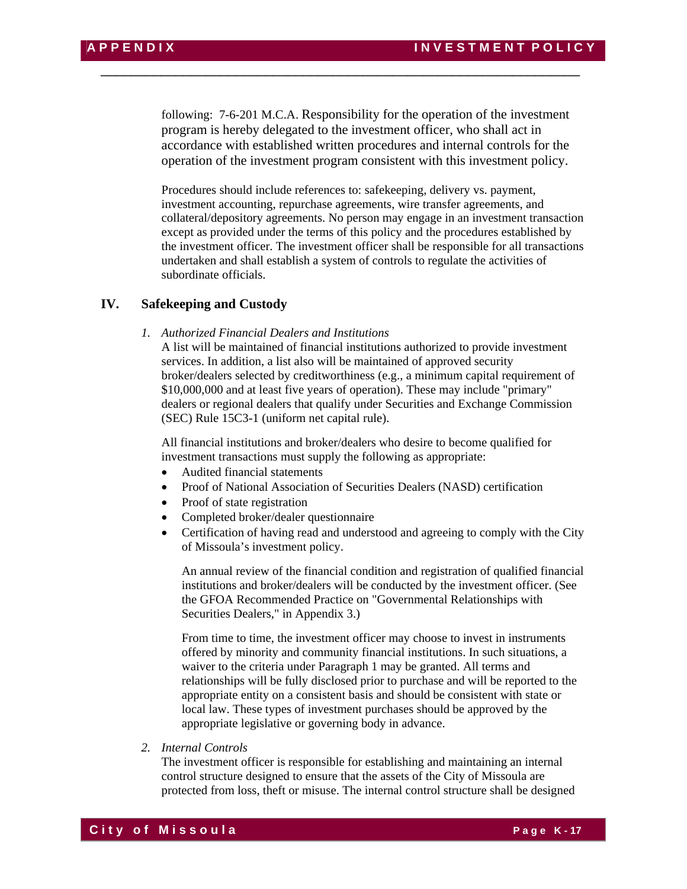following: 7-6-201 M.C.A. Responsibility for the operation of the investment program is hereby delegated to the investment officer, who shall act in accordance with established written procedures and internal controls for the operation of the investment program consistent with this investment policy.

Procedures should include references to: safekeeping, delivery vs. payment, investment accounting, repurchase agreements, wire transfer agreements, and collateral/depository agreements. No person may engage in an investment transaction except as provided under the terms of this policy and the procedures established by the investment officer. The investment officer shall be responsible for all transactions undertaken and shall establish a system of controls to regulate the activities of subordinate officials.

## IV. Safekeeping and Custody

1. *Authorized Financial Dealers and Institutions*

   A list will be maintained of financial institutions authorized to provide investment services. In addition, a list also will be maintained of approved security broker/dealers selected by creditworthiness (e.g., a minimum capital requirement of $10,000,000 and at least five years of operation). These may include "primary" dealers or regional dealers that qualify under Securities and Exchange Commission (SEC) Rule 15C3-1 (uniform net capital rule).

   All financial institutions and broker/dealers who desire to become qualified for investment transactions must supply the following as appropriate:

   - Audited financial statements
   - Proof of National Association of Securities Dealers (NASD) certification
   - Proof of state registration
   - Completed broker/dealer questionnaire
   - Certification of having read and understood and agreeing to comply with the City of Missoula's investment policy.

     An annual review of the financial condition and registration of qualified financial institutions and broker/dealers will be conducted by the investment officer. (See the GFOA Recommended Practice on "Governmental Relationships with Securities Dealers," in Appendix 3.)

     From time to time, the investment officer may choose to invest in instruments offered by minority and community financial institutions. In such situations, a waiver to the criteria under Paragraph 1 may be granted. All terms and relationships will be fully disclosed prior to purchase and will be reported to the appropriate entity on a consistent basis and should be consistent with state or local law. These types of investment purchases should be approved by the appropriate legislative or governing body in advance.

2. *Internal Controls*

   The investment officer is responsible for establishing and maintaining an internal control structure designed to ensure that the assets of the City of Missoula are protected from loss, theft or misuse. The internal control structure shall be designed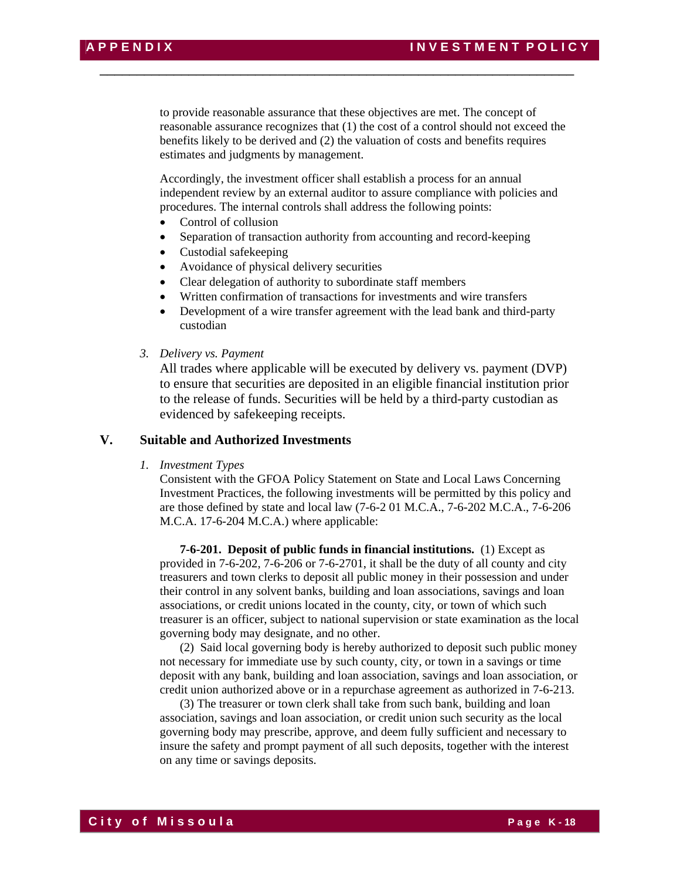to provide reasonable assurance that these objectives are met. The concept of reasonable assurance recognizes that (1) the cost of a control should not exceed the benefits likely to be derived and (2) the valuation of costs and benefits requires estimates and judgments by management.

Accordingly, the investment officer shall establish a process for an annual independent review by an external auditor to assure compliance with policies and procedures. The internal controls shall address the following points:

- Control of collusion
- Separation of transaction authority from accounting and record-keeping
- Custodial safekeeping
- Avoidance of physical delivery securities
- Clear delegation of authority to subordinate staff members
- Written confirmation of transactions for investments and wire transfers
- Development of a wire transfer agreement with the lead bank and third-party custodian

3. *Delivery vs. Payment*

All trades where applicable will be executed by delivery vs. payment (DVP) to ensure that securities are deposited in an eligible financial institution prior to the release of funds. Securities will be held by a third-party custodian as evidenced by safekeeping receipts.

## V. Suitable and Authorized Investments

1. *Investment Types*

Consistent with the GFOA Policy Statement on State and Local Laws Concerning Investment Practices, the following investments will be permitted by this policy and are those defined by state and local law (7-6-2 01 M.C.A., 7-6-202 M.C.A., 7-6-206 M.C.A. 17-6-204 M.C.A.) where applicable:

**7-6-201. Deposit of public funds in financial institutions.** (1) Except as provided in 7-6-202, 7-6-206 or 7-6-2701, it shall be the duty of all county and city treasurers and town clerks to deposit all public money in their possession and under their control in any solvent banks, building and loan associations, savings and loan associations, or credit unions located in the county, city, or town of which such treasurer is an officer, subject to national supervision or state examination as the local governing body may designate, and no other.

(2) Said local governing body is hereby authorized to deposit such public money not necessary for immediate use by such county, city, or town in a savings or time deposit with any bank, building and loan association, savings and loan association, or credit union authorized above or in a repurchase agreement as authorized in 7-6-213.

(3) The treasurer or town clerk shall take from such bank, building and loan association, savings and loan association, or credit union such security as the local governing body may prescribe, approve, and deem fully sufficient and necessary to insure the safety and prompt payment of all such deposits, together with the interest on any time or savings deposits.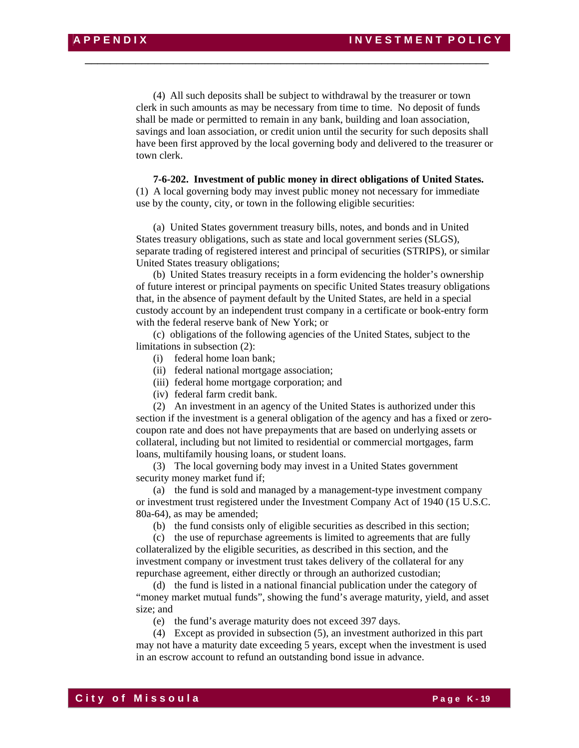(4) All such deposits shall be subject to withdrawal by the treasurer or town clerk in such amounts as may be necessary from time to time. No deposit of funds shall be made or permitted to remain in any bank, building and loan association, savings and loan association, or credit union until the security for such deposits shall have been first approved by the local governing body and delivered to the treasurer or town clerk.

**7-6-202. Investment of public money in direct obligations of United States.** (1) A local governing body may invest public money not necessary for immediate use by the county, city, or town in the following eligible securities:

(a) United States government treasury bills, notes, and bonds and in United States treasury obligations, such as state and local government series (SLGS), separate trading of registered interest and principal of securities (STRIPS), or similar United States treasury obligations;

(b) United States treasury receipts in a form evidencing the holder's ownership of future interest or principal payments on specific United States treasury obligations that, in the absence of payment default by the United States, are held in a special custody account by an independent trust company in a certificate or book-entry form with the federal reserve bank of New York; or

(c) obligations of the following agencies of the United States, subject to the limitations in subsection (2):

(i) federal home loan bank;

(ii) federal national mortgage association;

(iii) federal home mortgage corporation; and

(iv) federal farm credit bank.

(2) An investment in an agency of the United States is authorized under this section if the investment is a general obligation of the agency and has a fixed or zero-coupon rate and does not have prepayments that are based on underlying assets or collateral, including but not limited to residential or commercial mortgages, farm loans, multifamily housing loans, or student loans.

(3) The local governing body may invest in a United States government security money market fund if;

(a) the fund is sold and managed by a management-type investment company or investment trust registered under the Investment Company Act of 1940 (15 U.S.C. 80a-64), as may be amended;

(b) the fund consists only of eligible securities as described in this section;

(c) the use of repurchase agreements is limited to agreements that are fully collateralized by the eligible securities, as described in this section, and the investment company or investment trust takes delivery of the collateral for any repurchase agreement, either directly or through an authorized custodian;

(d) the fund is listed in a national financial publication under the category of "money market mutual funds", showing the fund's average maturity, yield, and asset size; and

(e) the fund's average maturity does not exceed 397 days.

(4) Except as provided in subsection (5), an investment authorized in this part may not have a maturity date exceeding 5 years, except when the investment is used in an escrow account to refund an outstanding bond issue in advance.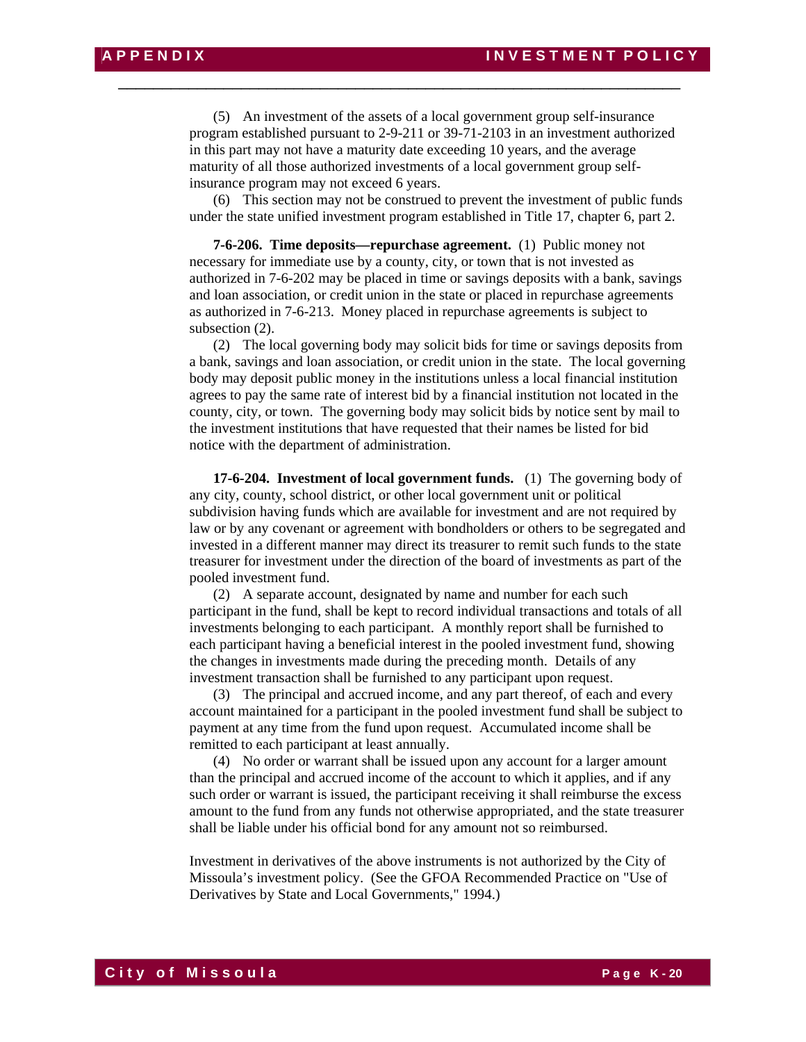(5) An investment of the assets of a local government group self-insurance program established pursuant to 2-9-211 or 39-71-2103 in an investment authorized in this part may not have a maturity date exceeding 10 years, and the average maturity of all those authorized investments of a local government group self-insurance program may not exceed 6 years.

(6) This section may not be construed to prevent the investment of public funds under the state unified investment program established in Title 17, chapter 6, part 2.

**7-6-206. Time deposits—repurchase agreement.** (1) Public money not necessary for immediate use by a county, city, or town that is not invested as authorized in 7-6-202 may be placed in time or savings deposits with a bank, savings and loan association, or credit union in the state or placed in repurchase agreements as authorized in 7-6-213. Money placed in repurchase agreements is subject to subsection (2).

(2) The local governing body may solicit bids for time or savings deposits from a bank, savings and loan association, or credit union in the state. The local governing body may deposit public money in the institutions unless a local financial institution agrees to pay the same rate of interest bid by a financial institution not located in the county, city, or town. The governing body may solicit bids by notice sent by mail to the investment institutions that have requested that their names be listed for bid notice with the department of administration.

**17-6-204. Investment of local government funds.** (1) The governing body of any city, county, school district, or other local government unit or political subdivision having funds which are available for investment and are not required by law or by any covenant or agreement with bondholders or others to be segregated and invested in a different manner may direct its treasurer to remit such funds to the state treasurer for investment under the direction of the board of investments as part of the pooled investment fund.

(2) A separate account, designated by name and number for each such participant in the fund, shall be kept to record individual transactions and totals of all investments belonging to each participant. A monthly report shall be furnished to each participant having a beneficial interest in the pooled investment fund, showing the changes in investments made during the preceding month. Details of any investment transaction shall be furnished to any participant upon request.

(3) The principal and accrued income, and any part thereof, of each and every account maintained for a participant in the pooled investment fund shall be subject to payment at any time from the fund upon request. Accumulated income shall be remitted to each participant at least annually.

(4) No order or warrant shall be issued upon any account for a larger amount than the principal and accrued income of the account to which it applies, and if any such order or warrant is issued, the participant receiving it shall reimburse the excess amount to the fund from any funds not otherwise appropriated, and the state treasurer shall be liable under his official bond for any amount not so reimbursed.

Investment in derivatives of the above instruments is not authorized by the City of Missoula's investment policy. (See the GFOA Recommended Practice on "Use of Derivatives by State and Local Governments," 1994.)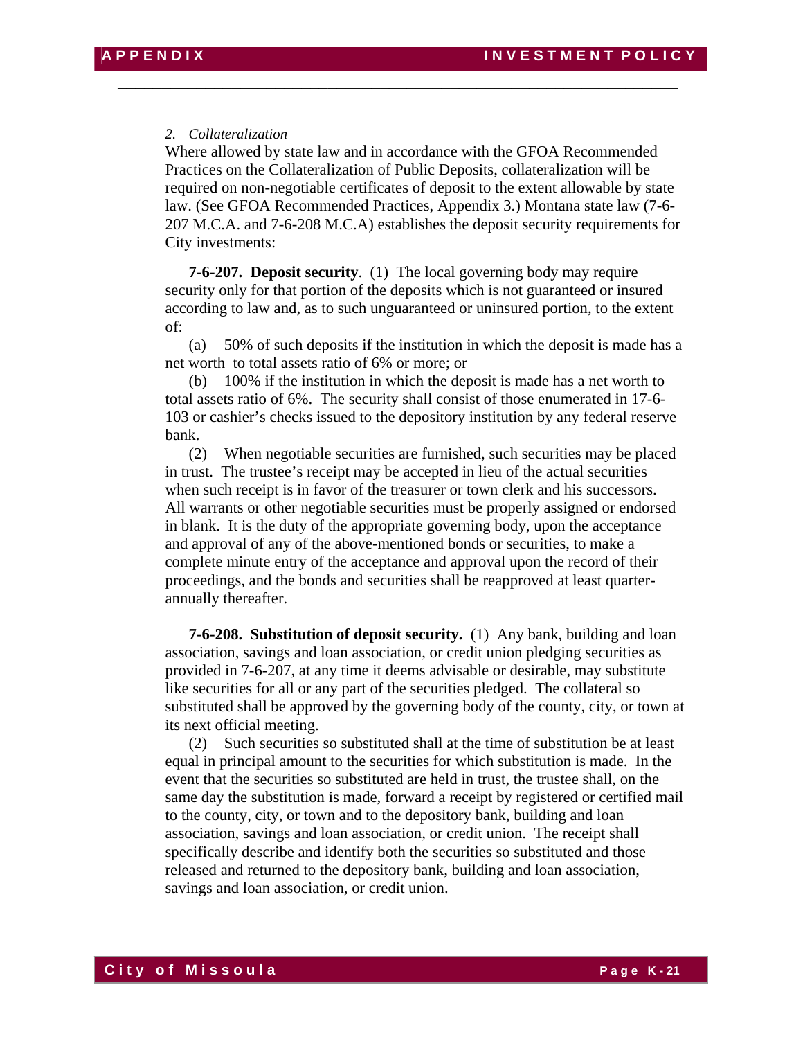*2. Collateralization*

Where allowed by state law and in accordance with the GFOA Recommended Practices on the Collateralization of Public Deposits, collateralization will be required on non-negotiable certificates of deposit to the extent allowable by state law. (See GFOA Recommended Practices, Appendix 3.) Montana state law (7-6-207 M.C.A. and 7-6-208 M.C.A) establishes the deposit security requirements for City investments:

**7-6-207. Deposit security**. (1) The local governing body may require security only for that portion of the deposits which is not guaranteed or insured according to law and, as to such unguaranteed or uninsured portion, to the extent of:

(a) 50% of such deposits if the institution in which the deposit is made has a net worth to total assets ratio of 6% or more; or

(b) 100% if the institution in which the deposit is made has a net worth to total assets ratio of 6%. The security shall consist of those enumerated in 17-6-103 or cashier's checks issued to the depository institution by any federal reserve bank.

(2) When negotiable securities are furnished, such securities may be placed in trust. The trustee's receipt may be accepted in lieu of the actual securities when such receipt is in favor of the treasurer or town clerk and his successors. All warrants or other negotiable securities must be properly assigned or endorsed in blank. It is the duty of the appropriate governing body, upon the acceptance and approval of any of the above-mentioned bonds or securities, to make a complete minute entry of the acceptance and approval upon the record of their proceedings, and the bonds and securities shall be reapproved at least quarter-annually thereafter.

**7-6-208. Substitution of deposit security.** (1) Any bank, building and loan association, savings and loan association, or credit union pledging securities as provided in 7-6-207, at any time it deems advisable or desirable, may substitute like securities for all or any part of the securities pledged. The collateral so substituted shall be approved by the governing body of the county, city, or town at its next official meeting.

(2) Such securities so substituted shall at the time of substitution be at least equal in principal amount to the securities for which substitution is made. In the event that the securities so substituted are held in trust, the trustee shall, on the same day the substitution is made, forward a receipt by registered or certified mail to the county, city, or town and to the depository bank, building and loan association, savings and loan association, or credit union. The receipt shall specifically describe and identify both the securities so substituted and those released and returned to the depository bank, building and loan association, savings and loan association, or credit union.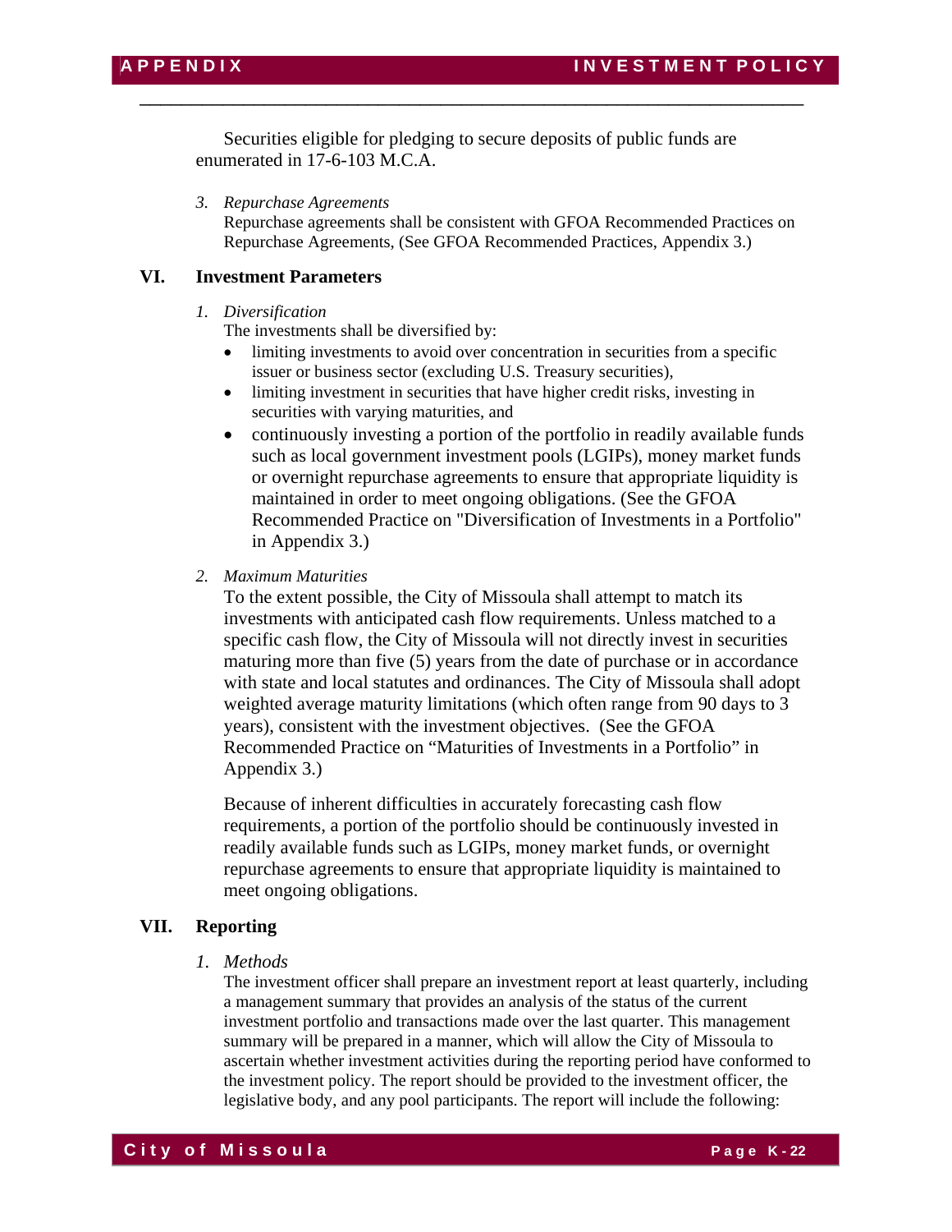Securities eligible for pledging to secure deposits of public funds are enumerated in 17-6-103 M.C.A.

3. *Repurchase Agreements*
   Repurchase agreements shall be consistent with GFOA Recommended Practices on Repurchase Agreements, (See GFOA Recommended Practices, Appendix 3.)

## VI. Investment Parameters

1. *Diversification*
   The investments shall be diversified by:
   - limiting investments to avoid over concentration in securities from a specific issuer or business sector (excluding U.S. Treasury securities),
   - limiting investment in securities that have higher credit risks, investing in securities with varying maturities, and
   - continuously investing a portion of the portfolio in readily available funds such as local government investment pools (LGIPs), money market funds or overnight repurchase agreements to ensure that appropriate liquidity is maintained in order to meet ongoing obligations. (See the GFOA Recommended Practice on "Diversification of Investments in a Portfolio" in Appendix 3.)

2. *Maximum Maturities*
   To the extent possible, the City of Missoula shall attempt to match its investments with anticipated cash flow requirements. Unless matched to a specific cash flow, the City of Missoula will not directly invest in securities maturing more than five (5) years from the date of purchase or in accordance with state and local statutes and ordinances. The City of Missoula shall adopt weighted average maturity limitations (which often range from 90 days to 3 years), consistent with the investment objectives. (See the GFOA Recommended Practice on "Maturities of Investments in a Portfolio" in Appendix 3.)

   Because of inherent difficulties in accurately forecasting cash flow requirements, a portion of the portfolio should be continuously invested in readily available funds such as LGIPs, money market funds, or overnight repurchase agreements to ensure that appropriate liquidity is maintained to meet ongoing obligations.

## VII. Reporting

1. *Methods*
   The investment officer shall prepare an investment report at least quarterly, including a management summary that provides an analysis of the status of the current investment portfolio and transactions made over the last quarter. This management summary will be prepared in a manner, which will allow the City of Missoula to ascertain whether investment activities during the reporting period have conformed to the investment policy. The report should be provided to the investment officer, the legislative body, and any pool participants. The report will include the following: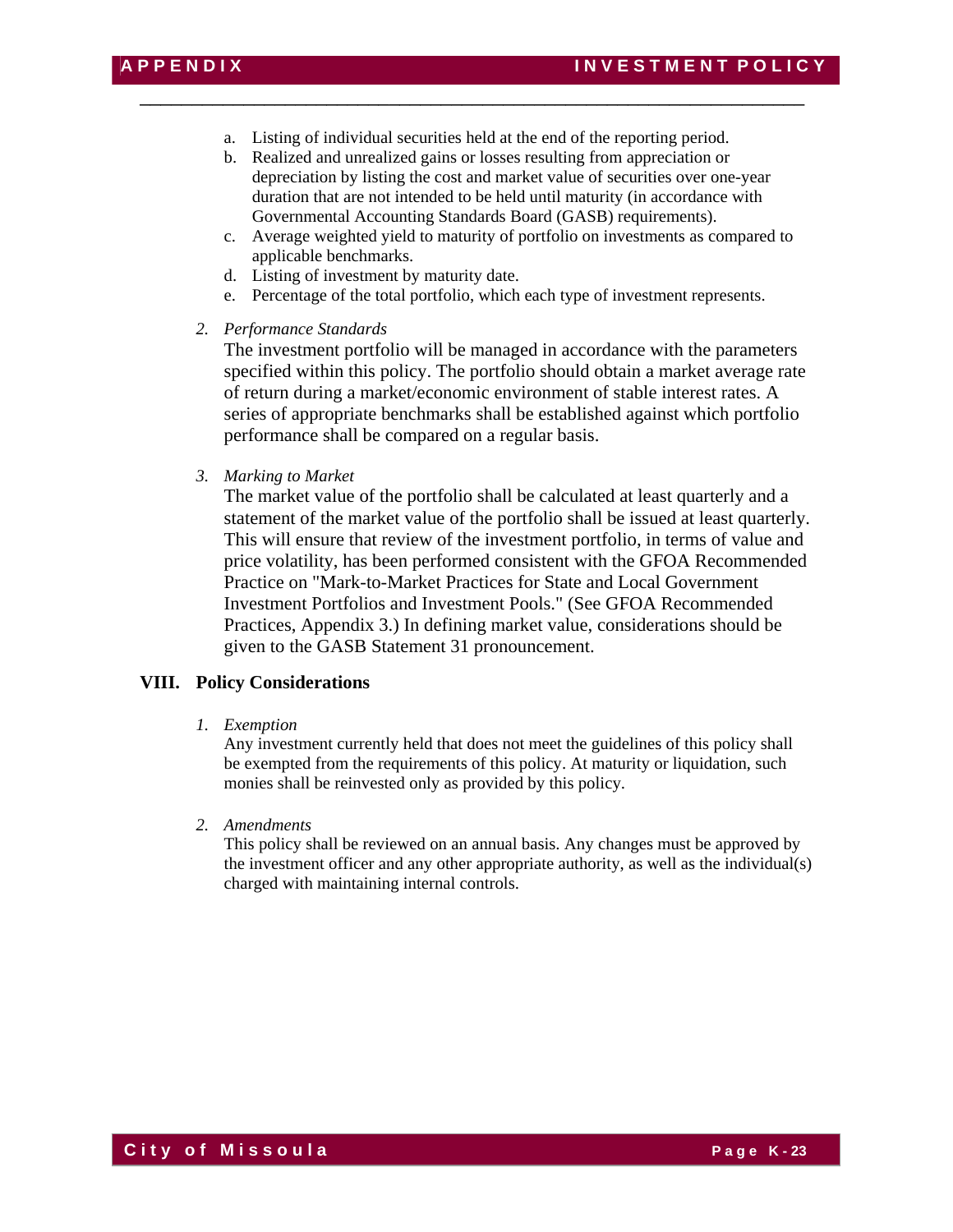a. Listing of individual securities held at the end of the reporting period.
b. Realized and unrealized gains or losses resulting from appreciation or depreciation by listing the cost and market value of securities over one-year duration that are not intended to be held until maturity (in accordance with Governmental Accounting Standards Board (GASB) requirements).
c. Average weighted yield to maturity of portfolio on investments as compared to applicable benchmarks.
d. Listing of investment by maturity date.
e. Percentage of the total portfolio, which each type of investment represents.

2. *Performance Standards*

The investment portfolio will be managed in accordance with the parameters specified within this policy. The portfolio should obtain a market average rate of return during a market/economic environment of stable interest rates. A series of appropriate benchmarks shall be established against which portfolio performance shall be compared on a regular basis.

3. *Marking to Market*

The market value of the portfolio shall be calculated at least quarterly and a statement of the market value of the portfolio shall be issued at least quarterly. This will ensure that review of the investment portfolio, in terms of value and price volatility, has been performed consistent with the GFOA Recommended Practice on "Mark-to-Market Practices for State and Local Government Investment Portfolios and Investment Pools." (See GFOA Recommended Practices, Appendix 3.) In defining market value, considerations should be given to the GASB Statement 31 pronouncement.

## VIII. Policy Considerations

1. *Exemption*

Any investment currently held that does not meet the guidelines of this policy shall be exempted from the requirements of this policy. At maturity or liquidation, such monies shall be reinvested only as provided by this policy.

2. *Amendments*

This policy shall be reviewed on an annual basis. Any changes must be approved by the investment officer and any other appropriate authority, as well as the individual(s) charged with maintaining internal controls.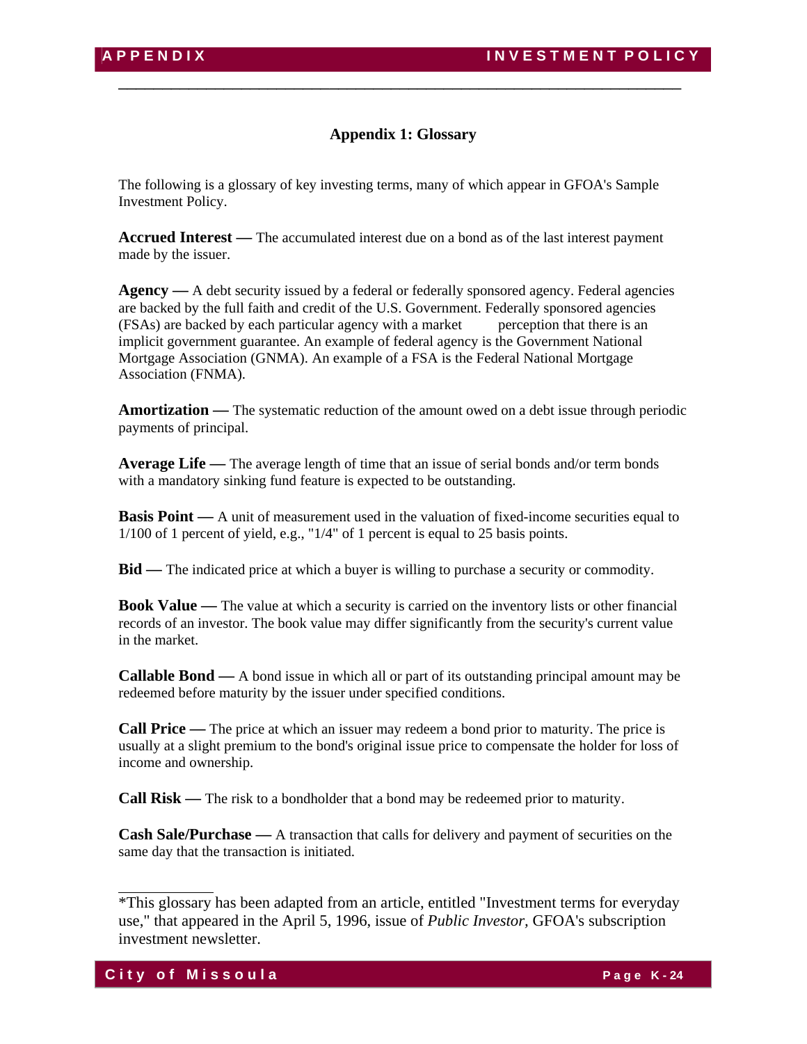## Appendix 1: Glossary

The following is a glossary of key investing terms, many of which appear in GFOA's Sample Investment Policy.

**Accrued Interest —** The accumulated interest due on a bond as of the last interest payment made by the issuer.

**Agency —** A debt security issued by a federal or federally sponsored agency. Federal agencies are backed by the full faith and credit of the U.S. Government. Federally sponsored agencies (FSAs) are backed by each particular agency with a market perception that there is an implicit government guarantee. An example of federal agency is the Government National Mortgage Association (GNMA). An example of a FSA is the Federal National Mortgage Association (FNMA).

**Amortization —** The systematic reduction of the amount owed on a debt issue through periodic payments of principal.

**Average Life —** The average length of time that an issue of serial bonds and/or term bonds with a mandatory sinking fund feature is expected to be outstanding.

**Basis Point —** A unit of measurement used in the valuation of fixed-income securities equal to 1/100 of 1 percent of yield, e.g., "1/4" of 1 percent is equal to 25 basis points.

**Bid —** The indicated price at which a buyer is willing to purchase a security or commodity.

**Book Value —** The value at which a security is carried on the inventory lists or other financial records of an investor. The book value may differ significantly from the security's current value in the market.

**Callable Bond —** A bond issue in which all or part of its outstanding principal amount may be redeemed before maturity by the issuer under specified conditions.

**Call Price —** The price at which an issuer may redeem a bond prior to maturity. The price is usually at a slight premium to the bond's original issue price to compensate the holder for loss of income and ownership.

**Call Risk —** The risk to a bondholder that a bond may be redeemed prior to maturity.

**Cash Sale/Purchase —** A transaction that calls for delivery and payment of securities on the same day that the transaction is initiated.

---

*This glossary has been adapted from an article, entitled "Investment terms for everyday use," that appeared in the April 5, 1996, issue of *Public Investor*, GFOA's subscription investment newsletter.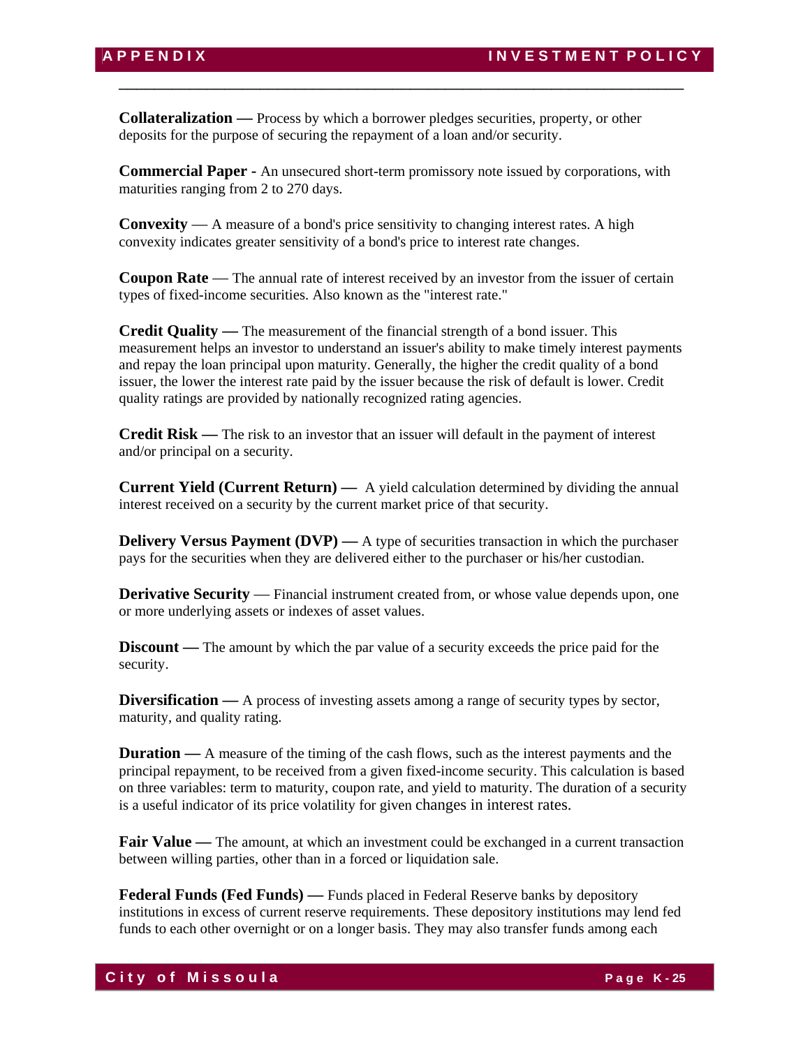**Collateralization —** Process by which a borrower pledges securities, property, or other deposits for the purpose of securing the repayment of a loan and/or security.

**Commercial Paper -** An unsecured short-term promissory note issued by corporations, with maturities ranging from 2 to 270 days.

**Convexity** — A measure of a bond's price sensitivity to changing interest rates. A high convexity indicates greater sensitivity of a bond's price to interest rate changes.

**Coupon Rate** — The annual rate of interest received by an investor from the issuer of certain types of fixed-income securities. Also known as the "interest rate."

**Credit Quality —** The measurement of the financial strength of a bond issuer. This measurement helps an investor to understand an issuer's ability to make timely interest payments and repay the loan principal upon maturity. Generally, the higher the credit quality of a bond issuer, the lower the interest rate paid by the issuer because the risk of default is lower. Credit quality ratings are provided by nationally recognized rating agencies.

**Credit Risk —** The risk to an investor that an issuer will default in the payment of interest and/or principal on a security.

**Current Yield (Current Return) —** A yield calculation determined by dividing the annual interest received on a security by the current market price of that security.

**Delivery Versus Payment (DVP) —** A type of securities transaction in which the purchaser pays for the securities when they are delivered either to the purchaser or his/her custodian.

**Derivative Security** — Financial instrument created from, or whose value depends upon, one or more underlying assets or indexes of asset values.

**Discount —** The amount by which the par value of a security exceeds the price paid for the security.

**Diversification —** A process of investing assets among a range of security types by sector, maturity, and quality rating.

**Duration —** A measure of the timing of the cash flows, such as the interest payments and the principal repayment, to be received from a given fixed-income security. This calculation is based on three variables: term to maturity, coupon rate, and yield to maturity. The duration of a security is a useful indicator of its price volatility for given changes in interest rates.

**Fair Value —** The amount, at which an investment could be exchanged in a current transaction between willing parties, other than in a forced or liquidation sale.

**Federal Funds (Fed Funds) —** Funds placed in Federal Reserve banks by depository institutions in excess of current reserve requirements. These depository institutions may lend fed funds to each other overnight or on a longer basis. They may also transfer funds among each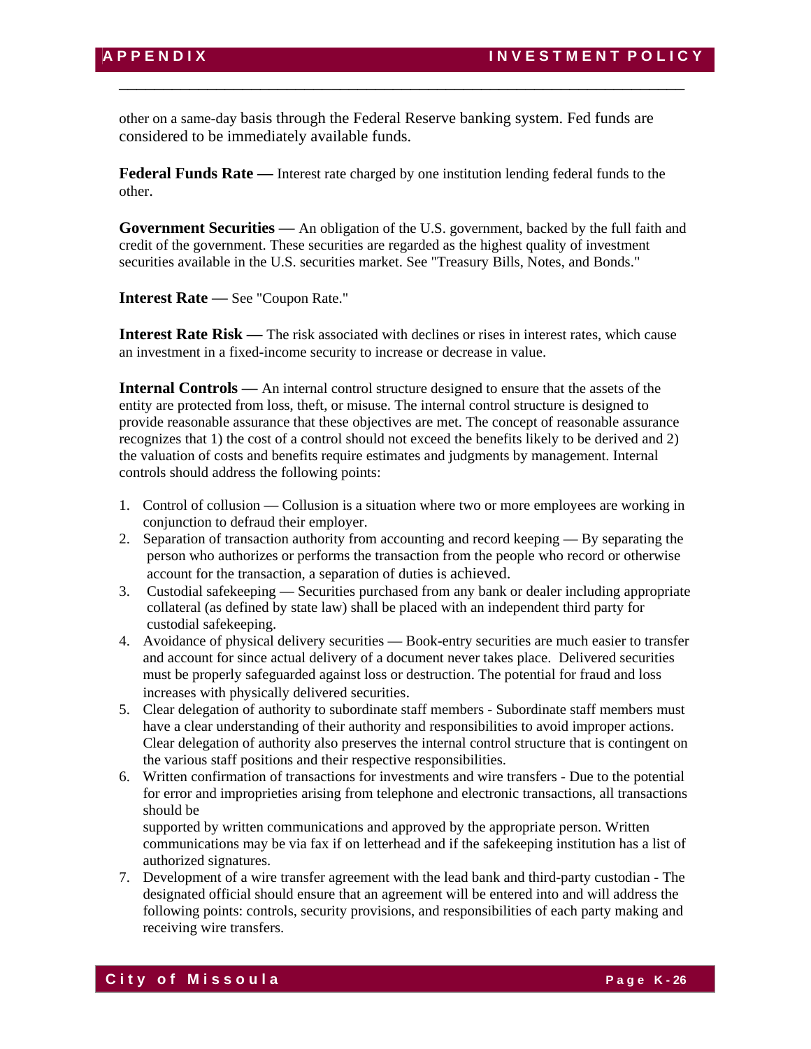other on a same-day basis through the Federal Reserve banking system. Fed funds are considered to be immediately available funds.

**Federal Funds Rate —** Interest rate charged by one institution lending federal funds to the other.

**Government Securities —** An obligation of the U.S. government, backed by the full faith and credit of the government. These securities are regarded as the highest quality of investment securities available in the U.S. securities market. See "Treasury Bills, Notes, and Bonds."

**Interest Rate —** See "Coupon Rate."

**Interest Rate Risk —** The risk associated with declines or rises in interest rates, which cause an investment in a fixed-income security to increase or decrease in value.

**Internal Controls —** An internal control structure designed to ensure that the assets of the entity are protected from loss, theft, or misuse. The internal control structure is designed to provide reasonable assurance that these objectives are met. The concept of reasonable assurance recognizes that 1) the cost of a control should not exceed the benefits likely to be derived and 2) the valuation of costs and benefits require estimates and judgments by management. Internal controls should address the following points:

1. Control of collusion — Collusion is a situation where two or more employees are working in conjunction to defraud their employer.
2. Separation of transaction authority from accounting and record keeping — By separating the person who authorizes or performs the transaction from the people who record or otherwise account for the transaction, a separation of duties is achieved.
3. Custodial safekeeping — Securities purchased from any bank or dealer including appropriate collateral (as defined by state law) shall be placed with an independent third party for custodial safekeeping.
4. Avoidance of physical delivery securities — Book-entry securities are much easier to transfer and account for since actual delivery of a document never takes place. Delivered securities must be properly safeguarded against loss or destruction. The potential for fraud and loss increases with physically delivered securities.
5. Clear delegation of authority to subordinate staff members - Subordinate staff members must have a clear understanding of their authority and responsibilities to avoid improper actions. Clear delegation of authority also preserves the internal control structure that is contingent on the various staff positions and their respective responsibilities.
6. Written confirmation of transactions for investments and wire transfers - Due to the potential for error and improprieties arising from telephone and electronic transactions, all transactions should be supported by written communications and approved by the appropriate person. Written communications may be via fax if on letterhead and if the safekeeping institution has a list of authorized signatures.
7. Development of a wire transfer agreement with the lead bank and third-party custodian - The designated official should ensure that an agreement will be entered into and will address the following points: controls, security provisions, and responsibilities of each party making and receiving wire transfers.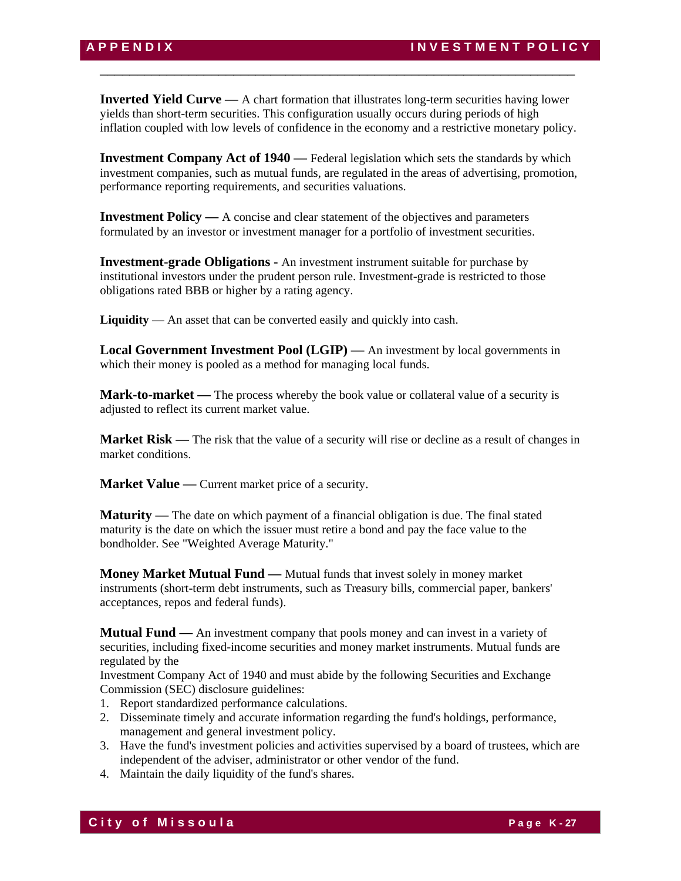**Inverted Yield Curve —** A chart formation that illustrates long-term securities having lower yields than short-term securities. This configuration usually occurs during periods of high inflation coupled with low levels of confidence in the economy and a restrictive monetary policy.

**Investment Company Act of 1940 —** Federal legislation which sets the standards by which investment companies, such as mutual funds, are regulated in the areas of advertising, promotion, performance reporting requirements, and securities valuations.

**Investment Policy —** A concise and clear statement of the objectives and parameters formulated by an investor or investment manager for a portfolio of investment securities.

**Investment-grade Obligations -** An investment instrument suitable for purchase by institutional investors under the prudent person rule. Investment-grade is restricted to those obligations rated BBB or higher by a rating agency.

**Liquidity** — An asset that can be converted easily and quickly into cash.

**Local Government Investment Pool (LGIP) —** An investment by local governments in which their money is pooled as a method for managing local funds.

**Mark-to-market —** The process whereby the book value or collateral value of a security is adjusted to reflect its current market value.

**Market Risk —** The risk that the value of a security will rise or decline as a result of changes in market conditions.

**Market Value —** Current market price of a security.

**Maturity —** The date on which payment of a financial obligation is due. The final stated maturity is the date on which the issuer must retire a bond and pay the face value to the bondholder. See "Weighted Average Maturity."

**Money Market Mutual Fund —** Mutual funds that invest solely in money market instruments (short-term debt instruments, such as Treasury bills, commercial paper, bankers' acceptances, repos and federal funds).

**Mutual Fund —** An investment company that pools money and can invest in a variety of securities, including fixed-income securities and money market instruments. Mutual funds are regulated by the Investment Company Act of 1940 and must abide by the following Securities and Exchange Commission (SEC) disclosure guidelines:

1. Report standardized performance calculations.
2. Disseminate timely and accurate information regarding the fund's holdings, performance, management and general investment policy.
3. Have the fund's investment policies and activities supervised by a board of trustees, which are independent of the adviser, administrator or other vendor of the fund.
4. Maintain the daily liquidity of the fund's shares.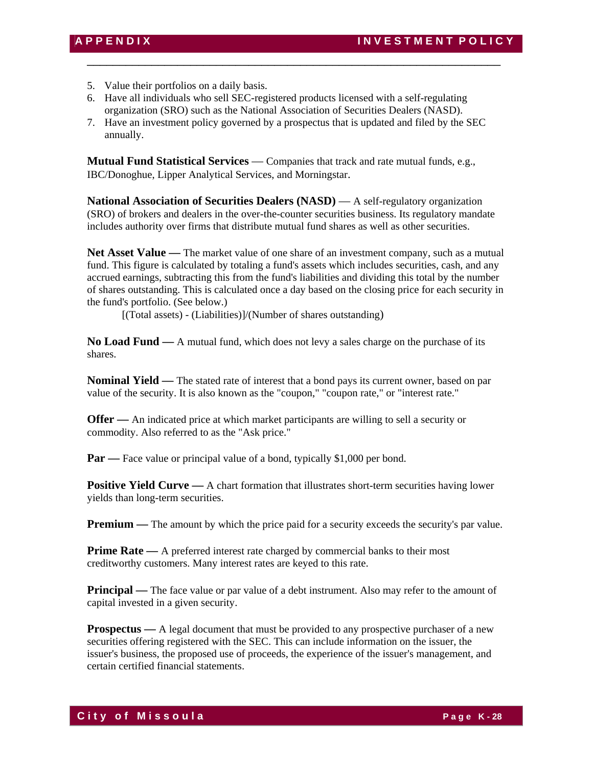5. Value their portfolios on a daily basis.
6. Have all individuals who sell SEC-registered products licensed with a self-regulating organization (SRO) such as the National Association of Securities Dealers (NASD).
7. Have an investment policy governed by a prospectus that is updated and filed by the SEC annually.

**Mutual Fund Statistical Services** — Companies that track and rate mutual funds, e.g., IBC/Donoghue, Lipper Analytical Services, and Morningstar.

**National Association of Securities Dealers (NASD)** — A self-regulatory organization (SRO) of brokers and dealers in the over-the-counter securities business. Its regulatory mandate includes authority over firms that distribute mutual fund shares as well as other securities.

**Net Asset Value —** The market value of one share of an investment company, such as a mutual fund. This figure is calculated by totaling a fund's assets which includes securities, cash, and any accrued earnings, subtracting this from the fund's liabilities and dividing this total by the number of shares outstanding. This is calculated once a day based on the closing price for each security in the fund's portfolio. (See below.)

[(Total assets) - (Liabilities)]/(Number of shares outstanding)

**No Load Fund —** A mutual fund, which does not levy a sales charge on the purchase of its shares.

**Nominal Yield —** The stated rate of interest that a bond pays its current owner, based on par value of the security. It is also known as the "coupon," "coupon rate," or "interest rate."

**Offer —** An indicated price at which market participants are willing to sell a security or commodity. Also referred to as the "Ask price."

**Par —** Face value or principal value of a bond, typically $1,000 per bond.

**Positive Yield Curve —** A chart formation that illustrates short-term securities having lower yields than long-term securities.

**Premium —** The amount by which the price paid for a security exceeds the security's par value.

**Prime Rate —** A preferred interest rate charged by commercial banks to their most creditworthy customers. Many interest rates are keyed to this rate.

**Principal —** The face value or par value of a debt instrument. Also may refer to the amount of capital invested in a given security.

**Prospectus —** A legal document that must be provided to any prospective purchaser of a new securities offering registered with the SEC. This can include information on the issuer, the issuer's business, the proposed use of proceeds, the experience of the issuer's management, and certain certified financial statements.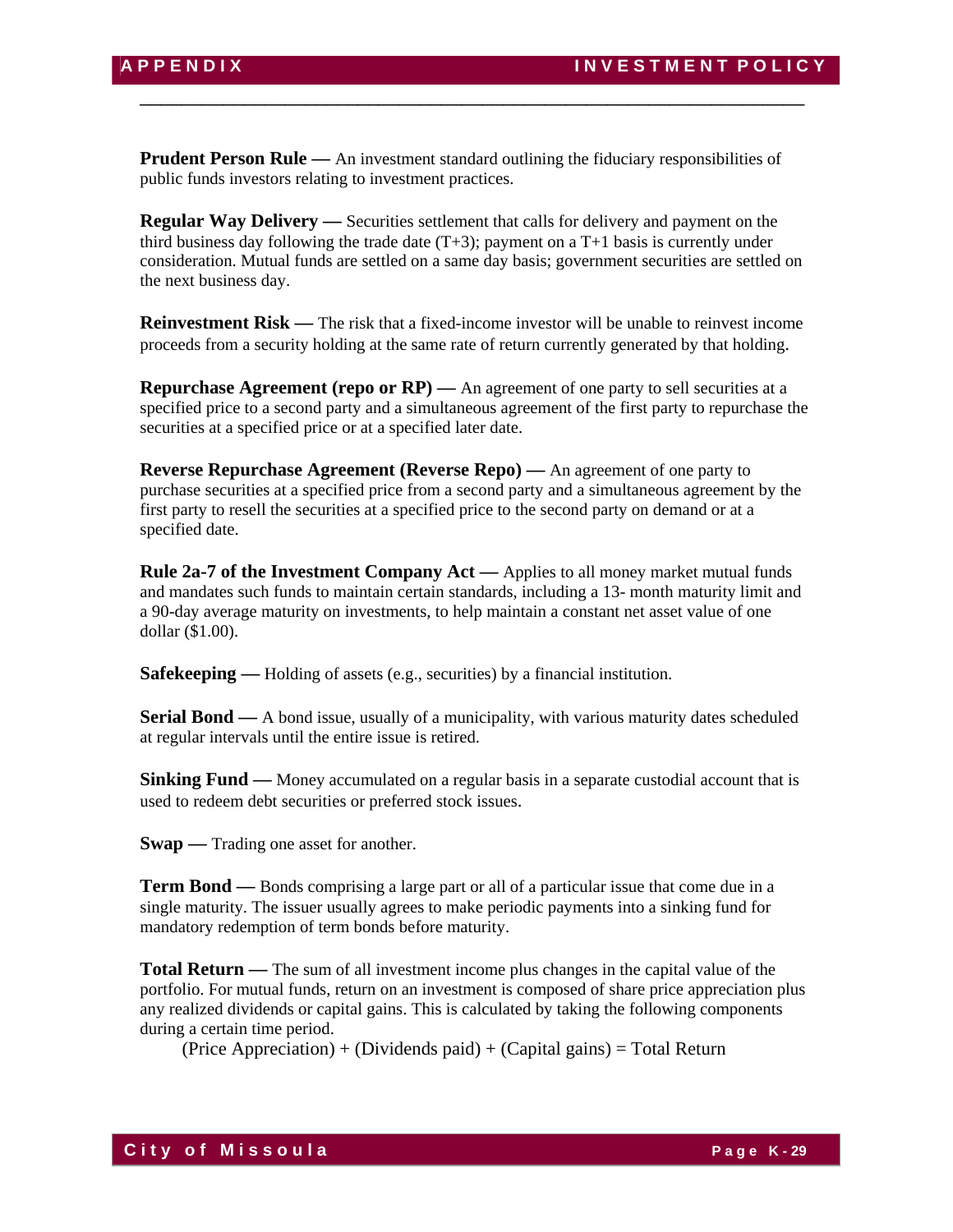**Prudent Person Rule —** An investment standard outlining the fiduciary responsibilities of public funds investors relating to investment practices.

**Regular Way Delivery —** Securities settlement that calls for delivery and payment on the third business day following the trade date (T+3); payment on a T+1 basis is currently under consideration. Mutual funds are settled on a same day basis; government securities are settled on the next business day.

**Reinvestment Risk —** The risk that a fixed-income investor will be unable to reinvest income proceeds from a security holding at the same rate of return currently generated by that holding.

**Repurchase Agreement (repo or RP) —** An agreement of one party to sell securities at a specified price to a second party and a simultaneous agreement of the first party to repurchase the securities at a specified price or at a specified later date.

**Reverse Repurchase Agreement (Reverse Repo) —** An agreement of one party to purchase securities at a specified price from a second party and a simultaneous agreement by the first party to resell the securities at a specified price to the second party on demand or at a specified date.

**Rule 2a-7 of the Investment Company Act —** Applies to all money market mutual funds and mandates such funds to maintain certain standards, including a 13- month maturity limit and a 90-day average maturity on investments, to help maintain a constant net asset value of one dollar ($1.00).

**Safekeeping —** Holding of assets (e.g., securities) by a financial institution.

**Serial Bond —** A bond issue, usually of a municipality, with various maturity dates scheduled at regular intervals until the entire issue is retired.

**Sinking Fund —** Money accumulated on a regular basis in a separate custodial account that is used to redeem debt securities or preferred stock issues.

**Swap —** Trading one asset for another.

**Term Bond —** Bonds comprising a large part or all of a particular issue that come due in a single maturity. The issuer usually agrees to make periodic payments into a sinking fund for mandatory redemption of term bonds before maturity.

**Total Return —** The sum of all investment income plus changes in the capital value of the portfolio. For mutual funds, return on an investment is composed of share price appreciation plus any realized dividends or capital gains. This is calculated by taking the following components during a certain time period.

(Price Appreciation) + (Dividends paid) + (Capital gains) = Total Return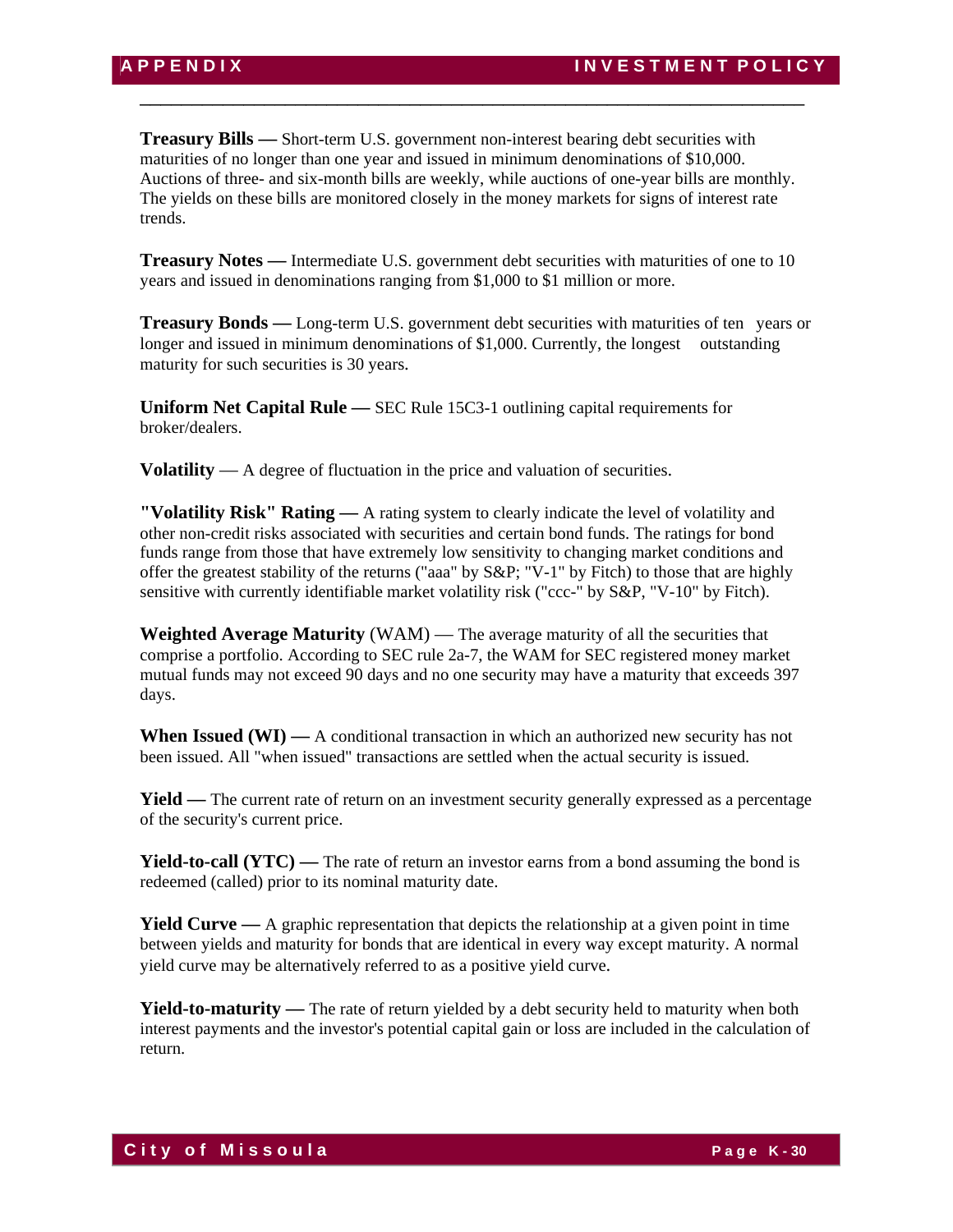**Treasury Bills —** Short-term U.S. government non-interest bearing debt securities with maturities of no longer than one year and issued in minimum denominations of $10,000. Auctions of three- and six-month bills are weekly, while auctions of one-year bills are monthly. The yields on these bills are monitored closely in the money markets for signs of interest rate trends.

**Treasury Notes —** Intermediate U.S. government debt securities with maturities of one to 10 years and issued in denominations ranging from $1,000 to $1 million or more.

**Treasury Bonds —** Long-term U.S. government debt securities with maturities of ten years or longer and issued in minimum denominations of $1,000. Currently, the longest outstanding maturity for such securities is 30 years.

**Uniform Net Capital Rule —** SEC Rule 15C3-1 outlining capital requirements for broker/dealers.

**Volatility** — A degree of fluctuation in the price and valuation of securities.

**"Volatility Risk" Rating —** A rating system to clearly indicate the level of volatility and other non-credit risks associated with securities and certain bond funds. The ratings for bond funds range from those that have extremely low sensitivity to changing market conditions and offer the greatest stability of the returns ("aaa" by S&P; "V-1" by Fitch) to those that are highly sensitive with currently identifiable market volatility risk ("ccc-" by S&P, "V-10" by Fitch).

**Weighted Average Maturity** (WAM) — The average maturity of all the securities that comprise a portfolio. According to SEC rule 2a-7, the WAM for SEC registered money market mutual funds may not exceed 90 days and no one security may have a maturity that exceeds 397 days.

**When Issued (WI) —** A conditional transaction in which an authorized new security has not been issued. All "when issued" transactions are settled when the actual security is issued.

**Yield —** The current rate of return on an investment security generally expressed as a percentage of the security's current price.

**Yield-to-call (YTC) —** The rate of return an investor earns from a bond assuming the bond is redeemed (called) prior to its nominal maturity date.

**Yield Curve —** A graphic representation that depicts the relationship at a given point in time between yields and maturity for bonds that are identical in every way except maturity. A normal yield curve may be alternatively referred to as a positive yield curve.

**Yield-to-maturity —** The rate of return yielded by a debt security held to maturity when both interest payments and the investor's potential capital gain or loss are included in the calculation of return.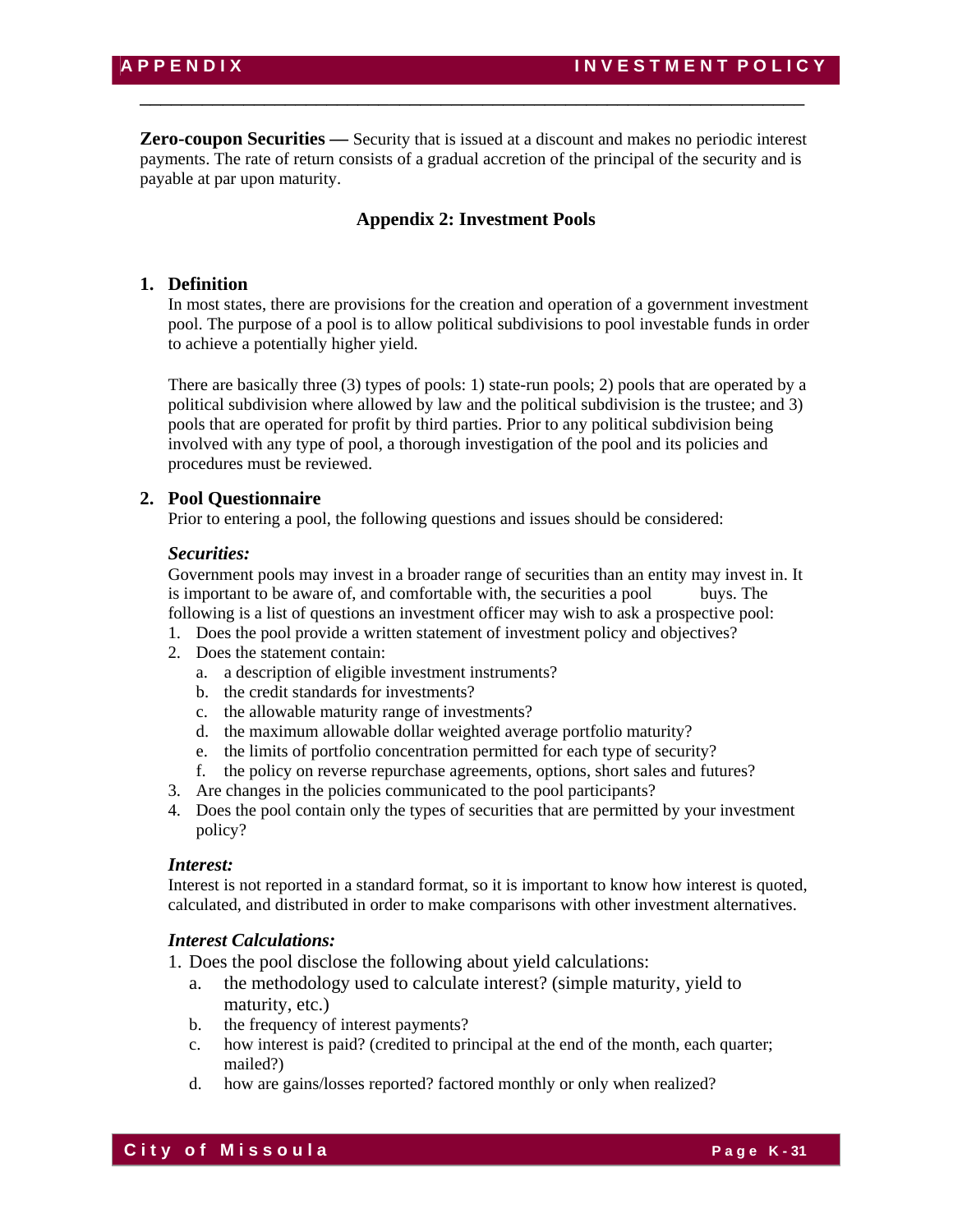**Zero-coupon Securities —** Security that is issued at a discount and makes no periodic interest payments. The rate of return consists of a gradual accretion of the principal of the security and is payable at par upon maturity.

## Appendix 2: Investment Pools

### 1. Definition

In most states, there are provisions for the creation and operation of a government investment pool. The purpose of a pool is to allow political subdivisions to pool investable funds in order to achieve a potentially higher yield.

There are basically three (3) types of pools: 1) state-run pools; 2) pools that are operated by a political subdivision where allowed by law and the political subdivision is the trustee; and 3) pools that are operated for profit by third parties. Prior to any political subdivision being involved with any type of pool, a thorough investigation of the pool and its policies and procedures must be reviewed.

### 2. Pool Questionnaire

Prior to entering a pool, the following questions and issues should be considered:

***Securities:***

Government pools may invest in a broader range of securities than an entity may invest in. It is important to be aware of, and comfortable with, the securities a pool buys. The following is a list of questions an investment officer may wish to ask a prospective pool:

1. Does the pool provide a written statement of investment policy and objectives?
2. Does the statement contain:
   a. a description of eligible investment instruments?
   b. the credit standards for investments?
   c. the allowable maturity range of investments?
   d. the maximum allowable dollar weighted average portfolio maturity?
   e. the limits of portfolio concentration permitted for each type of security?
   f. the policy on reverse repurchase agreements, options, short sales and futures?
3. Are changes in the policies communicated to the pool participants?
4. Does the pool contain only the types of securities that are permitted by your investment policy?

***Interest:***

Interest is not reported in a standard format, so it is important to know how interest is quoted, calculated, and distributed in order to make comparisons with other investment alternatives.

***Interest Calculations:***

1. Does the pool disclose the following about yield calculations:
   a. the methodology used to calculate interest? (simple maturity, yield to maturity, etc.)
   b. the frequency of interest payments?
   c. how interest is paid? (credited to principal at the end of the month, each quarter; mailed?)
   d. how are gains/losses reported? factored monthly or only when realized?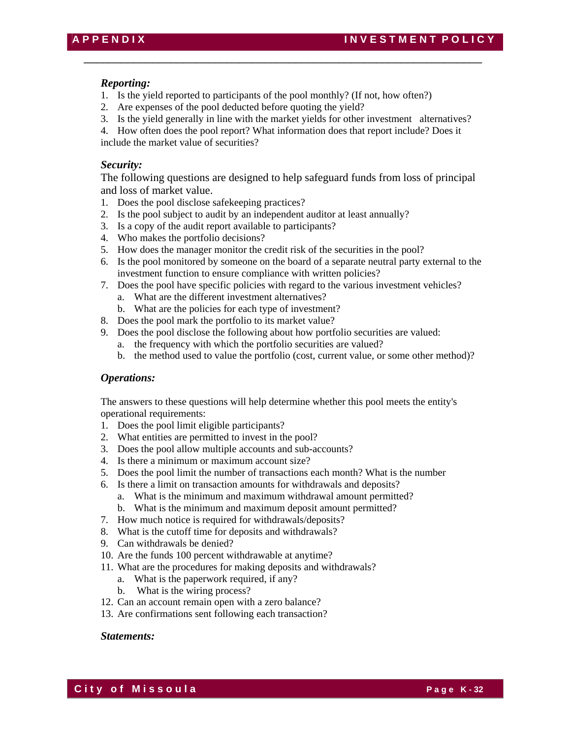***Reporting:***

1. Is the yield reported to participants of the pool monthly? (If not, how often?)
2. Are expenses of the pool deducted before quoting the yield?
3. Is the yield generally in line with the market yields for other investment alternatives?
4. How often does the pool report? What information does that report include? Does it include the market value of securities?

***Security:***

The following questions are designed to help safeguard funds from loss of principal and loss of market value.

1. Does the pool disclose safekeeping practices?
2. Is the pool subject to audit by an independent auditor at least annually?
3. Is a copy of the audit report available to participants?
4. Who makes the portfolio decisions?
5. How does the manager monitor the credit risk of the securities in the pool?
6. Is the pool monitored by someone on the board of a separate neutral party external to the investment function to ensure compliance with written policies?
7. Does the pool have specific policies with regard to the various investment vehicles?
   a. What are the different investment alternatives?
   b. What are the policies for each type of investment?
8. Does the pool mark the portfolio to its market value?
9. Does the pool disclose the following about how portfolio securities are valued:
   a. the frequency with which the portfolio securities are valued?
   b. the method used to value the portfolio (cost, current value, or some other method)?

***Operations:***

The answers to these questions will help determine whether this pool meets the entity's operational requirements:

1. Does the pool limit eligible participants?
2. What entities are permitted to invest in the pool?
3. Does the pool allow multiple accounts and sub-accounts?
4. Is there a minimum or maximum account size?
5. Does the pool limit the number of transactions each month? What is the number
6. Is there a limit on transaction amounts for withdrawals and deposits?
   a. What is the minimum and maximum withdrawal amount permitted?
   b. What is the minimum and maximum deposit amount permitted?
7. How much notice is required for withdrawals/deposits?
8. What is the cutoff time for deposits and withdrawals?
9. Can withdrawals be denied?
10. Are the funds 100 percent withdrawable at anytime?
11. What are the procedures for making deposits and withdrawals?
    a. What is the paperwork required, if any?
    b. What is the wiring process?
12. Can an account remain open with a zero balance?
13. Are confirmations sent following each transaction?

***Statements:***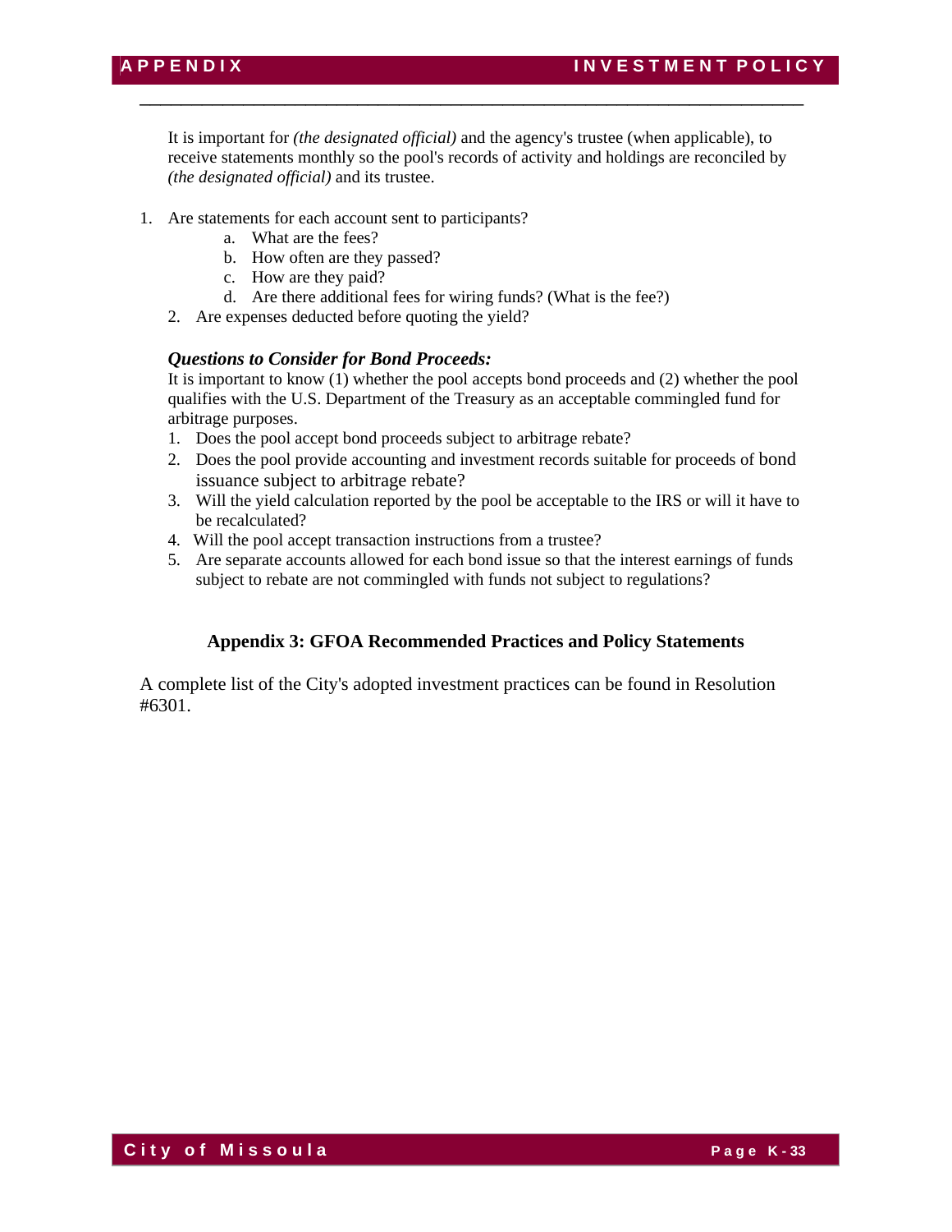It is important for *(the designated official)* and the agency's trustee (when applicable), to receive statements monthly so the pool's records of activity and holdings are reconciled by *(the designated official)* and its trustee.

1. Are statements for each account sent to participants?
    a. What are the fees?
    b. How often are they passed?
    c. How are they paid?
    d. Are there additional fees for wiring funds? (What is the fee?)
2. Are expenses deducted before quoting the yield?

***Questions to Consider for Bond Proceeds:***

It is important to know (1) whether the pool accepts bond proceeds and (2) whether the pool qualifies with the U.S. Department of the Treasury as an acceptable commingled fund for arbitrage purposes.

1. Does the pool accept bond proceeds subject to arbitrage rebate?
2. Does the pool provide accounting and investment records suitable for proceeds of bond issuance subject to arbitrage rebate?
3. Will the yield calculation reported by the pool be acceptable to the IRS or will it have to be recalculated?
4. Will the pool accept transaction instructions from a trustee?
5. Are separate accounts allowed for each bond issue so that the interest earnings of funds subject to rebate are not commingled with funds not subject to regulations?

## Appendix 3: GFOA Recommended Practices and Policy Statements

A complete list of the City's adopted investment practices can be found in Resolution #6301.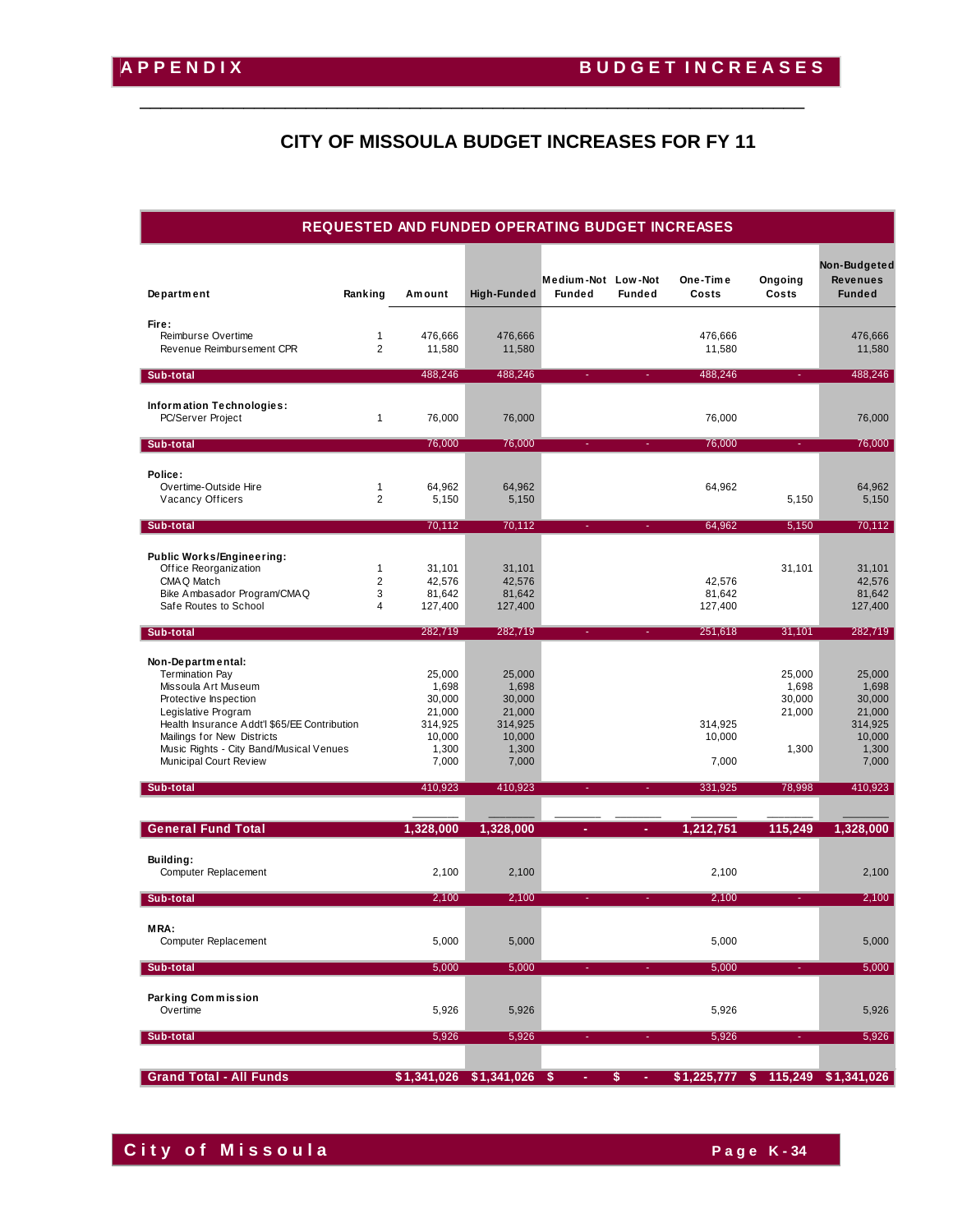# CITY OF MISSOULA BUDGET INCREASES FOR FY 11

## REQUESTED AND FUNDED OPERATING BUDGET INCREASES

| Department | Ranking | Amount | High-Funded | Medium-Not Funded | Low-Not Funded | One-Time Costs | Ongoing Costs | Non-Budgeted Revenues Funded |
|---|---|---|---|---|---|---|---|---|
| **Fire:** | | | | | | | | |
| Reimburse Overtime | 1 | 476,666 | 476,666 | | | 476,666 | | 476,666 |
| Revenue Reimbursement CPR | 2 | 11,580 | 11,580 | | | 11,580 | | 11,580 |
| **Sub-total** | | 488,246 | 488,246 | - | - | 488,246 | - | 488,246 |
| **Information Technologies:** | | | | | | | | |
| PC/Server Project | 1 | 76,000 | 76,000 | | | 76,000 | | 76,000 |
| **Sub-total** | | 76,000 | 76,000 | - | - | 76,000 | - | 76,000 |
| **Police:** | | | | | | | | |
| Overtime-Outside Hire | 1 | 64,962 | 64,962 | | | 64,962 | | 64,962 |
| Vacancy Officers | 2 | 5,150 | 5,150 | | | | 5,150 | 5,150 |
| **Sub-total** | | 70,112 | 70,112 | - | - | 64,962 | 5,150 | 70,112 |
| **Public Works/Engineering:** | | | | | | | | |
| Office Reorganization | 1 | 31,101 | 31,101 | | | | 31,101 | 31,101 |
| CMAQ Match | 2 | 42,576 | 42,576 | | | 42,576 | | 42,576 |
| Bike Ambasador Program/CMAQ | 3 | 81,642 | 81,642 | | | 81,642 | | 81,642 |
| Safe Routes to School | 4 | 127,400 | 127,400 | | | 127,400 | | 127,400 |
| **Sub-total** | | 282,719 | 282,719 | - | - | 251,618 | 31,101 | 282,719 |
| **Non-Departmental:** | | | | | | | | |
| Termination Pay | | 25,000 | 25,000 | | | | 25,000 | 25,000 |
| Missoula Art Museum | | 1,698 | 1,698 | | | | 1,698 | 1,698 |
| Protective Inspection | | 30,000 | 30,000 | | | | 30,000 | 30,000 |
| Legislative Program | | 21,000 | 21,000 | | | | 21,000 | 21,000 |
| Health Insurance Addt'l $65/EE Contribution | | 314,925 | 314,925 | | | 314,925 | | 314,925 |
| Mailings for New Districts | | 10,000 | 10,000 | | | 10,000 | | 10,000 |
| Music Rights - City Band/Musical Venues | | 1,300 | 1,300 | | | | 1,300 | 1,300 |
| Municipal Court Review | | 7,000 | 7,000 | | | 7,000 | | 7,000 |
| **Sub-total** | | 410,923 | 410,923 | - | - | 331,925 | 78,998 | 410,923 |
| **General Fund Total** | | 1,328,000 | 1,328,000 | - | - | 1,212,751 | 115,249 | 1,328,000 |
| **Building:** | | | | | | | | |
| Computer Replacement | | 2,100 | 2,100 | | | 2,100 | | 2,100 |
| **Sub-total** | | 2,100 | 2,100 | - | - | 2,100 | - | 2,100 |
| **MRA:** | | | | | | | | |
| Computer Replacement | | 5,000 | 5,000 | | | 5,000 | | 5,000 |
| **Sub-total** | | 5,000 | 5,000 | - | - | 5,000 | - | 5,000 |
| **Parking Commission** | | | | | | | | |
| Overtime | | 5,926 | 5,926 | | | 5,926 | | 5,926 |
| **Sub-total** | | 5,926 | 5,926 | - | - | 5,926 | - | 5,926 |
| **Grand Total - All Funds** | | $1,341,026 | $1,341,026 | $ - | $ - | $1,225,777 | $ 115,249 | $1,341,026 |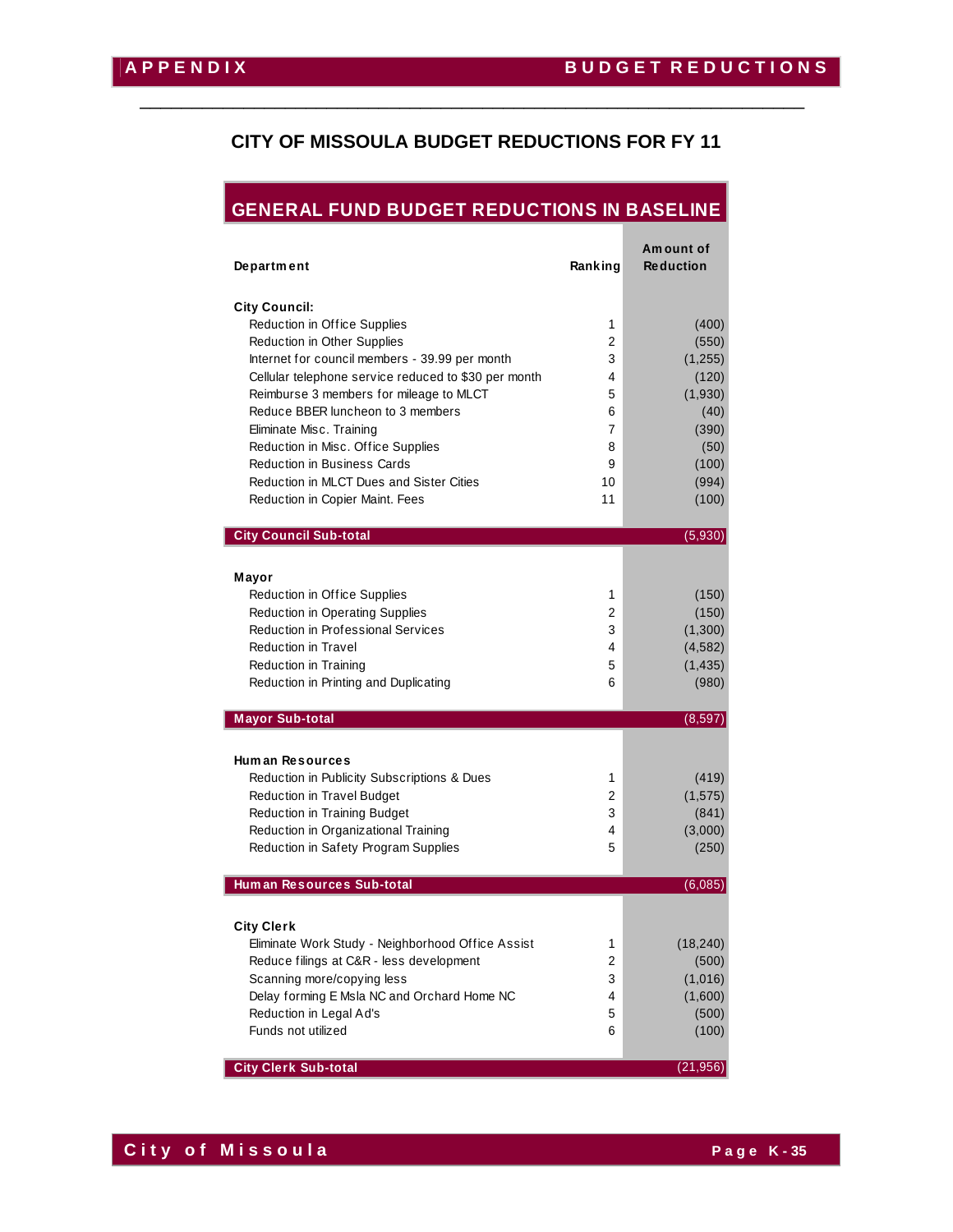## CITY OF MISSOULA BUDGET REDUCTIONS FOR FY 11

### GENERAL FUND BUDGET REDUCTIONS IN BASELINE

| Department | Ranking | Amount of Reduction |
|---|---|---|
| **City Council:** | | |
| Reduction in Office Supplies | 1 | (400) |
| Reduction in Other Supplies | 2 | (550) |
| Internet for council members - 39.99 per month | 3 | (1,255) |
| Cellular telephone service reduced to $30 per month | 4 | (120) |
| Reimburse 3 members for mileage to MLCT | 5 | (1,930) |
| Reduce BBER luncheon to 3 members | 6 | (40) |
| Eliminate Misc. Training | 7 | (390) |
| Reduction in Misc. Office Supplies | 8 | (50) |
| Reduction in Business Cards | 9 | (100) |
| Reduction in MLCT Dues and Sister Cities | 10 | (994) |
| Reduction in Copier Maint. Fees | 11 | (100) |
| **City Council Sub-total** | | (5,930) |
| **Mayor** | | |
| Reduction in Office Supplies | 1 | (150) |
| Reduction in Operating Supplies | 2 | (150) |
| Reduction in Professional Services | 3 | (1,300) |
| Reduction in Travel | 4 | (4,582) |
| Reduction in Training | 5 | (1,435) |
| Reduction in Printing and Duplicating | 6 | (980) |
| **Mayor Sub-total** | | (8,597) |
| **Human Resources** | | |
| Reduction in Publicity Subscriptions & Dues | 1 | (419) |
| Reduction in Travel Budget | 2 | (1,575) |
| Reduction in Training Budget | 3 | (841) |
| Reduction in Organizational Training | 4 | (3,000) |
| Reduction in Safety Program Supplies | 5 | (250) |
| **Human Resources Sub-total** | | (6,085) |
| **City Clerk** | | |
| Eliminate Work Study - Neighborhood Office Assist | 1 | (18,240) |
| Reduce filings at C&R - less development | 2 | (500) |
| Scanning more/copying less | 3 | (1,016) |
| Delay forming E Msla NC and Orchard Home NC | 4 | (1,600) |
| Reduction in Legal Ad's | 5 | (500) |
| Funds not utilized | 6 | (100) |
| **City Clerk Sub-total** | | (21,956) |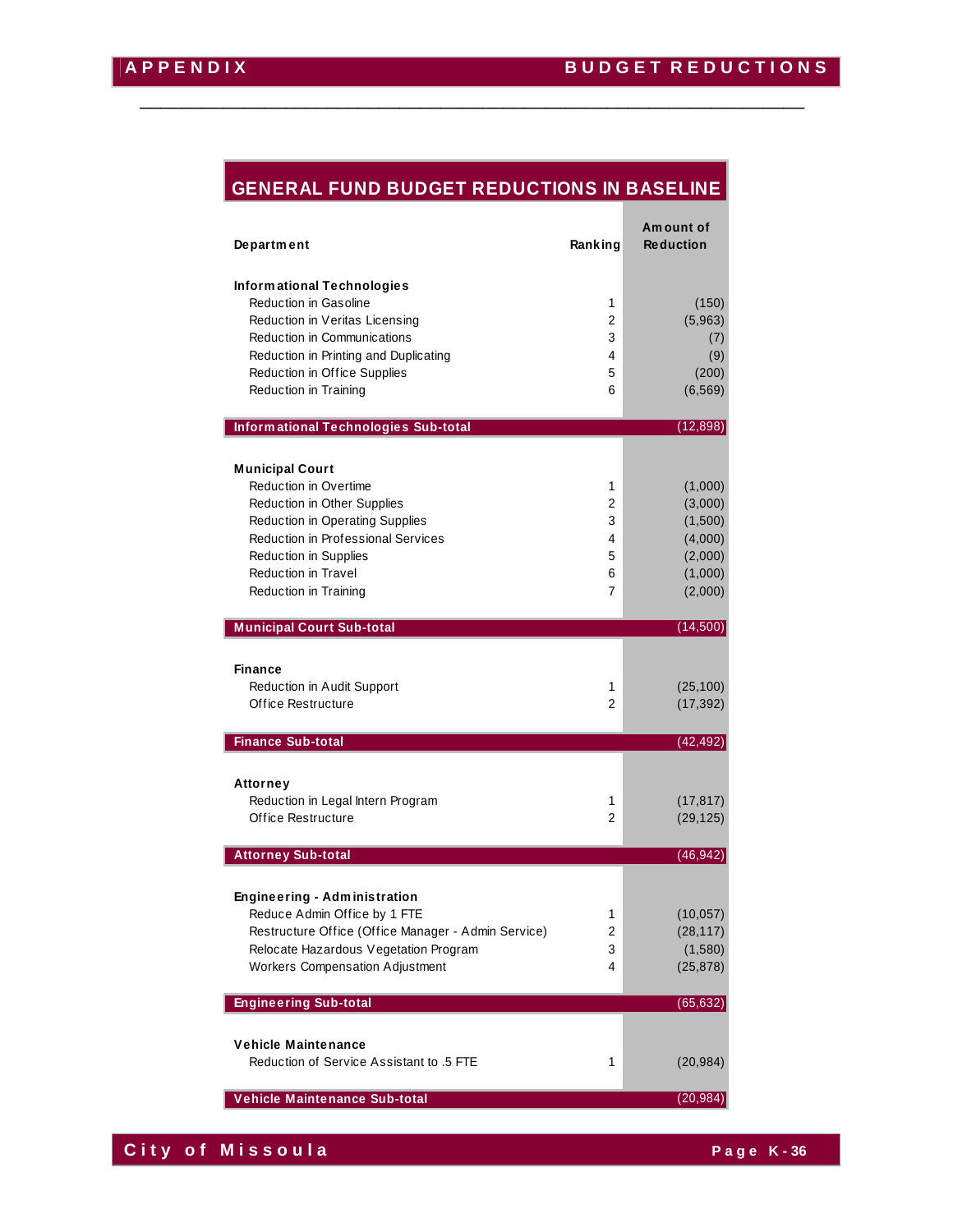## GENERAL FUND BUDGET REDUCTIONS IN BASELINE

| Department | Ranking | Amount of Reduction |
|---|---|---|
| **Informational Technologies** | | |
| Reduction in Gasoline | 1 | (150) |
| Reduction in Veritas Licensing | 2 | (5,963) |
| Reduction in Communications | 3 | (7) |
| Reduction in Printing and Duplicating | 4 | (9) |
| Reduction in Office Supplies | 5 | (200) |
| Reduction in Training | 6 | (6,569) |
| **Informational Technologies Sub-total** | | (12,898) |
| **Municipal Court** | | |
| Reduction in Overtime | 1 | (1,000) |
| Reduction in Other Supplies | 2 | (3,000) |
| Reduction in Operating Supplies | 3 | (1,500) |
| Reduction in Professional Services | 4 | (4,000) |
| Reduction in Supplies | 5 | (2,000) |
| Reduction in Travel | 6 | (1,000) |
| Reduction in Training | 7 | (2,000) |
| **Municipal Court Sub-total** | | (14,500) |
| **Finance** | | |
| Reduction in Audit Support | 1 | (25,100) |
| Office Restructure | 2 | (17,392) |
| **Finance Sub-total** | | (42,492) |
| **Attorney** | | |
| Reduction in Legal Intern Program | 1 | (17,817) |
| Office Restructure | 2 | (29,125) |
| **Attorney Sub-total** | | (46,942) |
| **Engineering - Administration** | | |
| Reduce Admin Office by 1 FTE | 1 | (10,057) |
| Restructure Office (Office Manager - Admin Service) | 2 | (28,117) |
| Relocate Hazardous Vegetation Program | 3 | (1,580) |
| Workers Compensation Adjustment | 4 | (25,878) |
| **Engineering Sub-total** | | (65,632) |
| **Vehicle Maintenance** | | |
| Reduction of Service Assistant to .5 FTE | 1 | (20,984) |
| **Vehicle Maintenance Sub-total** | | (20,984) |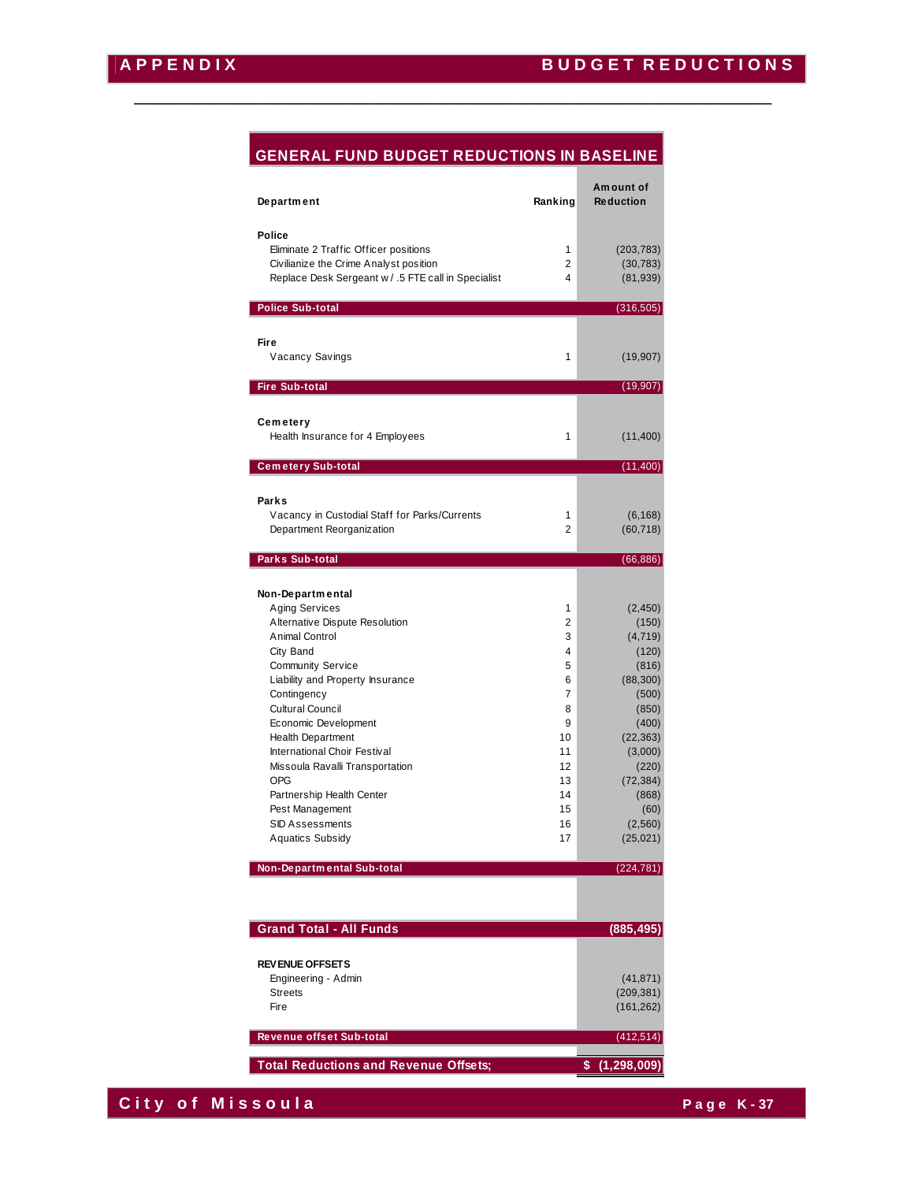## GENERAL FUND BUDGET REDUCTIONS IN BASELINE

| Department | Ranking | Amount of Reduction |
|---|---|---|
| **Police** | | |
| Eliminate 2 Traffic Officer positions | 1 | (203,783) |
| Civilianize the Crime Analyst position | 2 | (30,783) |
| Replace Desk Sergeant w / .5 FTE call in Specialist | 4 | (81,939) |
| **Police Sub-total** | | (316,505) |
| **Fire** | | |
| Vacancy Savings | 1 | (19,907) |
| **Fire Sub-total** | | (19,907) |
| **Cemetery** | | |
| Health Insurance for 4 Employees | 1 | (11,400) |
| **Cemetery Sub-total** | | (11,400) |
| **Parks** | | |
| Vacancy in Custodial Staff for Parks/Currents | 1 | (6,168) |
| Department Reorganization | 2 | (60,718) |
| **Parks Sub-total** | | (66,886) |
| **Non-Departmental** | | |
| Aging Services | 1 | (2,450) |
| Alternative Dispute Resolution | 2 | (150) |
| Animal Control | 3 | (4,719) |
| City Band | 4 | (120) |
| Community Service | 5 | (816) |
| Liability and Property Insurance | 6 | (88,300) |
| Contingency | 7 | (500) |
| Cultural Council | 8 | (850) |
| Economic Development | 9 | (400) |
| Health Department | 10 | (22,363) |
| International Choir Festival | 11 | (3,000) |
| Missoula Ravalli Transportation | 12 | (220) |
| OPG | 13 | (72,384) |
| Partnership Health Center | 14 | (868) |
| Pest Management | 15 | (60) |
| SID Assessments | 16 | (2,560) |
| Aquatics Subsidy | 17 | (25,021) |
| **Non-Departmental Sub-total** | | (224,781) |
| **Grand Total - All Funds** | | **(885,495)** |
| **REVENUE OFFSETS** | | |
| Engineering - Admin | | (41,871) |
| Streets | | (209,381) |
| Fire | | (161,262) |
| **Revenue offset Sub-total** | | (412,514) |
| **Total Reductions and Revenue Offsets;** | | **$ (1,298,009)** |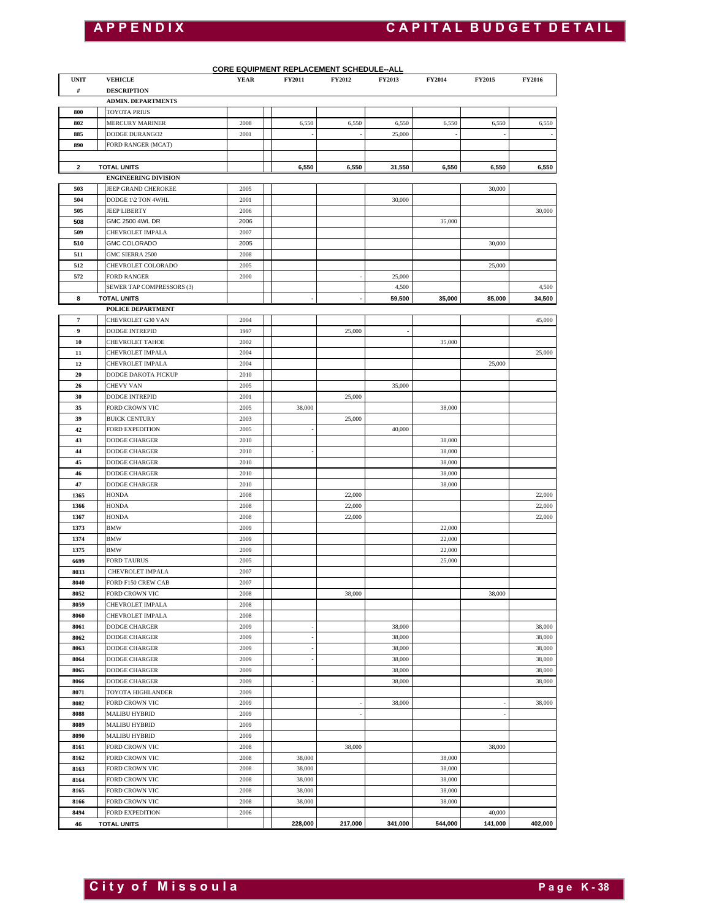**CORE EQUIPMENT REPLACEMENT SCHEDULE--ALL**

| UNIT # | VEHICLE DESCRIPTION | YEAR | FY2011 | FY2012 | FY2013 | FY2014 | FY2015 | FY2016 |
|---|---|---|---|---|---|---|---|---|
| | **ADMIN. DEPARTMENTS** | | | | | | | |
| 800 | TOYOTA PRIUS | | | | | | | |
| 802 | MERCURY MARINER | 2008 | 6,550 | 6,550 | 6,550 | 6,550 | 6,550 | 6,550 |
| 885 | DODGE DURANGO2 | 2001 | - | - | 25,000 | - | - | - |
| 890 | FORD RANGER (MCAT) | | | | | | | |
| | | | | | | | | |
| **2** | **TOTAL UNITS** | | **6,550** | **6,550** | **31,550** | **6,550** | **6,550** | **6,550** |
| | **ENGINEERING DIVISION** | | | | | | | |
| 503 | JEEP GRAND CHEROKEE | 2005 | | | | | 30,000 | |
| 504 | DODGE 1\2 TON 4WHL | 2001 | | | 30,000 | | | |
| 505 | JEEP LIBERTY | 2006 | | | | | | 30,000 |
| 508 | GMC 2500 4WL DR | 2006 | | | | 35,000 | | |
| 509 | CHEVROLET IMPALA | 2007 | | | | | | |
| 510 | GMC COLORADO | 2005 | | | | | 30,000 | |
| 511 | GMC SIERRA 2500 | 2008 | | | | | | |
| 512 | CHEVROLET COLORADO | 2005 | | | | | 25,000 | |
| 572 | FORD RANGER | 2000 | | - | 25,000 | | | |
| | SEWER TAP COMPRESSORS (3) | | | | 4,500 | | | 4,500 |
| **8** | **TOTAL UNITS** | | - | - | **59,500** | **35,000** | **85,000** | **34,500** |
| | **POLICE DEPARTMENT** | | | | | | | |
| 7 | CHEVROLET G30 VAN | 2004 | | | | | | 45,000 |
| 9 | DODGE INTREPID | 1997 | | 25,000 | - | | | |
| 10 | CHEVROLET TAHOE | 2002 | | | | 35,000 | | |
| 11 | CHEVROLET IMPALA | 2004 | | | | | | 25,000 |
| 12 | CHEVROLET IMPALA | 2004 | | | | | 25,000 | |
| 20 | DODGE DAKOTA PICKUP | 2010 | | | | | | |
| 26 | CHEVY VAN | 2005 | | | 35,000 | | | |
| 30 | DODGE INTREPID | 2001 | | 25,000 | | | | |
| 35 | FORD CROWN VIC | 2005 | 38,000 | | | 38,000 | | |
| 39 | BUICK CENTURY | 2003 | | 25,000 | | | | |
| 42 | FORD EXPEDITION | 2005 | - | | 40,000 | | | |
| 43 | DODGE CHARGER | 2010 | | | | 38,000 | | |
| 44 | DODGE CHARGER | 2010 | - | | | 38,000 | | |
| 45 | DODGE CHARGER | 2010 | | | | 38,000 | | |
| 46 | DODGE CHARGER | 2010 | | | | 38,000 | | |
| 47 | DODGE CHARGER | 2010 | | | | 38,000 | | |
| 1365 | HONDA | 2008 | | 22,000 | | | | 22,000 |
| 1366 | HONDA | 2008 | | 22,000 | | | | 22,000 |
| 1367 | HONDA | 2008 | | 22,000 | | | | 22,000 |
| 1373 | BMW | 2009 | | | | 22,000 | | |
| 1374 | BMW | 2009 | | | | 22,000 | | |
| 1375 | BMW | 2009 | | | | 22,000 | | |
| 6699 | FORD TAURUS | 2005 | | | | 25,000 | | |
| 8033 | CHEVROLET IMPALA | 2007 | | | | | | |
| 8040 | FORD F150 CREW CAB | 2007 | | | | | | |
| 8052 | FORD CROWN VIC | 2008 | | 38,000 | | | 38,000 | |
| 8059 | CHEVROLET IMPALA | 2008 | | | | | | |
| 8060 | CHEVROLET IMPALA | 2008 | | | | | | |
| 8061 | DODGE CHARGER | 2009 | - | | 38,000 | | | 38,000 |
| 8062 | DODGE CHARGER | 2009 | - | | 38,000 | | | 38,000 |
| 8063 | DODGE CHARGER | 2009 | - | | 38,000 | | | 38,000 |
| 8064 | DODGE CHARGER | 2009 | - | | 38,000 | | | 38,000 |
| 8065 | DODGE CHARGER | 2009 | | | 38,000 | | | 38,000 |
| 8066 | DODGE CHARGER | 2009 | - | | 38,000 | | | 38,000 |
| 8071 | TOYOTA HIGHLANDER | 2009 | | | | | | |
| 8082 | FORD CROWN VIC | 2009 | | - | 38,000 | | - | 38,000 |
| 8088 | MALIBU HYBRID | 2009 | | - | | | - | |
| 8089 | MALIBU HYBRID | 2009 | | | | | | |
| 8090 | MALIBU HYBRID | 2009 | | | | | | |
| 8161 | FORD CROWN VIC | 2008 | | 38,000 | | | 38,000 | |
| 8162 | FORD CROWN VIC | 2008 | 38,000 | | | 38,000 | | |
| 8163 | FORD CROWN VIC | 2008 | 38,000 | | | 38,000 | | |
| 8164 | FORD CROWN VIC | 2008 | 38,000 | | | 38,000 | | |
| 8165 | FORD CROWN VIC | 2008 | 38,000 | | | 38,000 | | |
| 8166 | FORD CROWN VIC | 2008 | 38,000 | | | 38,000 | | |
| 8494 | FORD EXPEDITION | 2006 | | | | | 40,000 | |
| **46** | **TOTAL UNITS** | | **228,000** | **217,000** | **341,000** | **544,000** | **141,000** | **402,000** |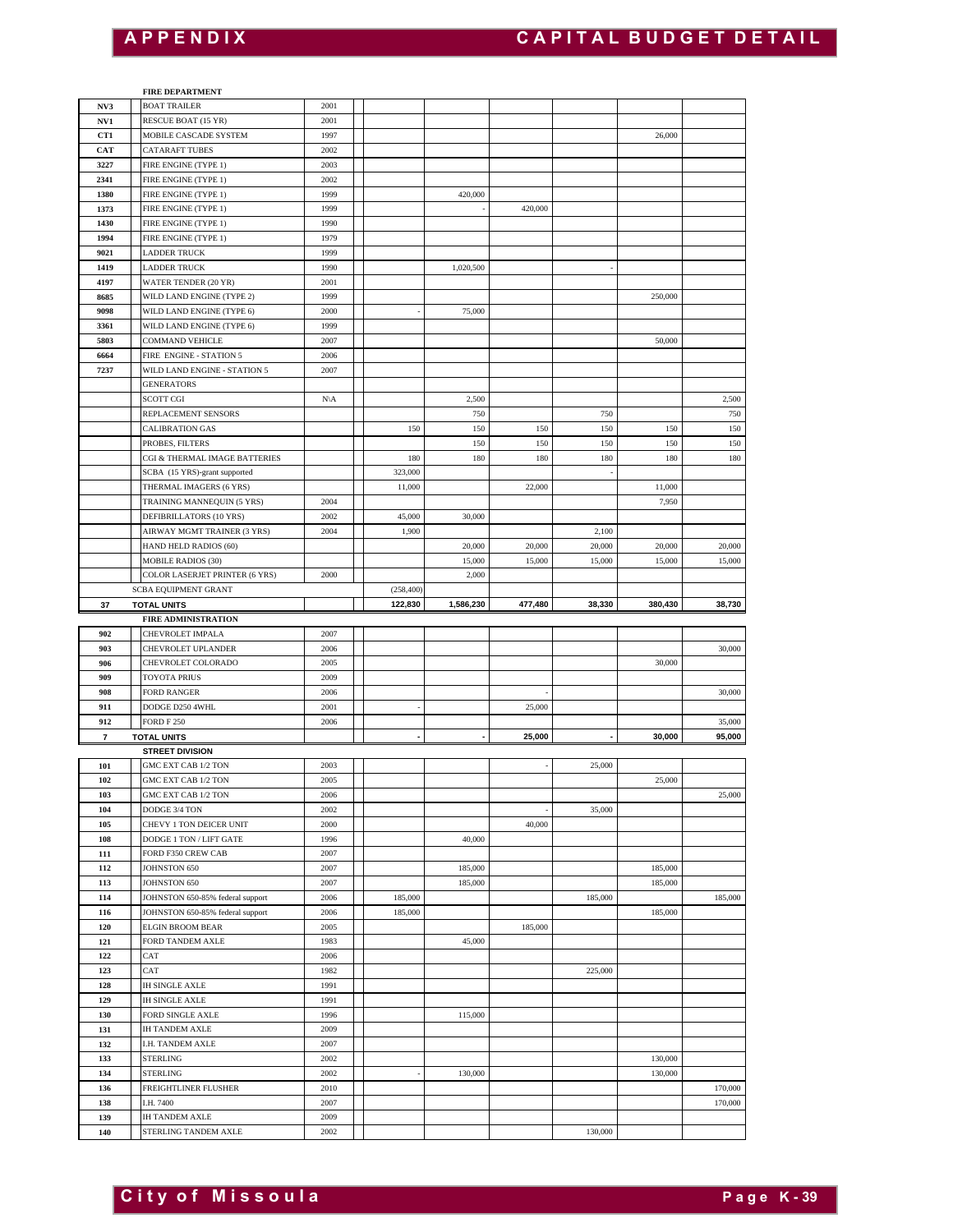# APPENDIX — CAPITAL BUDGET DETAIL

| | | | | | | | | | |
|---|---|---|---|---|---|---|---|---|---|
| | **FIRE DEPARTMENT** | | | | | | | | |
| **NV3** | BOAT TRAILER | 2001 | | | | | | | |
| **NV1** | RESCUE BOAT (15 YR) | 2001 | | | | | | | |
| **CT1** | MOBILE CASCADE SYSTEM | 1997 | | | | | | 26,000 | |
| **CAT** | CATARAFT TUBES | 2002 | | | | | | | |
| **3227** | FIRE ENGINE (TYPE 1) | 2003 | | | | | | | |
| **2341** | FIRE ENGINE (TYPE 1) | 2002 | | | | | | | |
| **1380** | FIRE ENGINE (TYPE 1) | 1999 | | | 420,000 | | | | |
| **1373** | FIRE ENGINE (TYPE 1) | 1999 | | | - | 420,000 | | | |
| **1430** | FIRE ENGINE (TYPE 1) | 1990 | | | | | | | |
| **1994** | FIRE ENGINE (TYPE 1) | 1979 | | | | | | | |
| **9021** | LADDER TRUCK | 1999 | | | | | | | |
| **1419** | LADDER TRUCK | 1990 | | | 1,020,500 | | - | | |
| **4197** | WATER TENDER (20 YR) | 2001 | | | | | | | |
| **8685** | WILD LAND ENGINE (TYPE 2) | 1999 | | | | | | 250,000 | |
| **9098** | WILD LAND ENGINE (TYPE 6) | 2000 | | - | 75,000 | | | | |
| **3361** | WILD LAND ENGINE (TYPE 6) | 1999 | | | | | | | |
| **5803** | COMMAND VEHICLE | 2007 | | | | | | 50,000 | |
| **6664** | FIRE ENGINE - STATION 5 | 2006 | | | | | | | |
| **7237** | WILD LAND ENGINE - STATION 5 | 2007 | | | | | | | |
| | GENERATORS | | | | | | | | |
| | SCOTT CGI | N\A | | | 2,500 | | | | 2,500 |
| | REPLACEMENT SENSORS | | | | 750 | | 750 | | 750 |
| | CALIBRATION GAS | | | 150 | 150 | 150 | 150 | 150 | 150 |
| | PROBES, FILTERS | | | | 150 | 150 | 150 | 150 | 150 |
| | CGI & THERMAL IMAGE BATTERIES | | | 180 | 180 | 180 | 180 | 180 | 180 |
| | SCBA (15 YRS)-grant supported | | | 323,000 | | | - | | |
| | THERMAL IMAGERS (6 YRS) | | | 11,000 | | 22,000 | | 11,000 | |
| | TRAINING MANNEQUIN (5 YRS) | 2004 | | | | | | 7,950 | |
| | DEFIBRILLATORS (10 YRS) | 2002 | | 45,000 | 30,000 | | | | |
| | AIRWAY MGMT TRAINER (3 YRS) | 2004 | | 1,900 | | | 2,100 | | |
| | HAND HELD RADIOS (60) | | | | 20,000 | 20,000 | 20,000 | 20,000 | 20,000 |
| | MOBILE RADIOS (30) | | | | 15,000 | 15,000 | 15,000 | 15,000 | 15,000 |
| | COLOR LASERJET PRINTER (6 YRS) | 2000 | | | 2,000 | | | | |
| | SCBA EQUIPMENT GRANT | | | (258,400) | | | | | |
| **37** | **TOTAL UNITS** | | | **122,830** | **1,586,230** | **477,480** | **38,330** | **380,430** | **38,730** |
| | **FIRE ADMINISTRATION** | | | | | | | | |
| **902** | CHEVROLET IMPALA | 2007 | | | | | | | |
| **903** | CHEVROLET UPLANDER | 2006 | | | | | | | 30,000 |
| **906** | CHEVROLET COLORADO | 2005 | | | | | | 30,000 | |
| **909** | TOYOTA PRIUS | 2009 | | | | | | | |
| **908** | FORD RANGER | 2006 | | | | - | | | 30,000 |
| **911** | DODGE D250 4WHL | 2001 | | - | | 25,000 | | | |
| **912** | FORD F 250 | 2006 | | | | | | | 35,000 |
| **7** | **TOTAL UNITS** | | | **-** | **-** | **25,000** | **-** | **30,000** | **95,000** |
| | **STREET DIVISION** | | | | | | | | |
| **101** | GMC EXT CAB 1/2 TON | 2003 | | | | - | 25,000 | | |
| **102** | GMC EXT CAB 1/2 TON | 2005 | | | | | | 25,000 | |
| **103** | GMC EXT CAB 1/2 TON | 2006 | | | | | | | 25,000 |
| **104** | DODGE 3/4 TON | 2002 | | | | - | 35,000 | | |
| **105** | CHEVY 1 TON DEICER UNIT | 2000 | | | | 40,000 | | | |
| **108** | DODGE 1 TON / LIFT GATE | 1996 | | | 40,000 | | | | |
| **111** | FORD F350 CREW CAB | 2007 | | | | | | | |
| **112** | JOHNSTON 650 | 2007 | | | 185,000 | | | 185,000 | |
| **113** | JOHNSTON 650 | 2007 | | | 185,000 | | | 185,000 | |
| **114** | JOHNSTON 650-85% federal support | 2006 | | 185,000 | | | 185,000 | | 185,000 |
| **116** | JOHNSTON 650-85% federal support | 2006 | | 185,000 | | | | 185,000 | |
| **120** | ELGIN BROOM BEAR | 2005 | | | | 185,000 | | | |
| **121** | FORD TANDEM AXLE | 1983 | | | 45,000 | | | | |
| **122** | CAT | 2006 | | | | | | | |
| **123** | CAT | 1982 | | | | | 225,000 | | |
| **128** | IH SINGLE AXLE | 1991 | | | | | | | |
| **129** | IH SINGLE AXLE | 1991 | | | | | | | |
| **130** | FORD SINGLE AXLE | 1996 | | | 115,000 | | | | |
| **131** | IH TANDEM AXLE | 2009 | | | | | | | |
| **132** | I.H. TANDEM AXLE | 2007 | | | | | | | |
| **133** | STERLING | 2002 | | | | | | 130,000 | |
| **134** | STERLING | 2002 | | - | 130,000 | | | 130,000 | |
| **136** | FREIGHTLINER FLUSHER | 2010 | | | | | | | 170,000 |
| **138** | I.H. 7400 | 2007 | | | | | | | 170,000 |
| **139** | IH TANDEM AXLE | 2009 | | | | | | | |
| **140** | STERLING TANDEM AXLE | 2002 | | | | | 130,000 | | |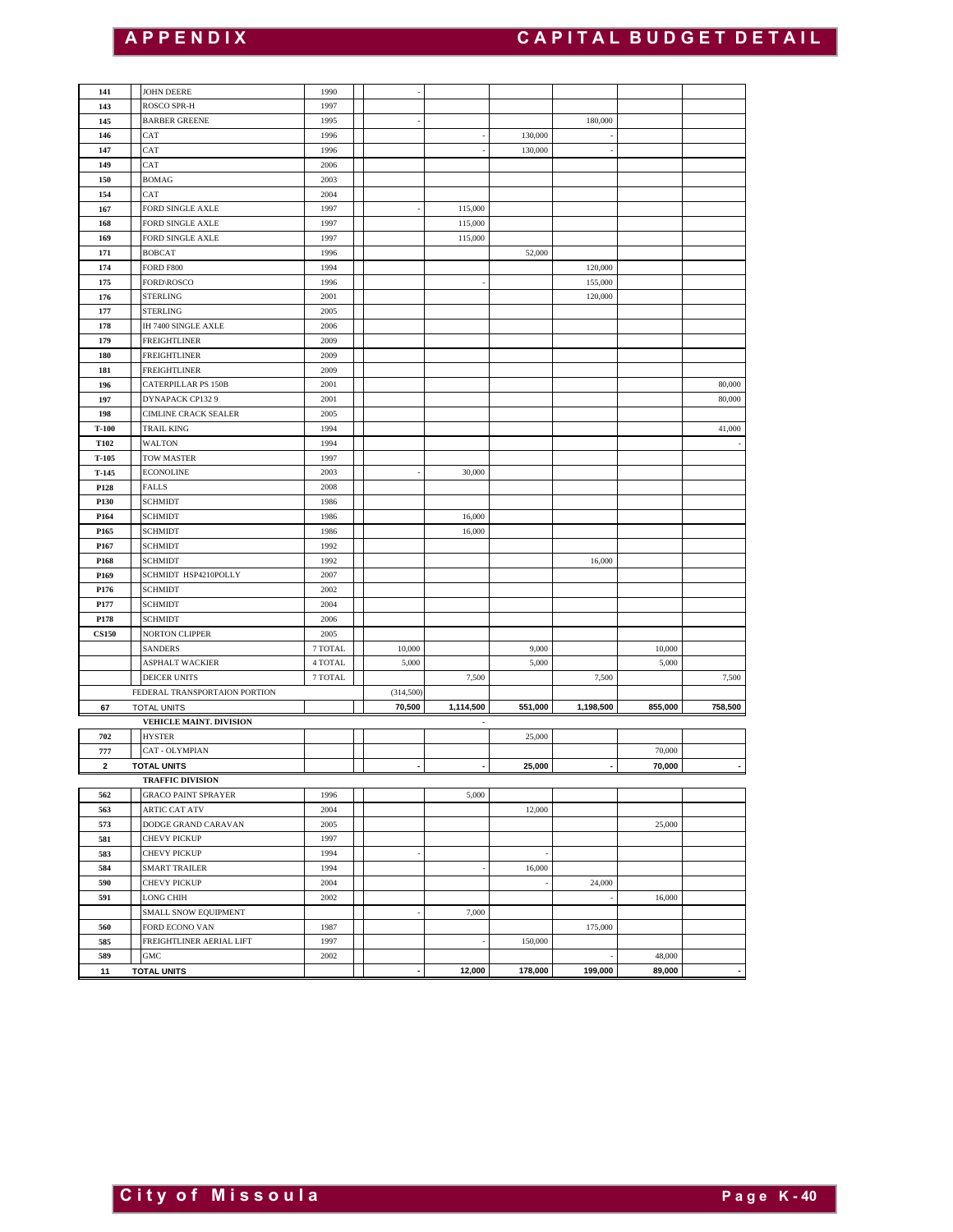| | | | | | | | | | |
|---|---|---|---|---|---|---|---|---|---|
| 141 | JOHN DEERE | 1990 | | - | | | | | |
| 143 | ROSCO SPR-H | 1997 | | | | | | | |
| 145 | BARBER GREENE | 1995 | | - | | | 180,000 | | |
| 146 | CAT | 1996 | | | - | 130,000 | - | | |
| 147 | CAT | 1996 | | | - | 130,000 | - | | |
| 149 | CAT | 2006 | | | | | | | |
| 150 | BOMAG | 2003 | | | | | | | |
| 154 | CAT | 2004 | | | | | | | |
| 167 | FORD SINGLE AXLE | 1997 | | - | 115,000 | | | | |
| 168 | FORD SINGLE AXLE | 1997 | | | 115,000 | | | | |
| 169 | FORD SINGLE AXLE | 1997 | | | 115,000 | | | | |
| 171 | BOBCAT | 1996 | | | | 52,000 | | | |
| 174 | FORD F800 | 1994 | | | | | 120,000 | | |
| 175 | FORD\ROSCO | 1996 | | | - | | 155,000 | | |
| 176 | STERLING | 2001 | | | | | 120,000 | | |
| 177 | STERLING | 2005 | | | | | | | |
| 178 | IH 7400 SINGLE AXLE | 2006 | | | | | | | |
| 179 | FREIGHTLINER | 2009 | | | | | | | |
| 180 | FREIGHTLINER | 2009 | | | | | | | |
| 181 | FREIGHTLINER | 2009 | | | | | | | |
| 196 | CATERPILLAR PS 150B | 2001 | | | | | | | 80,000 |
| 197 | DYNAPACK CP132 9 | 2001 | | | | | | | 80,000 |
| 198 | CIMLINE CRACK SEALER | 2005 | | | | | | | |
| T-100 | TRAIL KING | 1994 | | | | | | | 41,000 |
| T102 | WALTON | 1994 | | | | | | | - |
| T-105 | TOW MASTER | 1997 | | | | | | | |
| T-145 | ECONOLINE | 2003 | | - | 30,000 | | | | |
| P128 | FALLS | 2008 | | | | | | | |
| P130 | SCHMIDT | 1986 | | | | | | | |
| P164 | SCHMIDT | 1986 | | | 16,000 | | | | |
| P165 | SCHMIDT | 1986 | | | 16,000 | | | | |
| P167 | SCHMIDT | 1992 | | | | | | | |
| P168 | SCHMIDT | 1992 | | | | | 16,000 | | |
| P169 | SCHMIDT HSP4210POLLY | 2007 | | | | | | | |
| P176 | SCHMIDT | 2002 | | | | | | | |
| P177 | SCHMIDT | 2004 | | | | | | | |
| P178 | SCHMIDT | 2006 | | | | | | | |
| CS150 | NORTON CLIPPER | 2005 | | | | | | | |
| | SANDERS | 7 TOTAL | | 10,000 | | 9,000 | | 10,000 | |
| | ASPHALT WACKIER | 4 TOTAL | | 5,000 | | 5,000 | | 5,000 | |
| | DEICER UNITS | 7 TOTAL | | | 7,500 | | 7,500 | | 7,500 |
| | FEDERAL TRANSPORTAION PORTION | | | (314,500) | | | | | |
| 67 | TOTAL UNITS | | | 70,500 | 1,114,500 | 551,000 | 1,198,500 | 855,000 | 758,500 |
| | **VEHICLE MAINT. DIVISION** | | | | - | | | | |
| 702 | HYSTER | | | | | 25,000 | | | |
| 777 | CAT - OLYMPIAN | | | | | | | 70,000 | |
| 2 | TOTAL UNITS | | | - | - | 25,000 | - | 70,000 | - |
| | **TRAFFIC DIVISION** | | | | | | | | |
| 562 | GRACO PAINT SPRAYER | 1996 | | | 5,000 | | | | |
| 563 | ARTIC CAT ATV | 2004 | | | | 12,000 | | | |
| 573 | DODGE GRAND CARAVAN | 2005 | | | | | | 25,000 | |
| 581 | CHEVY PICKUP | 1997 | | | | | | | |
| 583 | CHEVY PICKUP | 1994 | | - | | - | | | |
| 584 | SMART TRAILER | 1994 | | | - | 16,000 | | | |
| 590 | CHEVY PICKUP | 2004 | | | | - | 24,000 | | |
| 591 | LONG CHIH | 2002 | | | | | - | 16,000 | |
| | SMALL SNOW EQUIPMENT | | | - | 7,000 | | | | |
| 560 | FORD ECONO VAN | 1987 | | | | | 175,000 | | |
| 585 | FREIGHTLINER AERIAL LIFT | 1997 | | | - | 150,000 | | | |
| 589 | GMC | 2002 | | | | | - | 48,000 | |
| 11 | TOTAL UNITS | | | - | 12,000 | 178,000 | 199,000 | 89,000 | - |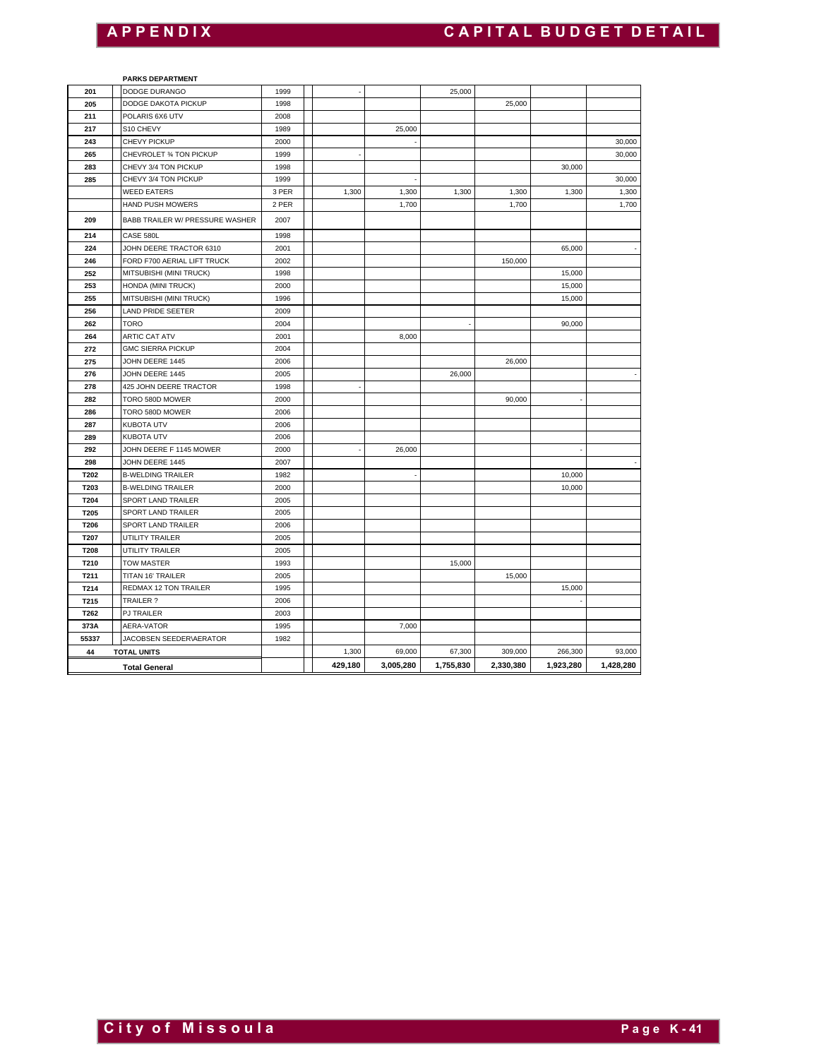**PARKS DEPARTMENT**

| | | | | | | | | | |
|---|---|---|---|---|---|---|---|---|---|
| 201 | DODGE DURANGO | 1999 | | - | | 25,000 | | | |
| 205 | DODGE DAKOTA PICKUP | 1998 | | | | | 25,000 | | |
| 211 | POLARIS 6X6 UTV | 2008 | | | | | | | |
| 217 | S10 CHEVY | 1989 | | | 25,000 | | | | |
| 243 | CHEVY PICKUP | 2000 | | | - | | | | 30,000 |
| 265 | CHEVROLET ¾ TON PICKUP | 1999 | | - | | | | | 30,000 |
| 283 | CHEVY 3/4 TON PICKUP | 1998 | | | | | | 30,000 | |
| 285 | CHEVY 3/4 TON PICKUP | 1999 | | | - | | | | 30,000 |
| | WEED EATERS | 3 PER | | 1,300 | 1,300 | 1,300 | 1,300 | 1,300 | 1,300 |
| | HAND PUSH MOWERS | 2 PER | | | 1,700 | | 1,700 | | 1,700 |
| 209 | BABB TRAILER W/ PRESSURE WASHER | 2007 | | | | | | | |
| 214 | CASE 580L | 1998 | | | | | | | |
| 224 | JOHN DEERE TRACTOR 6310 | 2001 | | | | | | 65,000 | - |
| 246 | FORD F700 AERIAL LIFT TRUCK | 2002 | | | | | 150,000 | | |
| 252 | MITSUBISHI (MINI TRUCK) | 1998 | | | | | | 15,000 | |
| 253 | HONDA (MINI TRUCK) | 2000 | | | | | | 15,000 | |
| 255 | MITSUBISHI (MINI TRUCK) | 1996 | | | | | | 15,000 | |
| 256 | LAND PRIDE SEETER | 2009 | | | | | | | |
| 262 | TORO | 2004 | | | | - | | 90,000 | |
| 264 | ARTIC CAT ATV | 2001 | | | 8,000 | | | | |
| 272 | GMC SIERRA PICKUP | 2004 | | | | | | | |
| 275 | JOHN DEERE 1445 | 2006 | | | | | 26,000 | | |
| 276 | JOHN DEERE 1445 | 2005 | | | | 26,000 | | | - |
| 278 | 425 JOHN DEERE TRACTOR | 1998 | | - | | | | | |
| 282 | TORO 580D MOWER | 2000 | | | | | 90,000 | - | |
| 286 | TORO 580D MOWER | 2006 | | | | | | | |
| 287 | KUBOTA UTV | 2006 | | | | | | | |
| 289 | KUBOTA UTV | 2006 | | | | | | | |
| 292 | JOHN DEERE F 1145 MOWER | 2000 | | - | 26,000 | | | - | |
| 298 | JOHN DEERE 1445 | 2007 | | | | | | | - |
| T202 | B-WELDING TRAILER | 1982 | | | - | | | 10,000 | |
| T203 | B-WELDING TRAILER | 2000 | | | | | | 10,000 | |
| T204 | SPORT LAND TRAILER | 2005 | | | | | | | |
| T205 | SPORT LAND TRAILER | 2005 | | | | | | | |
| T206 | SPORT LAND TRAILER | 2006 | | | | | | | |
| T207 | UTILITY TRAILER | 2005 | | | | | | | |
| T208 | UTILITY TRAILER | 2005 | | | | | | | |
| T210 | TOW MASTER | 1993 | | | | 15,000 | | | |
| T211 | TITAN 16' TRAILER | 2005 | | | | | 15,000 | | |
| T214 | REDMAX 12 TON TRAILER | 1995 | | | | | | 15,000 | |
| T215 | TRAILER ? | 2006 | | | | | | - | |
| T262 | PJ TRAILER | 2003 | | | | | | | |
| 373A | AERA-VATOR | 1995 | | | 7,000 | | | | |
| 55337 | JACOBSEN SEEDER\AERATOR | 1982 | | | | | | | |
| 44 | **TOTAL UNITS** | | | 1,300 | 69,000 | 67,300 | 309,000 | 266,300 | 93,000 |
| | **Total General** | | | **429,180** | **3,005,280** | **1,755,830** | **2,330,380** | **1,923,280** | **1,428,280** |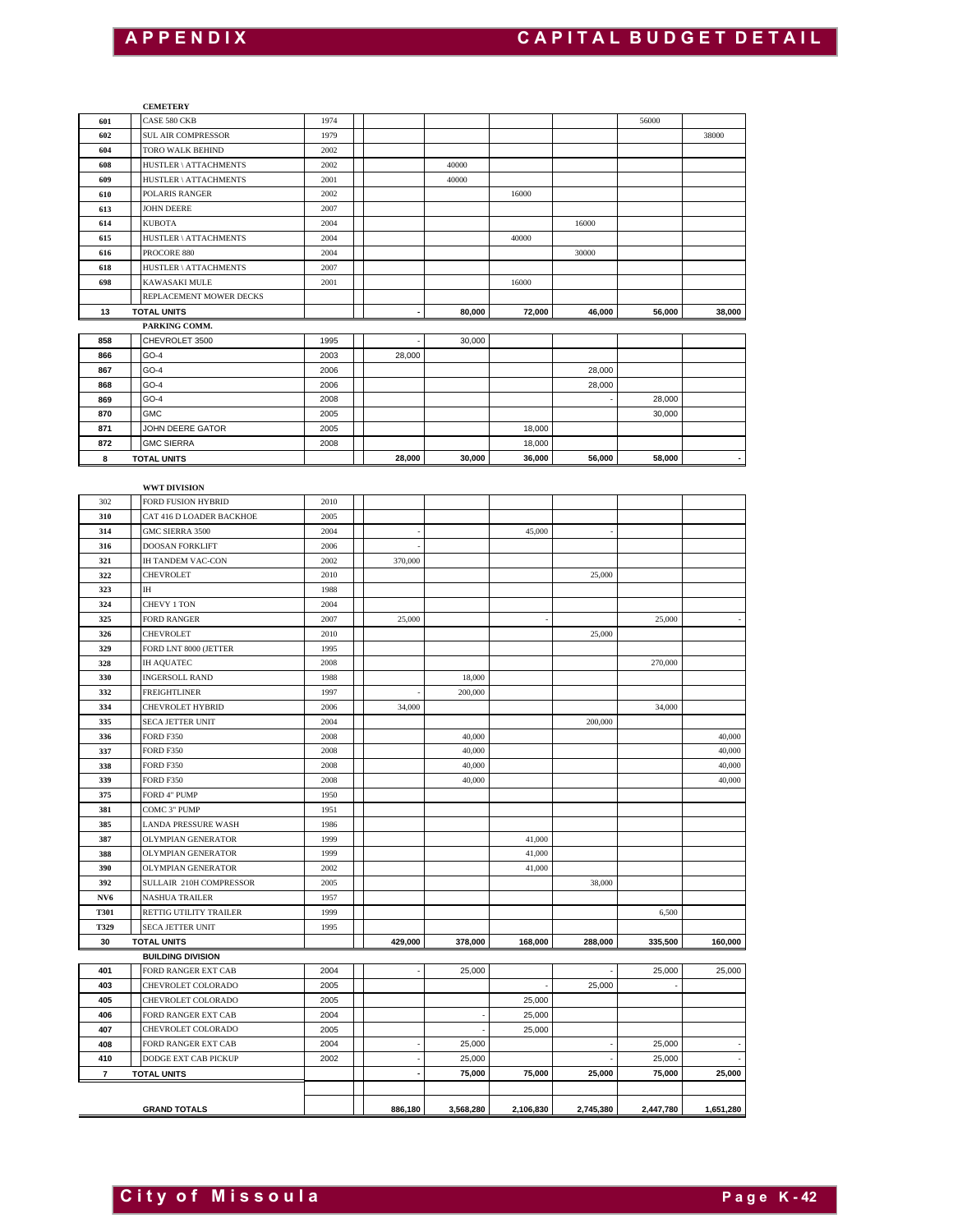# APPENDIX — CAPITAL BUDGET DETAIL

| | | | | | | | | | |
|---|---|---|---|---|---|---|---|---|---|
| | **CEMETERY** | | | | | | | | |
| **601** | CASE 580 CKB | 1974 | | | | | | 56000 | |
| **602** | SUL AIR COMPRESSOR | 1979 | | | | | | | 38000 |
| **604** | TORO WALK BEHIND | 2002 | | | | | | | |
| **608** | HUSTLER \ ATTACHMENTS | 2002 | | | 40000 | | | | |
| **609** | HUSTLER \ ATTACHMENTS | 2001 | | | 40000 | | | | |
| **610** | POLARIS RANGER | 2002 | | | | 16000 | | | |
| **613** | JOHN DEERE | 2007 | | | | | | | |
| **614** | KUBOTA | 2004 | | | | | 16000 | | |
| **615** | HUSTLER \ ATTACHMENTS | 2004 | | | | 40000 | | | |
| **616** | PROCORE 880 | 2004 | | | | | 30000 | | |
| **618** | HUSTLER \ ATTACHMENTS | 2007 | | | | | | | |
| **698** | KAWASAKI MULE | 2001 | | | | 16000 | | | |
| | REPLACEMENT MOWER DECKS | | | | | | | | |
| **13** | **TOTAL UNITS** | | | **-** | **80,000** | **72,000** | **46,000** | **56,000** | **38,000** |
| | **PARKING COMM.** | | | | | | | | |
| **858** | CHEVROLET 3500 | 1995 | | - | 30,000 | | | | |
| **866** | GO-4 | 2003 | | 28,000 | | | | | |
| **867** | GO-4 | 2006 | | | | | 28,000 | | |
| **868** | GO-4 | 2006 | | | | | 28,000 | | |
| **869** | GO-4 | 2008 | | | | | - | 28,000 | |
| **870** | GMC | 2005 | | | | | | 30,000 | |
| **871** | JOHN DEERE GATOR | 2005 | | | | 18,000 | | | |
| **872** | GMC SIERRA | 2008 | | | | 18,000 | | | |
| **8** | **TOTAL UNITS** | | | **28,000** | **30,000** | **36,000** | **56,000** | **58,000** | **-** |
| | **WWT DIVISION** | | | | | | | | |
| 302 | FORD FUSION HYBRID | 2010 | | | | | | | |
| 310 | CAT 416 D LOADER BACKHOE | 2005 | | | | | | | |
| 314 | GMC SIERRA 3500 | 2004 | | - | | 45,000 | - | | |
| 316 | DOOSAN FORKLIFT | 2006 | | - | | | | | |
| 321 | IH TANDEM VAC-CON | 2002 | | 370,000 | | | | | |
| 322 | CHEVROLET | 2010 | | | | | 25,000 | | |
| 323 | IH | 1988 | | | | | | | |
| 324 | CHEVY 1 TON | 2004 | | | | | | | |
| 325 | FORD RANGER | 2007 | | 25,000 | | - | | 25,000 | - |
| 326 | CHEVROLET | 2010 | | | | | 25,000 | | |
| 329 | FORD LNT 8000 (JETTER | 1995 | | | | | | | |
| 328 | IH AQUATEC | 2008 | | | | | | 270,000 | |
| 330 | INGERSOLL RAND | 1988 | | | 18,000 | | | | |
| 332 | FREIGHTLINER | 1997 | | - | 200,000 | | | | |
| 334 | CHEVROLET HYBRID | 2006 | | 34,000 | | | | 34,000 | |
| 335 | SECA JETTER UNIT | 2004 | | | | | 200,000 | | |
| 336 | FORD F350 | 2008 | | | 40,000 | | | | 40,000 |
| 337 | FORD F350 | 2008 | | | 40,000 | | | | 40,000 |
| 338 | FORD F350 | 2008 | | | 40,000 | | | | 40,000 |
| 339 | FORD F350 | 2008 | | | 40,000 | | | | 40,000 |
| 375 | FORD 4" PUMP | 1950 | | | | | | | |
| 381 | COMC 3" PUMP | 1951 | | | | | | | |
| 385 | LANDA PRESSURE WASH | 1986 | | | | | | | |
| 387 | OLYMPIAN GENERATOR | 1999 | | | | 41,000 | | | |
| 388 | OLYMPIAN GENERATOR | 1999 | | | | 41,000 | | | |
| 390 | OLYMPIAN GENERATOR | 2002 | | | | 41,000 | | | |
| 392 | SULLAIR 210H COMPRESSOR | 2005 | | | | | 38,000 | | |
| NV6 | NASHUA TRAILER | 1957 | | | | | | | |
| T301 | RETTIG UTILITY TRAILER | 1999 | | | | | | 6,500 | |
| T329 | SECA JETTER UNIT | 1995 | | | | | | | |
| **30** | **TOTAL UNITS** | | | **429,000** | **378,000** | **168,000** | **288,000** | **335,500** | **160,000** |
| | **BUILDING DIVISION** | | | | | | | | |
| **401** | FORD RANGER EXT CAB | 2004 | | - | 25,000 | | - | 25,000 | 25,000 |
| **403** | CHEVROLET COLORADO | 2005 | | | | - | 25,000 | - | |
| **405** | CHEVROLET COLORADO | 2005 | | | | 25,000 | | | |
| **406** | FORD RANGER EXT CAB | 2004 | | | - | 25,000 | | | |
| **407** | CHEVROLET COLORADO | 2005 | | | - | 25,000 | | | |
| **408** | FORD RANGER EXT CAB | 2004 | | - | 25,000 | | - | 25,000 | - |
| **410** | DODGE EXT CAB PICKUP | 2002 | | - | 25,000 | | - | 25,000 | - |
| **7** | **TOTAL UNITS** | | | **-** | **75,000** | **75,000** | **25,000** | **75,000** | **25,000** |
| | | | | | | | | | |
| | **GRAND TOTALS** | | | **886,180** | **3,568,280** | **2,106,830** | **2,745,380** | **2,447,780** | **1,651,280** |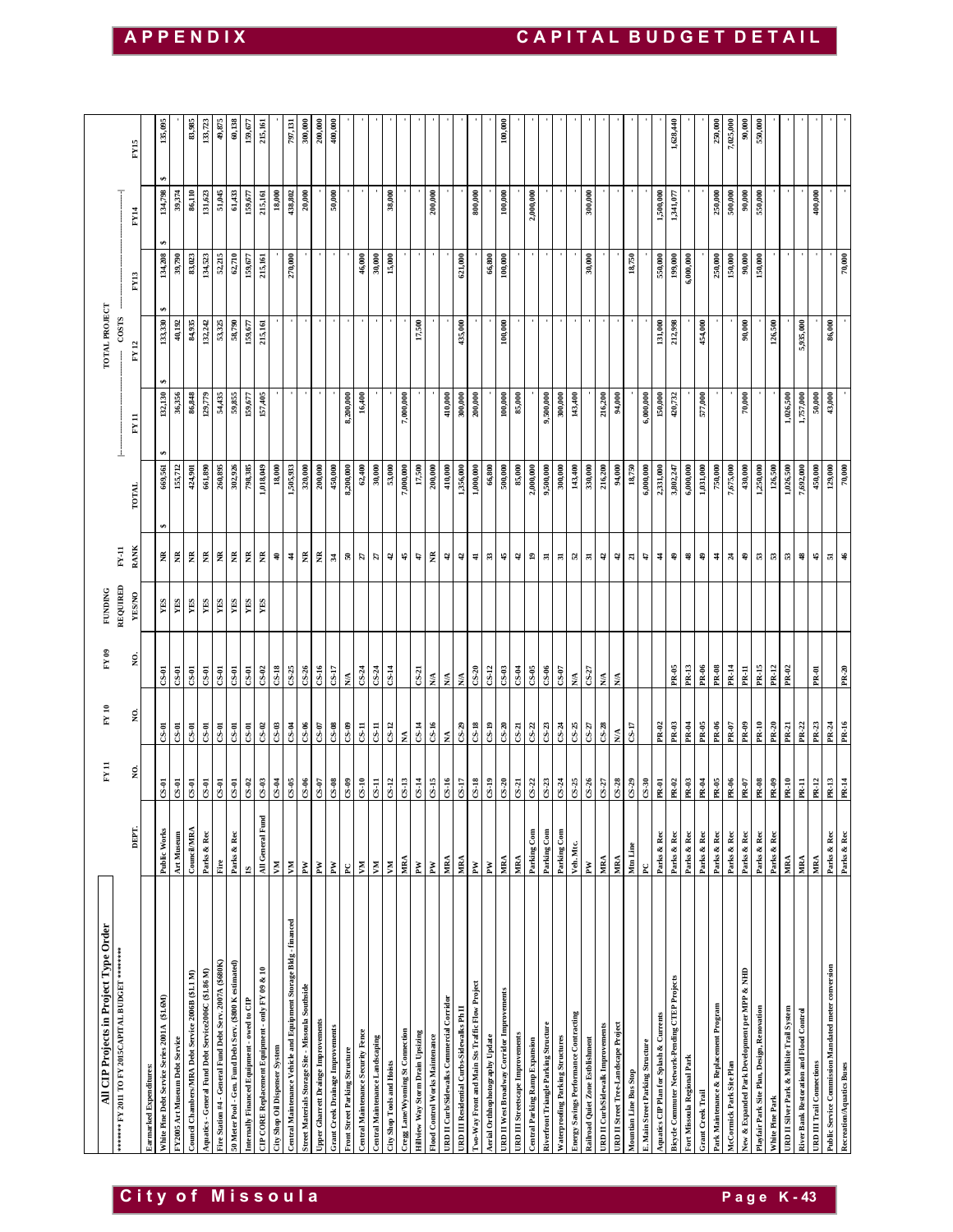## All CIP Projects in Project Type Order

******** FY 2011 TO FY 2015CAPITAL BUDGET ********

| | DEPT. | FY 11 NO. | FY 10 NO. | FY 09 NO. | FUNDING REQUIRED YES/NO | FY-11 RANK | TOTAL | FY 11 | FY 12 | FY13 | FY14 | FY15 |
|---|---|---|---|---|---|---|---|---|---|---|---|---|
| Earmarked Expenditures: | | | | | | | | | | | | |
| White Pine Debt Service Series 2001A ($1.6M) | Public Works | CS-01 | CS-01 | CS-01 | YES | NR | $ 669,561 | $ 132,130 | $ 133,330 | $ 134,208 | $ 134,798 | $ 135,095 |
| FY2005 Art Museum Debt Service | Art Museum | CS-01 | CS-01 | CS-01 | YES | NR | 155,712 | 36,356 | 40,192 | 39,790 | 39,374 | - |
| Council Chambers/MRA Debt Service2006B ($1.1 M) | Council/MRA | CS-01 | CS-01 | CS-01 | YES | NR | 424,901 | 86,848 | 84,935 | 83,023 | 86,110 | 83,985 |
| Aquatics - General Fund Debt Service2006C ($1.86 M) | Parks & Rec | CS-01 | CS-01 | CS-01 | YES | NR | 661,890 | 129,779 | 132,242 | 134,523 | 131,623 | 133,723 |
| Fire Station #4 - General Fund Debt Serv. 2007A ($680K) | Fire | CS-01 | CS-01 | CS-01 | YES | NR | 260,895 | 54,435 | 53,325 | 52,215 | 51,045 | 49,875 |
| 50 Meter Pool - Gen. Fund Debt Serv. ($800 K estimated) | Parks & Rec | CS-01 | CS-01 | CS-01 | YES | NR | 302,926 | 59,855 | 58,790 | 62,710 | 61,433 | 60,138 |
| Internally Financed Equipment - owed to CIP | IS | CS-02 | CS-01 | CS-01 | YES | NR | 798,385 | 159,677 | 159,677 | 159,677 | 159,677 | 159,677 |
| CIP CORE Replacement Equipment - only FY 09 & 10 | All General Fund | CS-03 | CS-02 | CS-02 | YES | NR | 1,018,049 | 157,405 | 215,161 | 215,161 | 215,161 | 215,161 |
| City Shop Oil Dispenser System | VM | CS-04 | CS-03 | CS-18 | | 40 | 18,000 | - | - | - | 18,000 | - |
| Central Maintenance Vehicle and Equipment Storage Bldg - financed | VM | CS-05 | CS-04 | CS-25 | | 44 | 1,505,933 | - | - | 270,000 | 438,802 | 797,131 |
| Street Materials Storage Site - Missoula Southside | PW | CS-06 | CS-06 | CS-26 | | NR | 320,000 | - | - | - | 20,000 | 300,000 |
| Upper Gharrett Drainage Improvements | PW | CS-07 | CS-07 | CS-16 | | NR | 200,000 | - | - | - | - | 200,000 |
| Grant Creek Drainage Improvements | PW | CS-08 | CS-08 | CS-17 | | 34 | 450,000 | - | - | - | 50,000 | 400,000 |
| Front Street Parking Structure | PC | CS-09 | CS-09 | N/A | | 50 | 8,200,000 | 8,200,000 | - | - | - | - |
| Central Maintenance Security Fence | VM | CS-10 | CS-11 | CS-24 | | 27 | 62,400 | 16,400 | - | 46,000 | - | - |
| Central Maintenance Landscaping | VM | CS-11 | CS-11 | CS-24 | | 27 | 30,000 | - | - | 30,000 | - | - |
| City Shop Tools and Hoists | VM | CS-12 | CS-12 | CS-14 | | 42 | 53,000 | - | - | 15,000 | 38,000 | - |
| Cregg Lane/Wyoming St Connection | MRA | CS-13 | NA | | | 45 | 7,000,000 | 7,000,000 | - | - | - | - |
| Hillview Way Storm Drain Upsizing | PW | CS-14 | CS-14 | CS-21 | | 47 | 17,500 | - | 17,500 | - | - | - |
| Flood Control Works Maintenance | PW | CS-15 | CS-16 | N/A | | NR | 200,000 | - | - | - | 200,000 | - |
| URD II Curb/Sidewalks Commercial Corridor | MRA | CS-16 | NA | N/A | | 42 | 410,000 | 410,000 | - | - | - | - |
| URD II Residential Curb-Sidewalks Ph II | MRA | CS-17 | CS-29 | N/A | | 42 | 1,356,000 | 300,000 | 435,000 | 621,000 | - | - |
| Two-Way Front and Main Sts Traffic Flow Project | PW | CS-18 | CS-18 | CS-20 | | 41 | 1,000,000 | 200,000 | - | - | 800,000 | - |
| Aerial Orthophotography Update | PW | CS-19 | CS-19 | CS-12 | | 33 | 66,800 | - | - | 66,800 | - | - |
| URD II West Broadway Corridor Improvements | MRA | CS-20 | CS-20 | CS-03 | | 45 | 500,000 | 100,000 | 100,000 | 100,000 | 100,000 | 100,000 |
| URD III Streetscape Improvements | MRA | CS-21 | CS-21 | CS-04 | | 42 | 85,000 | 85,000 | - | - | - | - |
| Central Parking Ramp Expansion | Parking Com | CS-22 | CS-22 | CS-05 | | 19 | 2,000,000 | - | - | - | 2,000,000 | - |
| Riverfront Triangle Parking Structure | Parking Com | CS-23 | CS-23 | CS-06 | | 31 | 9,500,000 | 9,500,000 | - | - | - | - |
| Waterproofing Parking Structures | Parking Com | CS-24 | CS-24 | CS-07 | | 31 | 300,000 | 300,000 | - | - | - | - |
| Energy Savings Performance Contracting | Veh. Mtc. | CS-25 | CS-25 | N/A | | 52 | 143,400 | 143,400 | - | - | - | - |
| Railroad Quiet Zone Establishment | PW | CS-26 | CS-27 | CS-27 | | 31 | 330,000 | - | - | 30,000 | 300,000 | - |
| URD II Curb/Sidewalk Improvements | MRA | CS-27 | CS-28 | N/A | | 42 | 216,200 | 216,200 | - | - | - | - |
| URD II Street Tree-Landscape Project | MRA | CS-28 | N/A | N/A | | 42 | 94,000 | 94,000 | - | - | - | - |
| Mountain Line Bus Stop | Mtn Line | CS-29 | CS-17 | | | 21 | 18,750 | - | - | 18,750 | - | - |
| E. Main Street Parking Structure | PC | CS-30 | | | | 47 | 6,000,000 | 6,000,000 | - | - | - | - |
| Aquatics CIP Plan for Splash & Currents | Parks & Rec | PR-01 | PR-02 | | | 44 | 2,331,000 | 150,000 | 131,000 | 550,000 | 1,500,000 | - |
| Bicycle Commuter Network-Pending CTEP Projects | Parks & Rec | PR-02 | PR-03 | PR-05 | | 49 | 3,802,247 | 420,732 | 212,998 | 199,000 | 1,341,077 | 1,628,440 |
| Fort Missoula Regional Park | Parks & Rec | PR-03 | PR-04 | PR-13 | | 48 | 6,000,000 | - | - | 6,000,000 | - | - |
| Grant Creek Trail | Parks & Rec | PR-04 | PR-05 | PR-06 | | 49 | 1,031,000 | 577,000 | 454,000 | - | - | - |
| Park Maintenance & Replacement Program | Parks & Rec | PR-05 | PR-06 | PR-08 | | 44 | 750,000 | - | - | 250,000 | 250,000 | 250,000 |
| McCormick Park Site Plan | Parks & Rec | PR-06 | PR-07 | PR-14 | | 24 | 7,675,000 | - | - | 150,000 | 500,000 | 7,025,000 |
| New & Expanded Park Development per MPP & NHD | Parks & Rec | PR-07 | PR-09 | PR-11 | | 49 | 430,000 | 70,000 | 90,000 | 90,000 | 90,000 | 90,000 |
| Playfair Park Site Plan, Design, Renovation | Parks & Rec | PR-08 | PR-10 | PR-15 | | 53 | 1,250,000 | - | - | 150,000 | 550,000 | 550,000 |
| White Pine Park | Parks & Rec | PR-09 | PR-20 | PR-12 | | 53 | 126,500 | - | 126,500 | - | - | - |
| URD II Silver Park & Millsite Trail System | MRA | PR-10 | PR-21 | PR-02 | | 53 | 1,026,500 | 1,026,500 | - | - | - | - |
| River Bank Restoration and Flood Control | MRA | PR-11 | PR-22 | | | 48 | 7,692,000 | 1,757,000 | 5,935,000 | - | - | - |
| URD III Trail Connections | MRA | PR-12 | PR-23 | PR-01 | | 45 | 450,000 | 50,000 | - | - | 400,000 | - |
| Public Service Commission Mandated meter conversion | Parks & Rec | PR-13 | PR-24 | | | 51 | 129,000 | 43,000 | 86,000 | - | - | - |
| Recreation/Aquatics Buses | Parks & Rec | PR-14 | PR-16 | PR-20 | | 46 | 70,000 | - | - | 70,000 | - | - |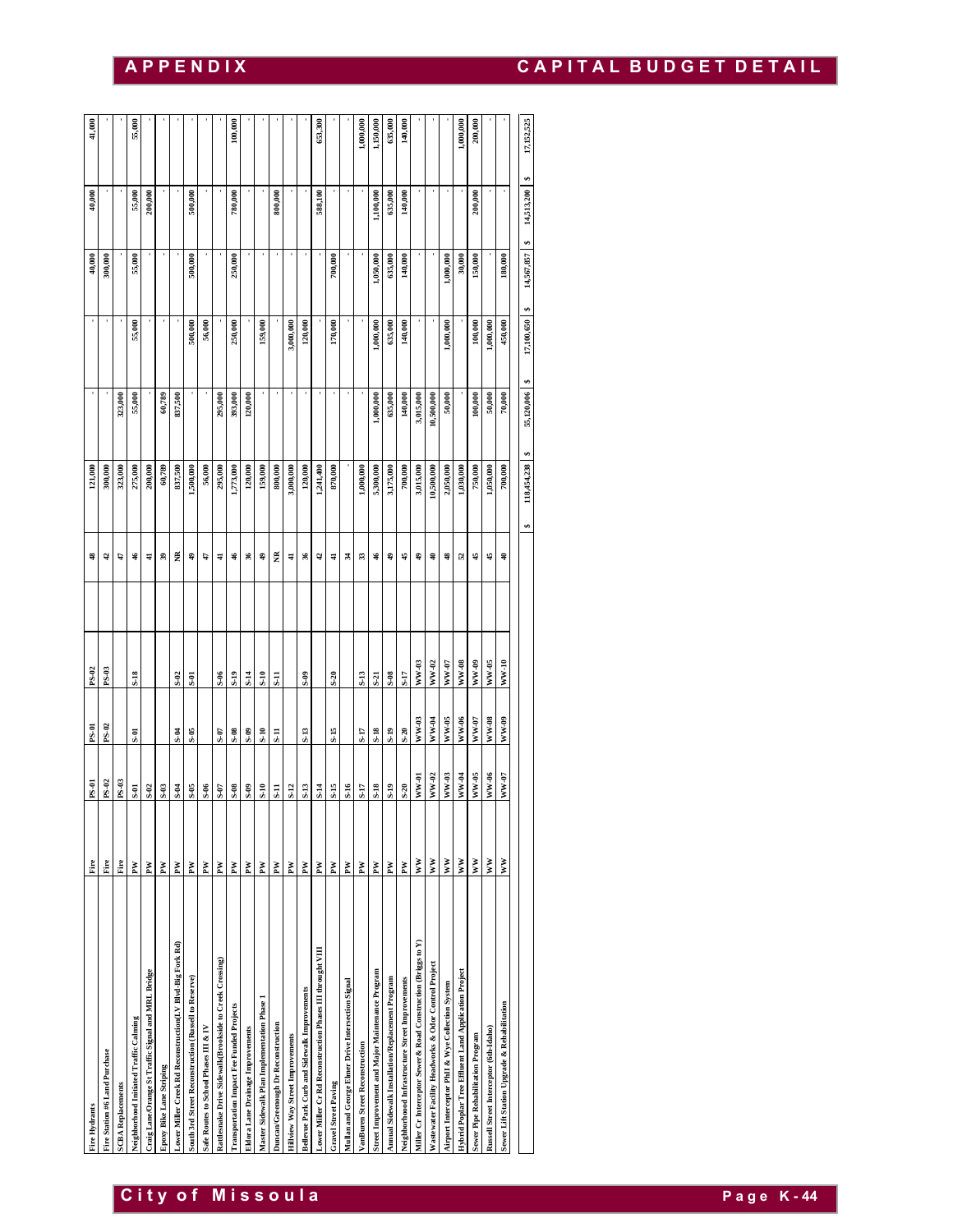| | | | | | | | | | | | | |
|---|---|---|---|---|---|---|---|---|---|---|---|---|
| Fire Hydrants | Fire | PS-01 | PS-01 | PS-02 | | 48 | 121,000 | - | - | 40,000 | 40,000 | 41,000 |
| Fire Station #6 Land Purchase | Fire | PS-02 | PS-02 | PS-03 | | 42 | 300,000 | - | - | 300,000 | - | - |
| SCBA Replacements | Fire | PS-03 | | | | 47 | 323,000 | 323,000 | - | - | - | - |
| Neighborhood Initiated Traffic Calming | PW | S-01 | S-01 | S-18 | | 46 | 275,000 | 55,000 | 55,000 | 55,000 | 55,000 | 55,000 |
| Craig Lane/Orange St Traffic Signal and MRL Bridge | PW | S-02 | | | | 41 | 200,000 | - | - | - | 200,000 | - |
| Epoxy Bike Lane Striping | PW | S-03 | | | | 39 | 60,789 | 60,789 | - | - | - | - |
| Lower Miller Creek Rd Reconstruction(LV Blvd-Big Fork Rd) | PW | S-04 | S-04 | S-02 | | NR | 837,500 | 837,500 | - | - | - | - |
| South 3rd Street Reconstruction (Russell to Reserve) | PW | S-05 | S-05 | S-01 | | 49 | 1,500,000 | - | 500,000 | 500,000 | 500,000 | - |
| Safe Routes to School Phases III & IV | PW | S-06 | | | | 47 | 56,000 | - | 56,000 | - | - | - |
| Rattlesnake Drive Sidewalk(Brookside to Creek Crossing) | PW | S-07 | S-07 | S-06 | | 41 | 295,000 | 295,000 | - | - | - | - |
| Transportation Impact Fee Funded Projects | PW | S-08 | S-08 | S-19 | | 46 | 1,773,000 | 393,000 | 250,000 | 250,000 | 780,000 | 100,000 |
| Eldora Lane Drainage Improvements | PW | S-09 | S-09 | S-14 | | 36 | 120,000 | 120,000 | - | - | - | - |
| Master Sidewalk Plan Implementation Phase 1 | PW | S-10 | S-10 | S-10 | | 49 | 159,000 | - | 159,000 | - | - | - |
| Duncan/Greenough Dr Reconstruction | PW | S-11 | S-11 | S-11 | | NR | 800,000 | - | - | - | 800,000 | - |
| Hillview Way Street Improvements | PW | S-12 | | | | 41 | 3,000,000 | - | 3,000,000 | - | - | - |
| Bellevue Park Curb and Sidewalk Improvements | PW | S-13 | S-13 | S-09 | | 36 | 120,000 | - | 120,000 | - | - | - |
| Lower Miller Cr Rd Reconstruction Phases III throught VIII | PW | S-14 | | | | 42 | 1,241,400 | - | - | - | 588,100 | 653,300 |
| Gravel Street Paving | PW | S-15 | S-15 | S-20 | | 41 | 870,000 | - | 170,000 | 700,000 | - | - |
| Mullan and George Elmer Drive Intersection Signal | PW | S-16 | | | | 34 | - | - | - | - | - | - |
| VanBuren Street Reconstruction | PW | S-17 | S-17 | S-13 | | 33 | 1,000,000 | - | - | - | - | 1,000,000 |
| Street Improvement and Major Maintenance Program | PW | S-18 | S-18 | S-21 | | 46 | 5,300,000 | 1,000,000 | 1,000,000 | 1,050,000 | 1,100,000 | 1,150,000 |
| Annual Sidewalk Installation/Replacement Program | PW | S-19 | S-19 | S-08 | | 49 | 3,175,000 | 635,000 | 635,000 | 635,000 | 635,000 | 635,000 |
| Neighborhood Infrastructure Street Improvements | PW | S-20 | S-20 | S-17 | | 45 | 700,000 | 140,000 | 140,000 | 140,000 | 140,000 | 140,000 |
| Miller Cr Interceptor Sewer & Road Construction (Briggs to Y) | WW | WW-01 | WW-03 | WW-03 | | 49 | 3,015,000 | 3,015,000 | - | - | - | - |
| Wastewater Facility Headworks & Odor Control Project | WW | WW-02 | WW-04 | WW-02 | | 40 | 10,500,000 | 10,500,000 | - | - | - | - |
| Airport Interceptor PhII & Wye Collection System | WW | WW-03 | WW-05 | WW-07 | | 48 | 2,050,000 | 50,000 | 1,000,000 | 1,000,000 | - | - |
| Hybrid Poplar Tree Effluent Land Application Project | WW | WW-04 | WW-06 | WW-08 | | 52 | 1,030,000 | - | - | 30,000 | - | 1,000,000 |
| Sewer Pipe Rehabilitation Program | WW | WW-05 | WW-07 | WW-09 | | 45 | 750,000 | 100,000 | 100,000 | 150,000 | 200,000 | 200,000 |
| Russell Street Interceptor (6th-Idaho) | WW | WW-06 | WW-08 | WW-05 | | 45 | 1,050,000 | 50,000 | 1,000,000 | - | - | - |
| Sewer Lift Station Upgrade & Rehabilitation | WW | WW-07 | WW-09 | WW-10 | | 40 | 700,000 | 70,000 | 450,000 | 180,000 | - | - |
| | | | | | | | $ 118,454,238 | $ 55,120,006 | $ 17,100,650 | $ 14,567,857 | $ 14,513,200 | $ 17,152,525 |